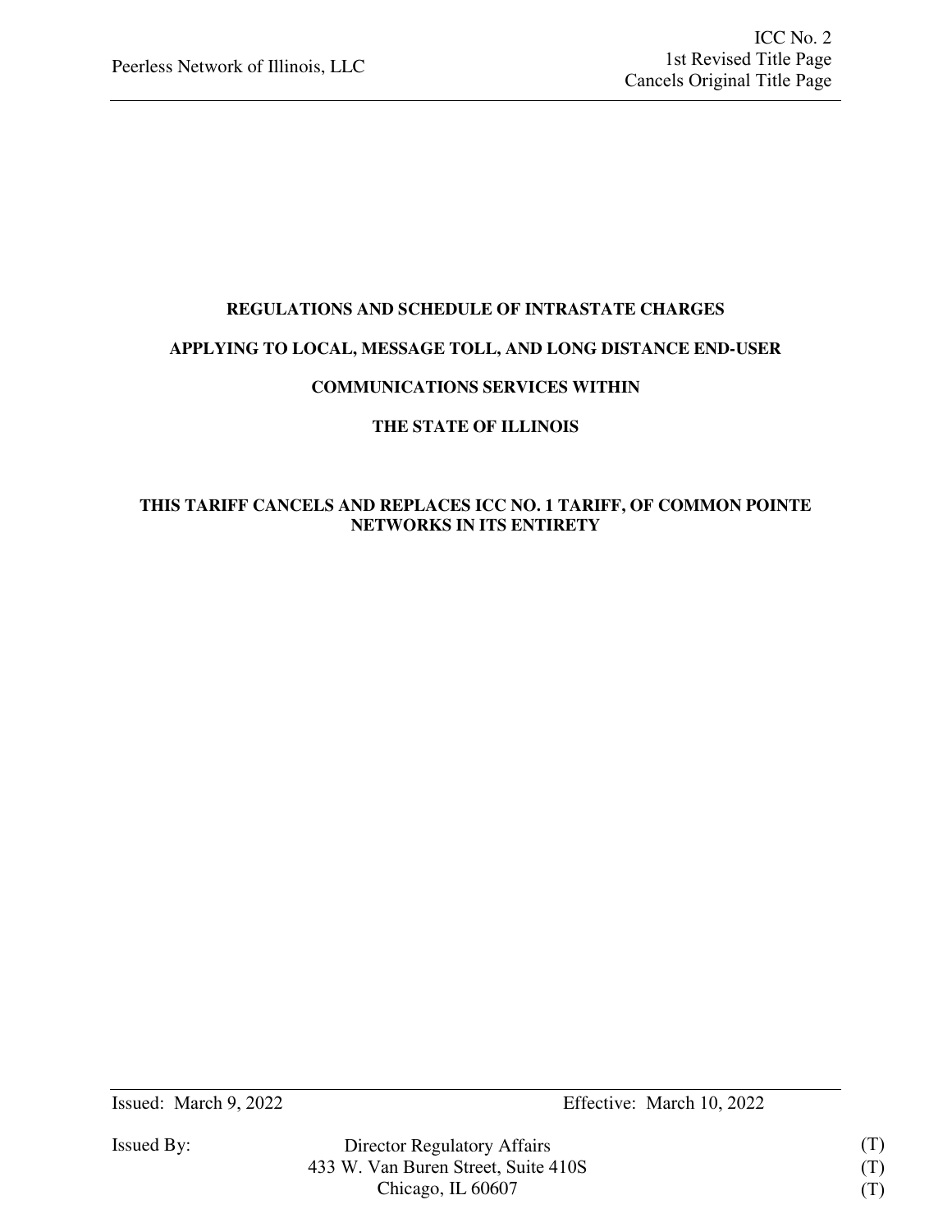Peerless Network of Illinois, LLC

ICC No. 2
1st Revised Title Page
Cancels Original Title Page

**REGULATIONS AND SCHEDULE OF INTRASTATE CHARGES**

**APPLYING TO LOCAL, MESSAGE TOLL, AND LONG DISTANCE END-USER**

**COMMUNICATIONS SERVICES WITHIN**

**THE STATE OF ILLINOIS**

**THIS TARIFF CANCELS AND REPLACES ICC NO. 1 TARIFF, OF COMMON POINTE NETWORKS IN ITS ENTIRETY**

Issued: March 9, 2022 Effective: March 10, 2022

Issued By: Director Regulatory Affairs (T)
433 W. Van Buren Street, Suite 410S (T)
Chicago, IL 60607 (T)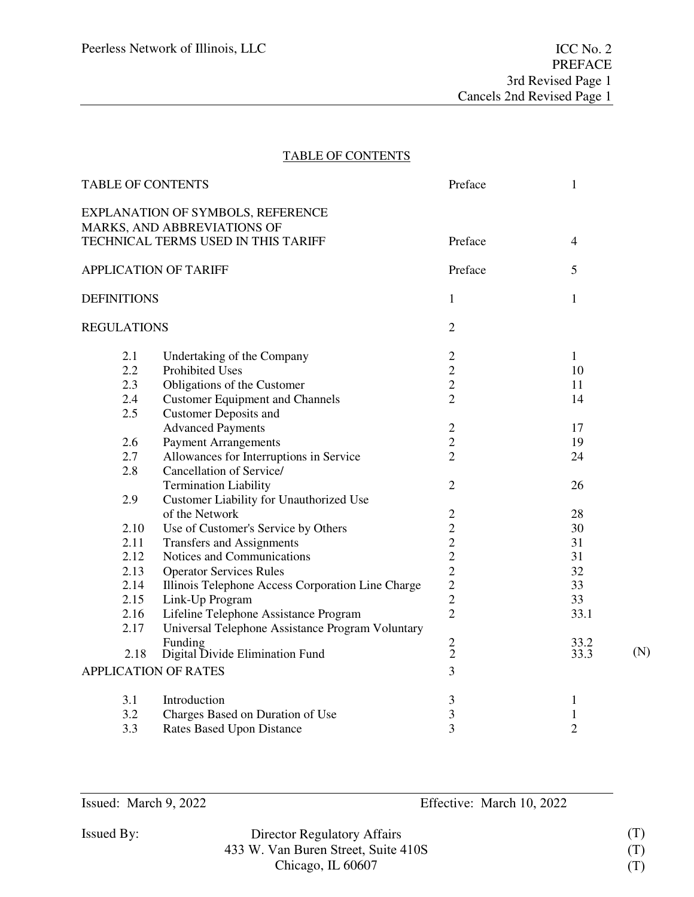Peerless Network of Illinois, LLC

ICC No. 2
PREFACE
3rd Revised Page 1
Cancels 2nd Revised Page 1

## TABLE OF CONTENTS

| | | Section | Page | |
|---|---|---|---|---|
| TABLE OF CONTENTS | | Preface | 1 | |
| EXPLANATION OF SYMBOLS, REFERENCE MARKS, AND ABBREVIATIONS OF TECHNICAL TERMS USED IN THIS TARIFF | | Preface | 4 | |
| APPLICATION OF TARIFF | | Preface | 5 | |
| DEFINITIONS | | 1 | 1 | |
| REGULATIONS | | 2 | | |
| 2.1 | Undertaking of the Company | 2 | 1 | |
| 2.2 | Prohibited Uses | 2 | 10 | |
| 2.3 | Obligations of the Customer | 2 | 11 | |
| 2.4 | Customer Equipment and Channels | 2 | 14 | |
| 2.5 | Customer Deposits and Advanced Payments | 2 | 17 | |
| 2.6 | Payment Arrangements | 2 | 19 | |
| 2.7 | Allowances for Interruptions in Service | 2 | 24 | |
| 2.8 | Cancellation of Service/ Termination Liability | 2 | 26 | |
| 2.9 | Customer Liability for Unauthorized Use of the Network | 2 | 28 | |
| 2.10 | Use of Customer's Service by Others | 2 | 30 | |
| 2.11 | Transfers and Assignments | 2 | 31 | |
| 2.12 | Notices and Communications | 2 | 31 | |
| 2.13 | Operator Services Rules | 2 | 32 | |
| 2.14 | Illinois Telephone Access Corporation Line Charge | 2 | 33 | |
| 2.15 | Link-Up Program | 2 | 33 | |
| 2.16 | Lifeline Telephone Assistance Program | 2 | 33.1 | |
| 2.17 | Universal Telephone Assistance Program Voluntary Funding | 2 | 33.2 | |
| 2.18 | Digital Divide Elimination Fund | 2 | 33.3 | (N) |
| APPLICATION OF RATES | | 3 | | |
| 3.1 | Introduction | 3 | 1 | |
| 3.2 | Charges Based on Duration of Use | 3 | 1 | |
| 3.3 | Rates Based Upon Distance | 3 | 2 | |

Issued: March 9, 2022 Effective: March 10, 2022

Issued By: Director Regulatory Affairs (T)
433 W. Van Buren Street, Suite 410S (T)
Chicago, IL 60607 (T)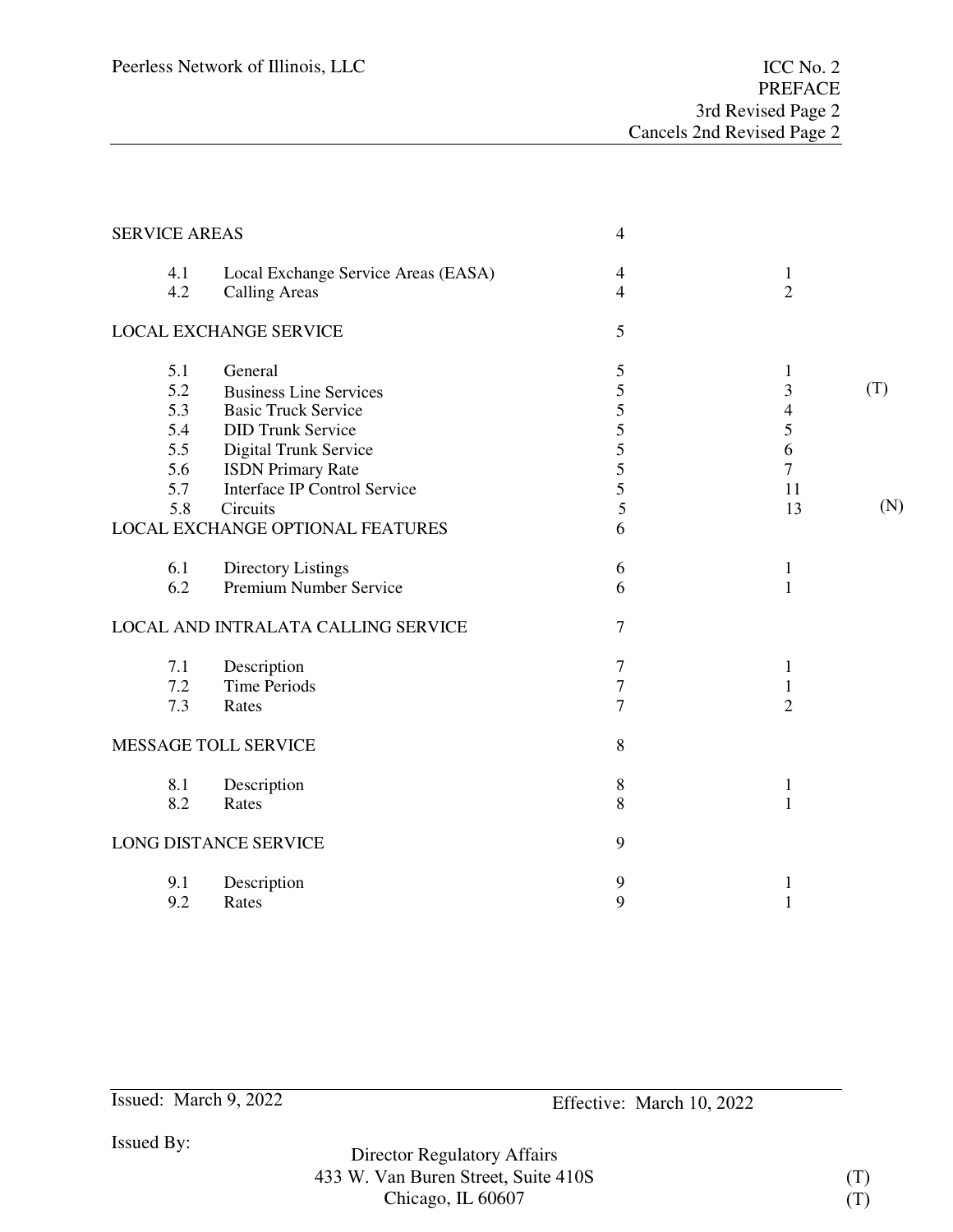| | | Section | Page | |
|---|---|---|---|---|
| SERVICE AREAS | | 4 | | |
| 4.1 | Local Exchange Service Areas (EASA) | 4 | 1 | |
| 4.2 | Calling Areas | 4 | 2 | |
| LOCAL EXCHANGE SERVICE | | 5 | | |
| 5.1 | General | 5 | 1 | |
| 5.2 | Business Line Services | 5 | 3 | (T) |
| 5.3 | Basic Truck Service | 5 | 4 | |
| 5.4 | DID Trunk Service | 5 | 5 | |
| 5.5 | Digital Trunk Service | 5 | 6 | |
| 5.6 | ISDN Primary Rate | 5 | 7 | |
| 5.7 | Interface IP Control Service | 5 | 11 | |
| 5.8 | Circuits | 5 | 13 | (N) |
| LOCAL EXCHANGE OPTIONAL FEATURES | | 6 | | |
| 6.1 | Directory Listings | 6 | 1 | |
| 6.2 | Premium Number Service | 6 | 1 | |
| LOCAL AND INTRALATA CALLING SERVICE | | 7 | | |
| 7.1 | Description | 7 | 1 | |
| 7.2 | Time Periods | 7 | 1 | |
| 7.3 | Rates | 7 | 2 | |
| MESSAGE TOLL SERVICE | | 8 | | |
| 8.1 | Description | 8 | 1 | |
| 8.2 | Rates | 8 | 1 | |
| LONG DISTANCE SERVICE | | 9 | | |
| 9.1 | Description | 9 | 1 | |
| 9.2 | Rates | 9 | 1 | |

Issued: March 9, 2022

Effective: March 10, 2022

Issued By:

Director Regulatory Affairs
433 W. Van Buren Street, Suite 410S (T)
Chicago, IL 60607 (T)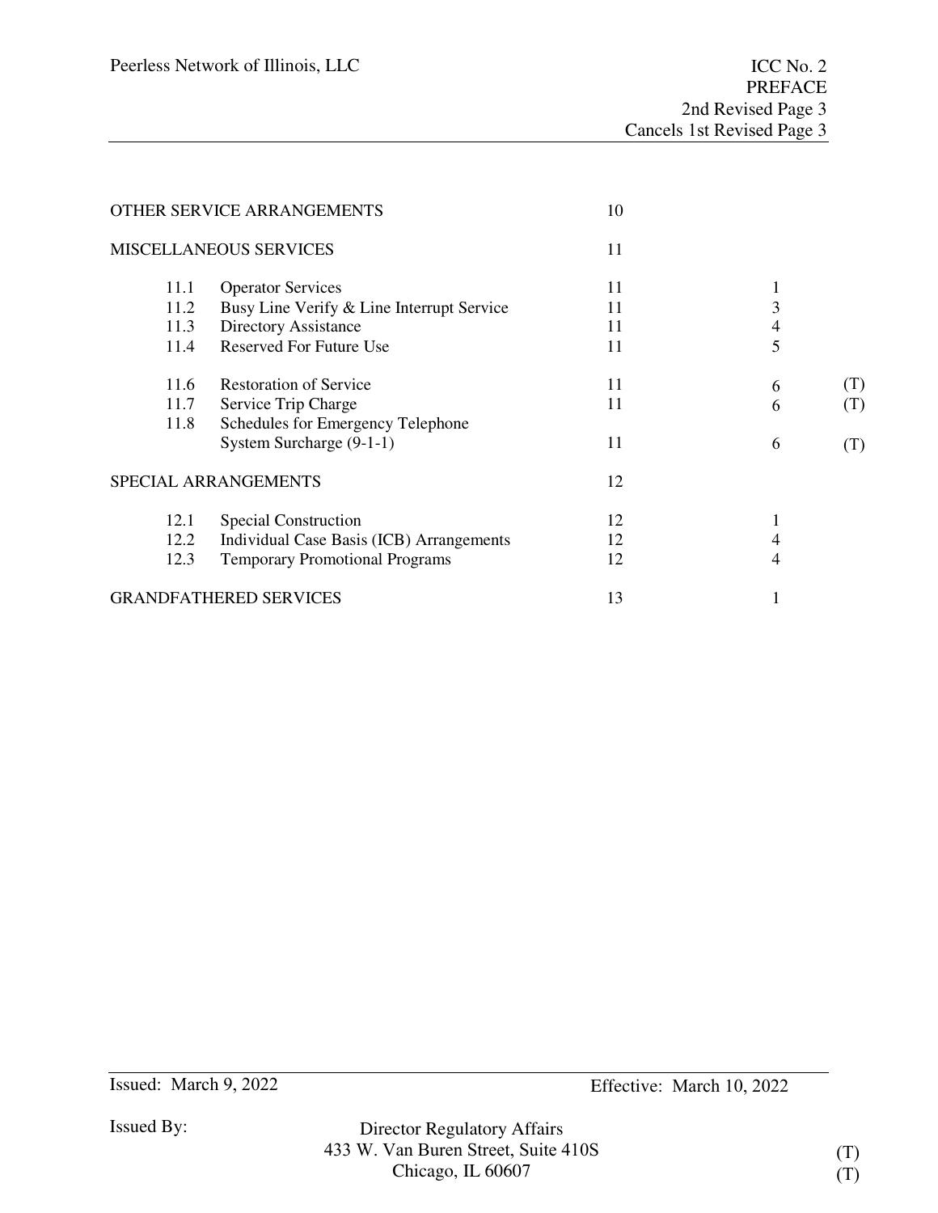| | | Section | Page | |
|---|---|---|---|---|
| OTHER SERVICE ARRANGEMENTS | | 10 | | |
| MISCELLANEOUS SERVICES | | 11 | | |
| 11.1 | Operator Services | 11 | 1 | |
| 11.2 | Busy Line Verify & Line Interrupt Service | 11 | 3 | |
| 11.3 | Directory Assistance | 11 | 4 | |
| 11.4 | Reserved For Future Use | 11 | 5 | |
| 11.6 | Restoration of Service | 11 | 6 | (T) |
| 11.7 | Service Trip Charge | 11 | 6 | (T) |
| 11.8 | Schedules for Emergency Telephone System Surcharge (9-1-1) | 11 | 6 | (T) |
| SPECIAL ARRANGEMENTS | | 12 | | |
| 12.1 | Special Construction | 12 | 1 | |
| 12.2 | Individual Case Basis (ICB) Arrangements | 12 | 4 | |
| 12.3 | Temporary Promotional Programs | 12 | 4 | |
| GRANDFATHERED SERVICES | | 13 | 1 | |

Issued: March 9, 2022 Effective: March 10, 2022

Issued By:

Director Regulatory Affairs
433 W. Van Buren Street, Suite 410S (T)
Chicago, IL 60607 (T)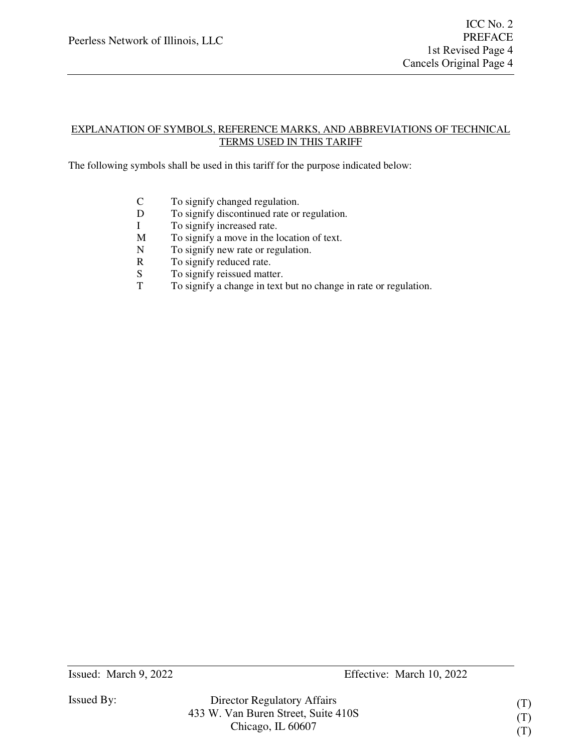## EXPLANATION OF SYMBOLS, REFERENCE MARKS, AND ABBREVIATIONS OF TECHNICAL TERMS USED IN THIS TARIFF

The following symbols shall be used in this tariff for the purpose indicated below:

| | |
|---|---|
| C | To signify changed regulation. |
| D | To signify discontinued rate or regulation. |
| I | To signify increased rate. |
| M | To signify a move in the location of text. |
| N | To signify new rate or regulation. |
| R | To signify reduced rate. |
| S | To signify reissued matter. |
| T | To signify a change in text but no change in rate or regulation. |

Issued: March 9, 2022 Effective: March 10, 2022

Issued By: Director Regulatory Affairs (T)
433 W. Van Buren Street, Suite 410S (T)
Chicago, IL 60607 (T)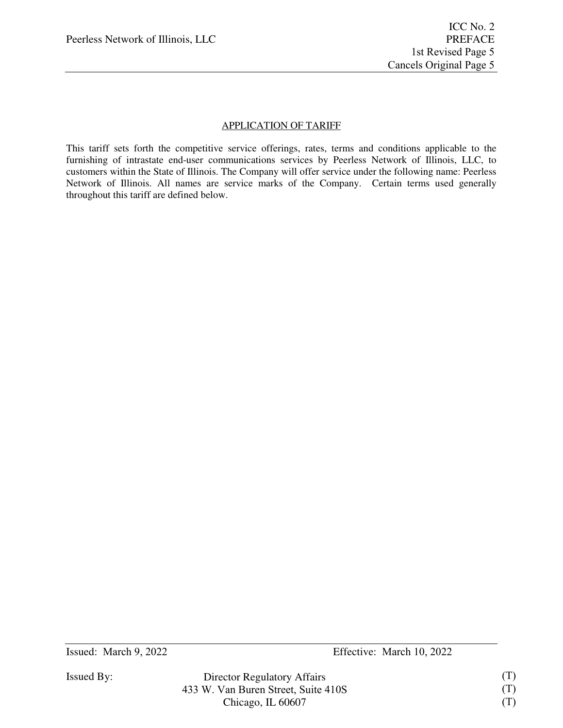## APPLICATION OF TARIFF

This tariff sets forth the competitive service offerings, rates, terms and conditions applicable to the furnishing of intrastate end-user communications services by Peerless Network of Illinois, LLC, to customers within the State of Illinois. The Company will offer service under the following name: Peerless Network of Illinois. All names are service marks of the Company. Certain terms used generally throughout this tariff are defined below.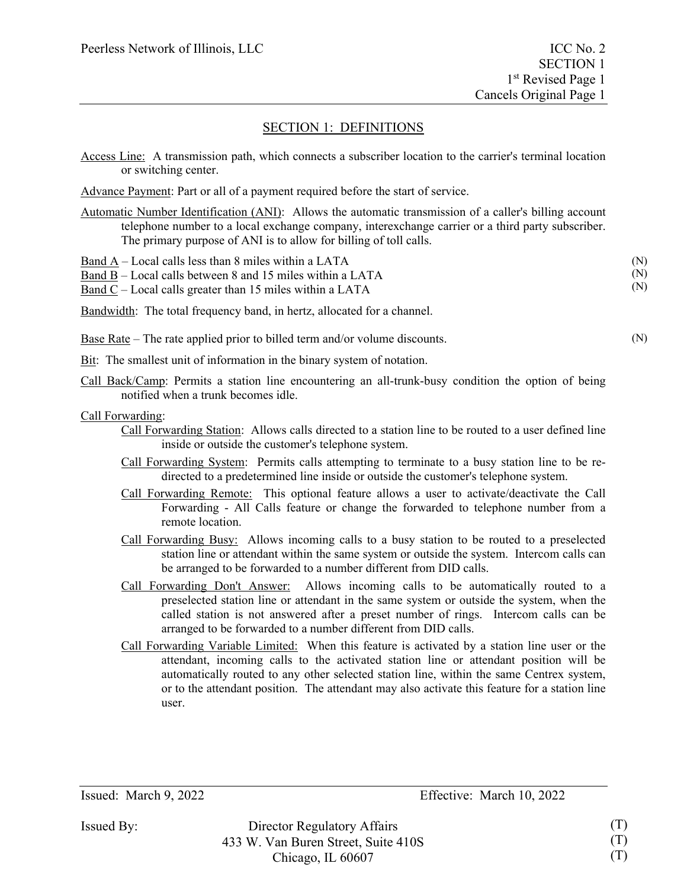## SECTION 1: DEFINITIONS

Access Line: A transmission path, which connects a subscriber location to the carrier's terminal location or switching center.

Advance Payment: Part or all of a payment required before the start of service.

Automatic Number Identification (ANI): Allows the automatic transmission of a caller's billing account telephone number to a local exchange company, interexchange carrier or a third party subscriber. The primary purpose of ANI is to allow for billing of toll calls.

Band A – Local calls less than 8 miles within a LATA (N)
Band B – Local calls between 8 and 15 miles within a LATA (N)
Band C – Local calls greater than 15 miles within a LATA (N)

Bandwidth: The total frequency band, in hertz, allocated for a channel.

Base Rate – The rate applied prior to billed term and/or volume discounts. (N)

Bit: The smallest unit of information in the binary system of notation.

Call Back/Camp: Permits a station line encountering an all-trunk-busy condition the option of being notified when a trunk becomes idle.

Call Forwarding:

- Call Forwarding Station: Allows calls directed to a station line to be routed to a user defined line inside or outside the customer's telephone system.
- Call Forwarding System: Permits calls attempting to terminate to a busy station line to be re-directed to a predetermined line inside or outside the customer's telephone system.
- Call Forwarding Remote: This optional feature allows a user to activate/deactivate the Call Forwarding - All Calls feature or change the forwarded to telephone number from a remote location.
- Call Forwarding Busy: Allows incoming calls to a busy station to be routed to a preselected station line or attendant within the same system or outside the system. Intercom calls can be arranged to be forwarded to a number different from DID calls.
- Call Forwarding Don't Answer: Allows incoming calls to be automatically routed to a preselected station line or attendant in the same system or outside the system, when the called station is not answered after a preset number of rings. Intercom calls can be arranged to be forwarded to a number different from DID calls.
- Call Forwarding Variable Limited: When this feature is activated by a station line user or the attendant, incoming calls to the activated station line or attendant position will be automatically routed to any other selected station line, within the same Centrex system, or to the attendant position. The attendant may also activate this feature for a station line user.

Issued: March 9, 2022 Effective: March 10, 2022

Issued By: Director Regulatory Affairs (T)
433 W. Van Buren Street, Suite 410S (T)
Chicago, IL 60607 (T)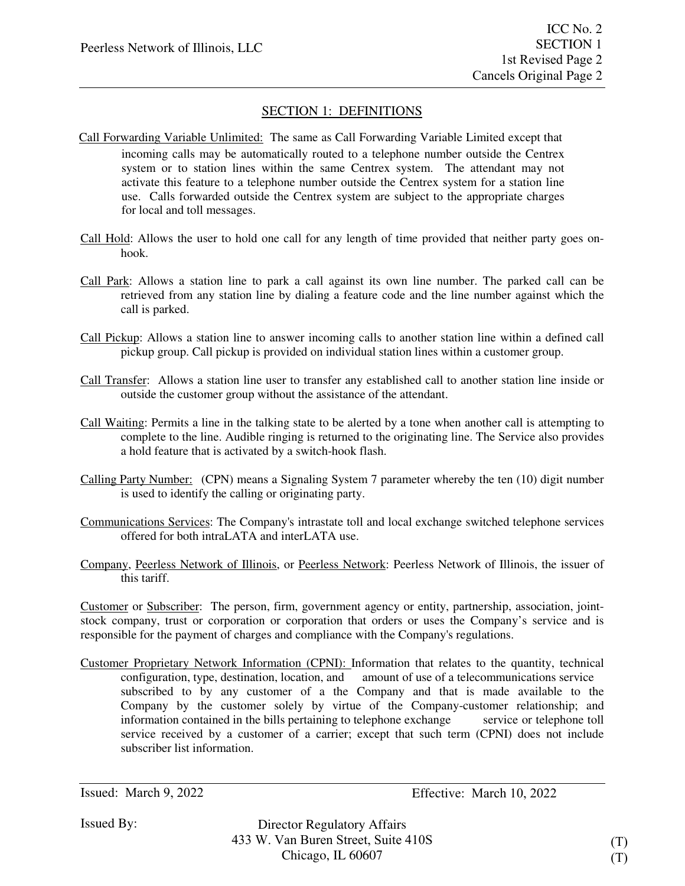## SECTION 1: DEFINITIONS

Call Forwarding Variable Unlimited: The same as Call Forwarding Variable Limited except that incoming calls may be automatically routed to a telephone number outside the Centrex system or to station lines within the same Centrex system. The attendant may not activate this feature to a telephone number outside the Centrex system for a station line use. Calls forwarded outside the Centrex system are subject to the appropriate charges for local and toll messages.

Call Hold: Allows the user to hold one call for any length of time provided that neither party goes on-hook.

Call Park: Allows a station line to park a call against its own line number. The parked call can be retrieved from any station line by dialing a feature code and the line number against which the call is parked.

Call Pickup: Allows a station line to answer incoming calls to another station line within a defined call pickup group. Call pickup is provided on individual station lines within a customer group.

Call Transfer: Allows a station line user to transfer any established call to another station line inside or outside the customer group without the assistance of the attendant.

Call Waiting: Permits a line in the talking state to be alerted by a tone when another call is attempting to complete to the line. Audible ringing is returned to the originating line. The Service also provides a hold feature that is activated by a switch-hook flash.

Calling Party Number: (CPN) means a Signaling System 7 parameter whereby the ten (10) digit number is used to identify the calling or originating party.

Communications Services: The Company's intrastate toll and local exchange switched telephone services offered for both intraLATA and interLATA use.

Company, Peerless Network of Illinois, or Peerless Network: Peerless Network of Illinois, the issuer of this tariff.

Customer or Subscriber: The person, firm, government agency or entity, partnership, association, joint-stock company, trust or corporation or corporation that orders or uses the Company's service and is responsible for the payment of charges and compliance with the Company's regulations.

Customer Proprietary Network Information (CPNI): Information that relates to the quantity, technical configuration, type, destination, location, and amount of use of a telecommunications service subscribed to by any customer of a the Company and that is made available to the Company by the customer solely by virtue of the Company-customer relationship; and information contained in the bills pertaining to telephone exchange service or telephone toll service received by a customer of a carrier; except that such term (CPNI) does not include subscriber list information.

Issued: March 9, 2022 Effective: March 10, 2022

Issued By: Director Regulatory Affairs
433 W. Van Buren Street, Suite 410S (T)
Chicago, IL 60607 (T)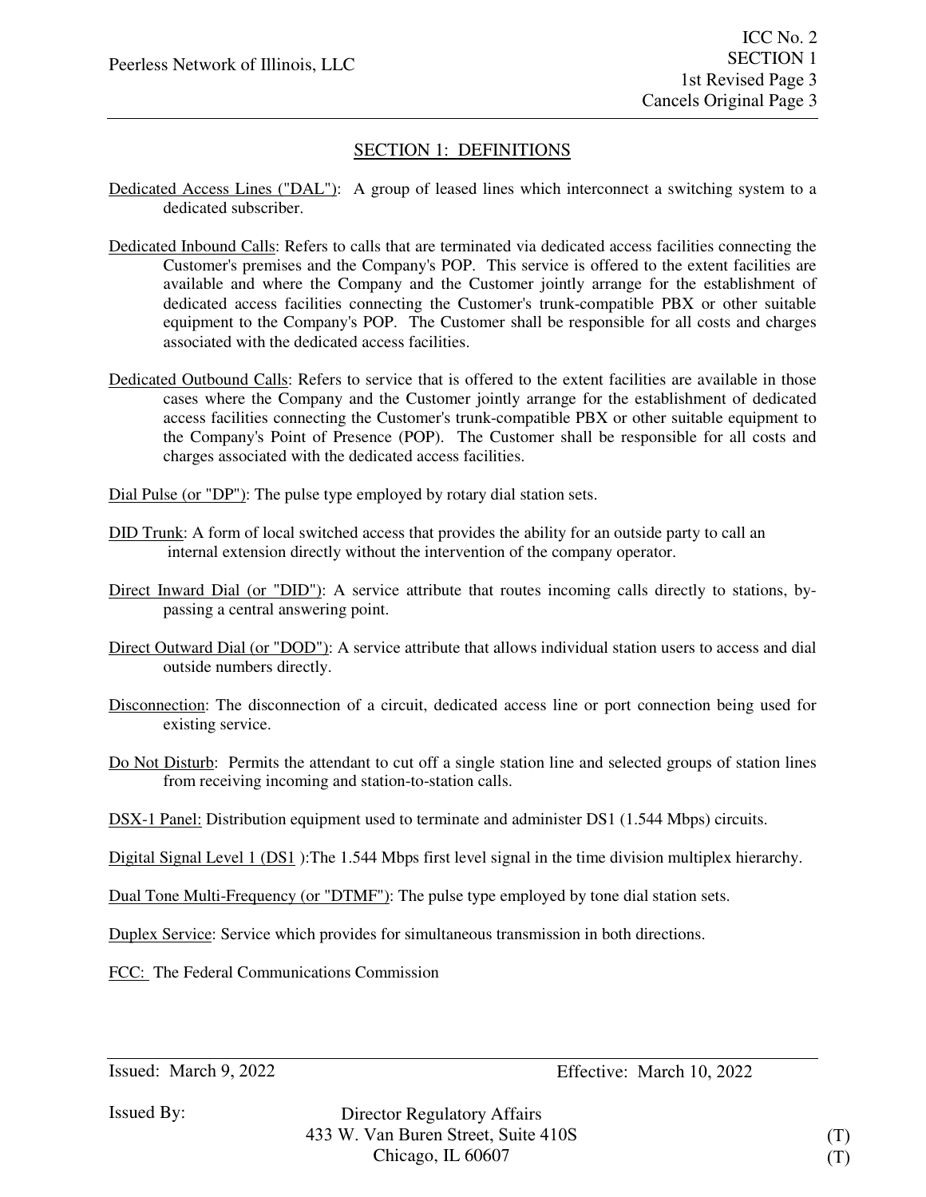## SECTION 1: DEFINITIONS

Dedicated Access Lines ("DAL"): A group of leased lines which interconnect a switching system to a dedicated subscriber.

Dedicated Inbound Calls: Refers to calls that are terminated via dedicated access facilities connecting the Customer's premises and the Company's POP. This service is offered to the extent facilities are available and where the Company and the Customer jointly arrange for the establishment of dedicated access facilities connecting the Customer's trunk-compatible PBX or other suitable equipment to the Company's POP. The Customer shall be responsible for all costs and charges associated with the dedicated access facilities.

Dedicated Outbound Calls: Refers to service that is offered to the extent facilities are available in those cases where the Company and the Customer jointly arrange for the establishment of dedicated access facilities connecting the Customer's trunk-compatible PBX or other suitable equipment to the Company's Point of Presence (POP). The Customer shall be responsible for all costs and charges associated with the dedicated access facilities.

Dial Pulse (or "DP"): The pulse type employed by rotary dial station sets.

DID Trunk: A form of local switched access that provides the ability for an outside party to call an internal extension directly without the intervention of the company operator.

Direct Inward Dial (or "DID"): A service attribute that routes incoming calls directly to stations, by-passing a central answering point.

Direct Outward Dial (or "DOD"): A service attribute that allows individual station users to access and dial outside numbers directly.

Disconnection: The disconnection of a circuit, dedicated access line or port connection being used for existing service.

Do Not Disturb: Permits the attendant to cut off a single station line and selected groups of station lines from receiving incoming and station-to-station calls.

DSX-1 Panel: Distribution equipment used to terminate and administer DS1 (1.544 Mbps) circuits.

Digital Signal Level 1 (DS1 ):The 1.544 Mbps first level signal in the time division multiplex hierarchy.

Dual Tone Multi-Frequency (or "DTMF"): The pulse type employed by tone dial station sets.

Duplex Service: Service which provides for simultaneous transmission in both directions.

FCC: The Federal Communications Commission

Issued: March 9, 2022 Effective: March 10, 2022

Issued By: Director Regulatory Affairs
433 W. Van Buren Street, Suite 410S (T)
Chicago, IL 60607 (T)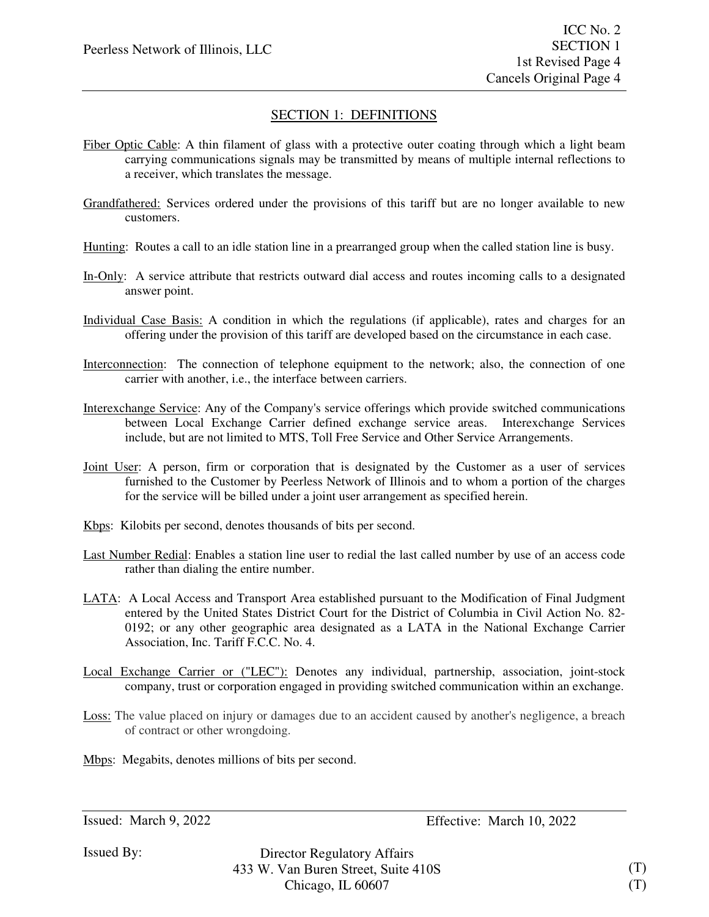## SECTION 1: DEFINITIONS

Fiber Optic Cable: A thin filament of glass with a protective outer coating through which a light beam carrying communications signals may be transmitted by means of multiple internal reflections to a receiver, which translates the message.

Grandfathered: Services ordered under the provisions of this tariff but are no longer available to new customers.

Hunting: Routes a call to an idle station line in a prearranged group when the called station line is busy.

In-Only: A service attribute that restricts outward dial access and routes incoming calls to a designated answer point.

Individual Case Basis: A condition in which the regulations (if applicable), rates and charges for an offering under the provision of this tariff are developed based on the circumstance in each case.

Interconnection: The connection of telephone equipment to the network; also, the connection of one carrier with another, i.e., the interface between carriers.

Interexchange Service: Any of the Company's service offerings which provide switched communications between Local Exchange Carrier defined exchange service areas. Interexchange Services include, but are not limited to MTS, Toll Free Service and Other Service Arrangements.

Joint User: A person, firm or corporation that is designated by the Customer as a user of services furnished to the Customer by Peerless Network of Illinois and to whom a portion of the charges for the service will be billed under a joint user arrangement as specified herein.

Kbps: Kilobits per second, denotes thousands of bits per second.

Last Number Redial: Enables a station line user to redial the last called number by use of an access code rather than dialing the entire number.

LATA: A Local Access and Transport Area established pursuant to the Modification of Final Judgment entered by the United States District Court for the District of Columbia in Civil Action No. 82-0192; or any other geographic area designated as a LATA in the National Exchange Carrier Association, Inc. Tariff F.C.C. No. 4.

Local Exchange Carrier or ("LEC"): Denotes any individual, partnership, association, joint-stock company, trust or corporation engaged in providing switched communication within an exchange.

Loss: The value placed on injury or damages due to an accident caused by another's negligence, a breach of contract or other wrongdoing.

Mbps: Megabits, denotes millions of bits per second.

Issued: March 9, 2022 Effective: March 10, 2022

Issued By: Director Regulatory Affairs
433 W. Van Buren Street, Suite 410S (T)
Chicago, IL 60607 (T)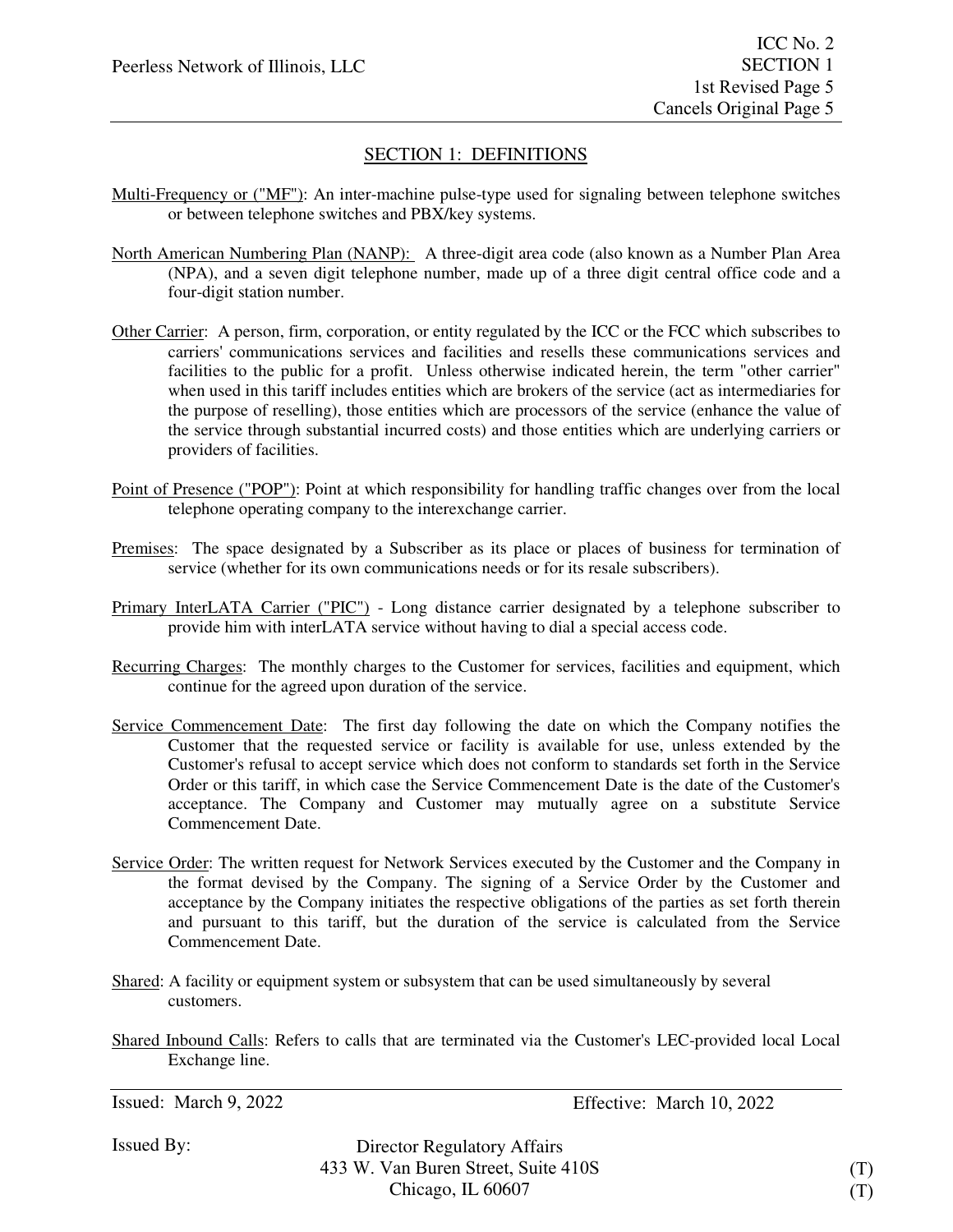## SECTION 1: DEFINITIONS

Multi-Frequency or ("MF"): An inter-machine pulse-type used for signaling between telephone switches or between telephone switches and PBX/key systems.

North American Numbering Plan (NANP): A three-digit area code (also known as a Number Plan Area (NPA), and a seven digit telephone number, made up of a three digit central office code and a four-digit station number.

Other Carrier: A person, firm, corporation, or entity regulated by the ICC or the FCC which subscribes to carriers' communications services and facilities and resells these communications services and facilities to the public for a profit. Unless otherwise indicated herein, the term "other carrier" when used in this tariff includes entities which are brokers of the service (act as intermediaries for the purpose of reselling), those entities which are processors of the service (enhance the value of the service through substantial incurred costs) and those entities which are underlying carriers or providers of facilities.

Point of Presence ("POP"): Point at which responsibility for handling traffic changes over from the local telephone operating company to the interexchange carrier.

Premises: The space designated by a Subscriber as its place or places of business for termination of service (whether for its own communications needs or for its resale subscribers).

Primary InterLATA Carrier ("PIC") - Long distance carrier designated by a telephone subscriber to provide him with interLATA service without having to dial a special access code.

Recurring Charges: The monthly charges to the Customer for services, facilities and equipment, which continue for the agreed upon duration of the service.

Service Commencement Date: The first day following the date on which the Company notifies the Customer that the requested service or facility is available for use, unless extended by the Customer's refusal to accept service which does not conform to standards set forth in the Service Order or this tariff, in which case the Service Commencement Date is the date of the Customer's acceptance. The Company and Customer may mutually agree on a substitute Service Commencement Date.

Service Order: The written request for Network Services executed by the Customer and the Company in the format devised by the Company. The signing of a Service Order by the Customer and acceptance by the Company initiates the respective obligations of the parties as set forth therein and pursuant to this tariff, but the duration of the service is calculated from the Service Commencement Date.

Shared: A facility or equipment system or subsystem that can be used simultaneously by several customers.

Shared Inbound Calls: Refers to calls that are terminated via the Customer's LEC-provided local Local Exchange line.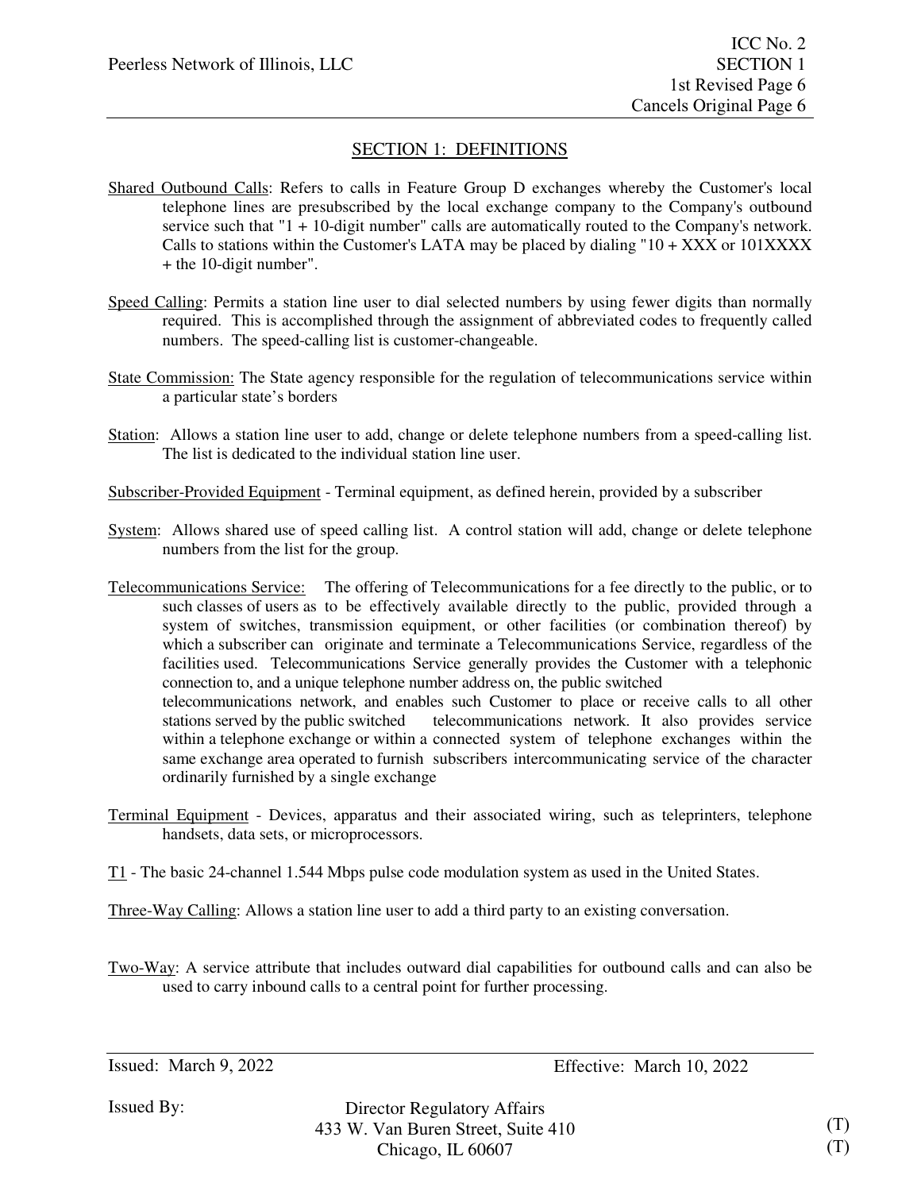## SECTION 1: DEFINITIONS

Shared Outbound Calls: Refers to calls in Feature Group D exchanges whereby the Customer's local telephone lines are presubscribed by the local exchange company to the Company's outbound service such that "1 + 10-digit number" calls are automatically routed to the Company's network. Calls to stations within the Customer's LATA may be placed by dialing "10 + XXX or 101XXXX + the 10-digit number".

Speed Calling: Permits a station line user to dial selected numbers by using fewer digits than normally required. This is accomplished through the assignment of abbreviated codes to frequently called numbers. The speed-calling list is customer-changeable.

State Commission: The State agency responsible for the regulation of telecommunications service within a particular state's borders

Station: Allows a station line user to add, change or delete telephone numbers from a speed-calling list. The list is dedicated to the individual station line user.

Subscriber-Provided Equipment - Terminal equipment, as defined herein, provided by a subscriber

System: Allows shared use of speed calling list. A control station will add, change or delete telephone numbers from the list for the group.

Telecommunications Service: The offering of Telecommunications for a fee directly to the public, or to such classes of users as to be effectively available directly to the public, provided through a system of switches, transmission equipment, or other facilities (or combination thereof) by which a subscriber can originate and terminate a Telecommunications Service, regardless of the facilities used. Telecommunications Service generally provides the Customer with a telephonic connection to, and a unique telephone number address on, the public switched telecommunications network, and enables such Customer to place or receive calls to all other stations served by the public switched telecommunications network. It also provides service within a telephone exchange or within a connected system of telephone exchanges within the same exchange area operated to furnish subscribers intercommunicating service of the character ordinarily furnished by a single exchange

Terminal Equipment - Devices, apparatus and their associated wiring, such as teleprinters, telephone handsets, data sets, or microprocessors.

T1 - The basic 24-channel 1.544 Mbps pulse code modulation system as used in the United States.

Three-Way Calling: Allows a station line user to add a third party to an existing conversation.

Two-Way: A service attribute that includes outward dial capabilities for outbound calls and can also be used to carry inbound calls to a central point for further processing.

Issued: March 9, 2022 Effective: March 10, 2022

Issued By: Director Regulatory Affairs
433 W. Van Buren Street, Suite 410 (T)
Chicago, IL 60607 (T)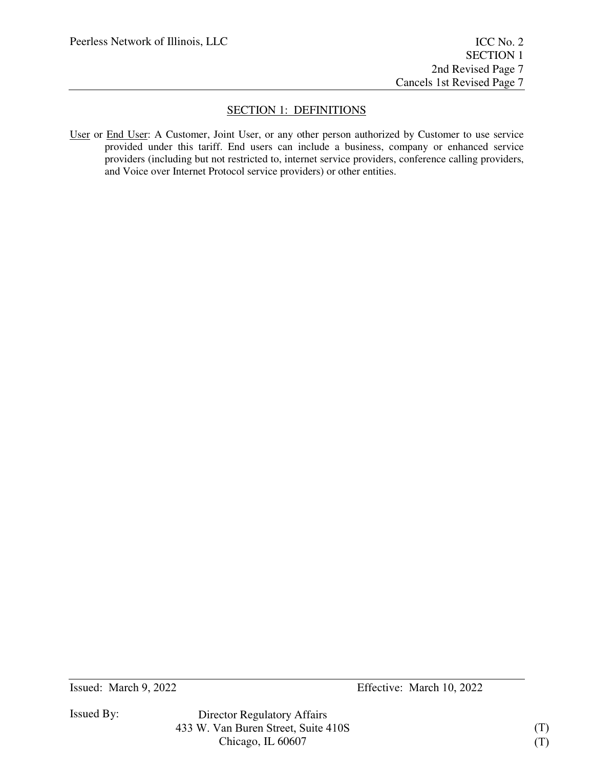## SECTION 1: DEFINITIONS

User or End User: A Customer, Joint User, or any other person authorized by Customer to use service provided under this tariff. End users can include a business, company or enhanced service providers (including but not restricted to, internet service providers, conference calling providers, and Voice over Internet Protocol service providers) or other entities.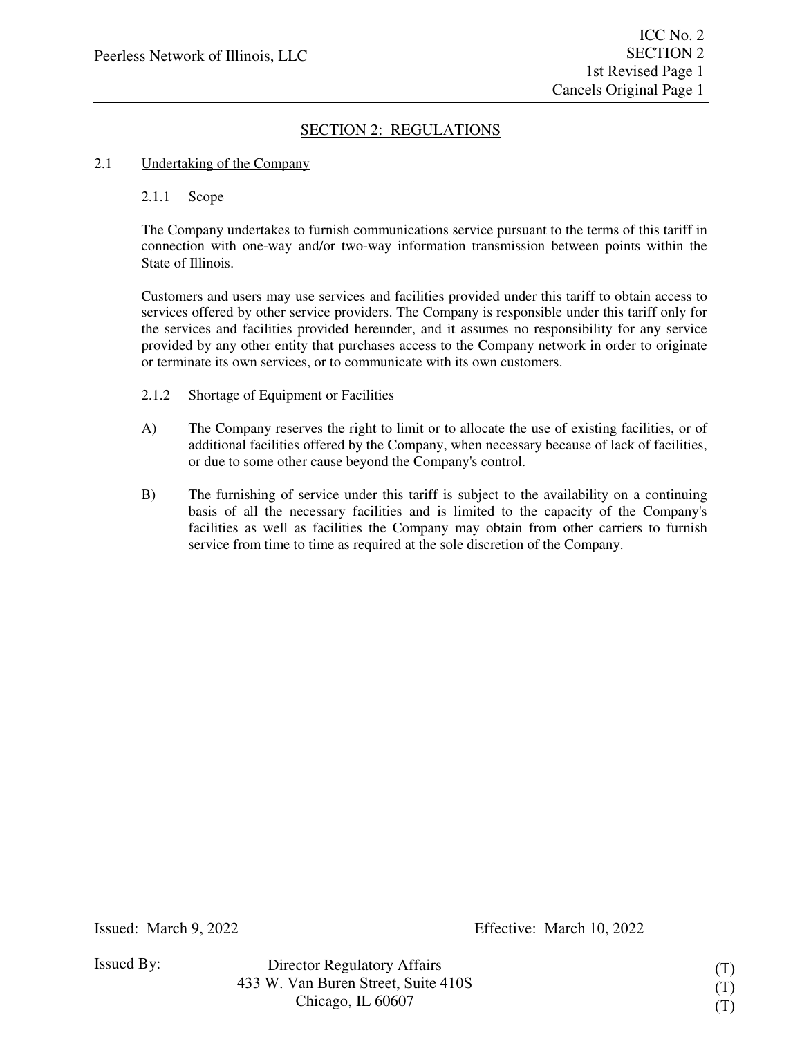## SECTION 2: REGULATIONS

### 2.1 Undertaking of the Company

#### 2.1.1 Scope

The Company undertakes to furnish communications service pursuant to the terms of this tariff in connection with one-way and/or two-way information transmission between points within the State of Illinois.

Customers and users may use services and facilities provided under this tariff to obtain access to services offered by other service providers. The Company is responsible under this tariff only for the services and facilities provided hereunder, and it assumes no responsibility for any service provided by any other entity that purchases access to the Company network in order to originate or terminate its own services, or to communicate with its own customers.

#### 2.1.2 Shortage of Equipment or Facilities

A) The Company reserves the right to limit or to allocate the use of existing facilities, or of additional facilities offered by the Company, when necessary because of lack of facilities, or due to some other cause beyond the Company's control.

B) The furnishing of service under this tariff is subject to the availability on a continuing basis of all the necessary facilities and is limited to the capacity of the Company's facilities as well as facilities the Company may obtain from other carriers to furnish service from time to time as required at the sole discretion of the Company.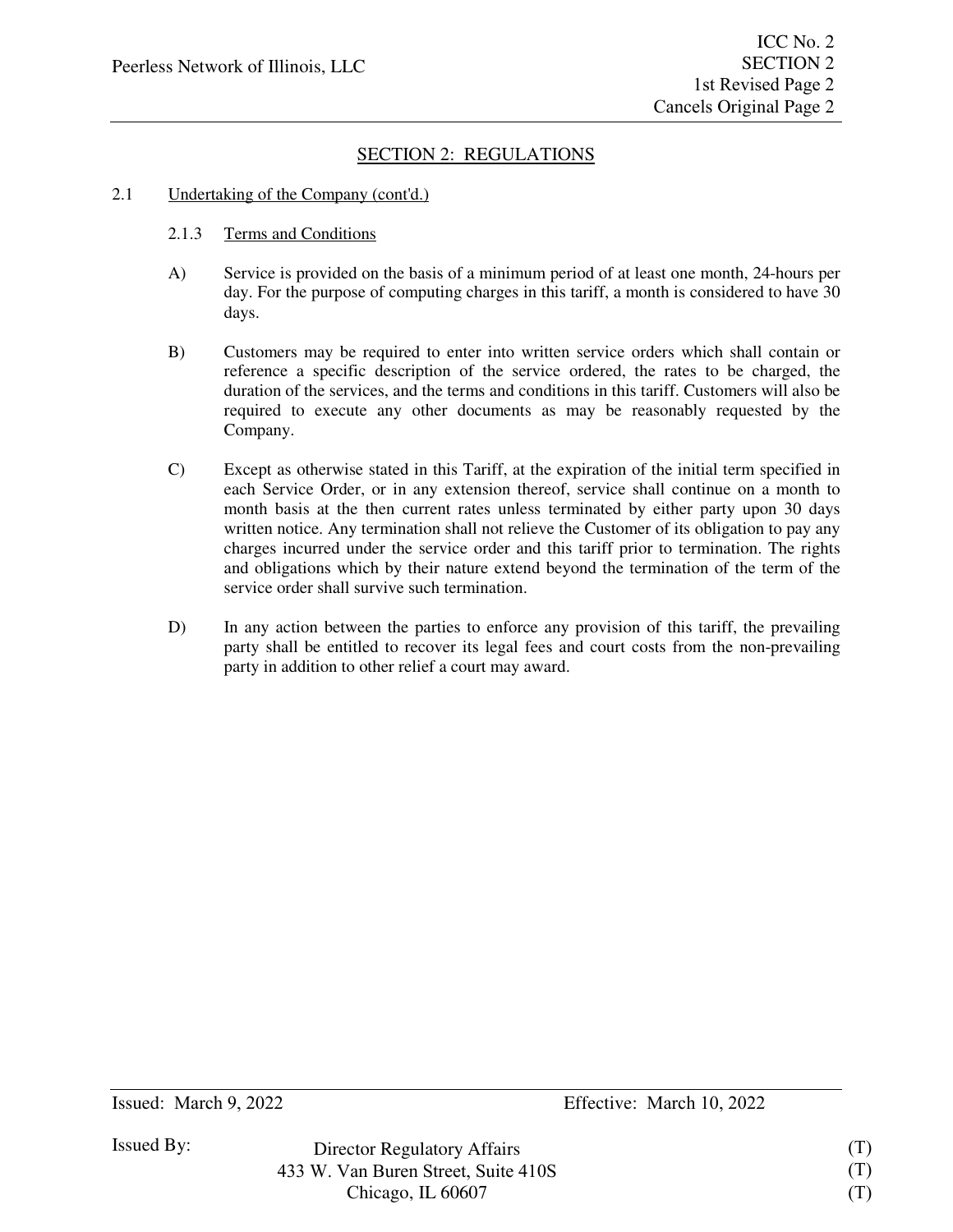## SECTION 2: REGULATIONS

2.1 Undertaking of the Company (cont'd.)

2.1.3 Terms and Conditions

A) Service is provided on the basis of a minimum period of at least one month, 24-hours per day. For the purpose of computing charges in this tariff, a month is considered to have 30 days.

B) Customers may be required to enter into written service orders which shall contain or reference a specific description of the service ordered, the rates to be charged, the duration of the services, and the terms and conditions in this tariff. Customers will also be required to execute any other documents as may be reasonably requested by the Company.

C) Except as otherwise stated in this Tariff, at the expiration of the initial term specified in each Service Order, or in any extension thereof, service shall continue on a month to month basis at the then current rates unless terminated by either party upon 30 days written notice. Any termination shall not relieve the Customer of its obligation to pay any charges incurred under the service order and this tariff prior to termination. The rights and obligations which by their nature extend beyond the termination of the term of the service order shall survive such termination.

D) In any action between the parties to enforce any provision of this tariff, the prevailing party shall be entitled to recover its legal fees and court costs from the non-prevailing party in addition to other relief a court may award.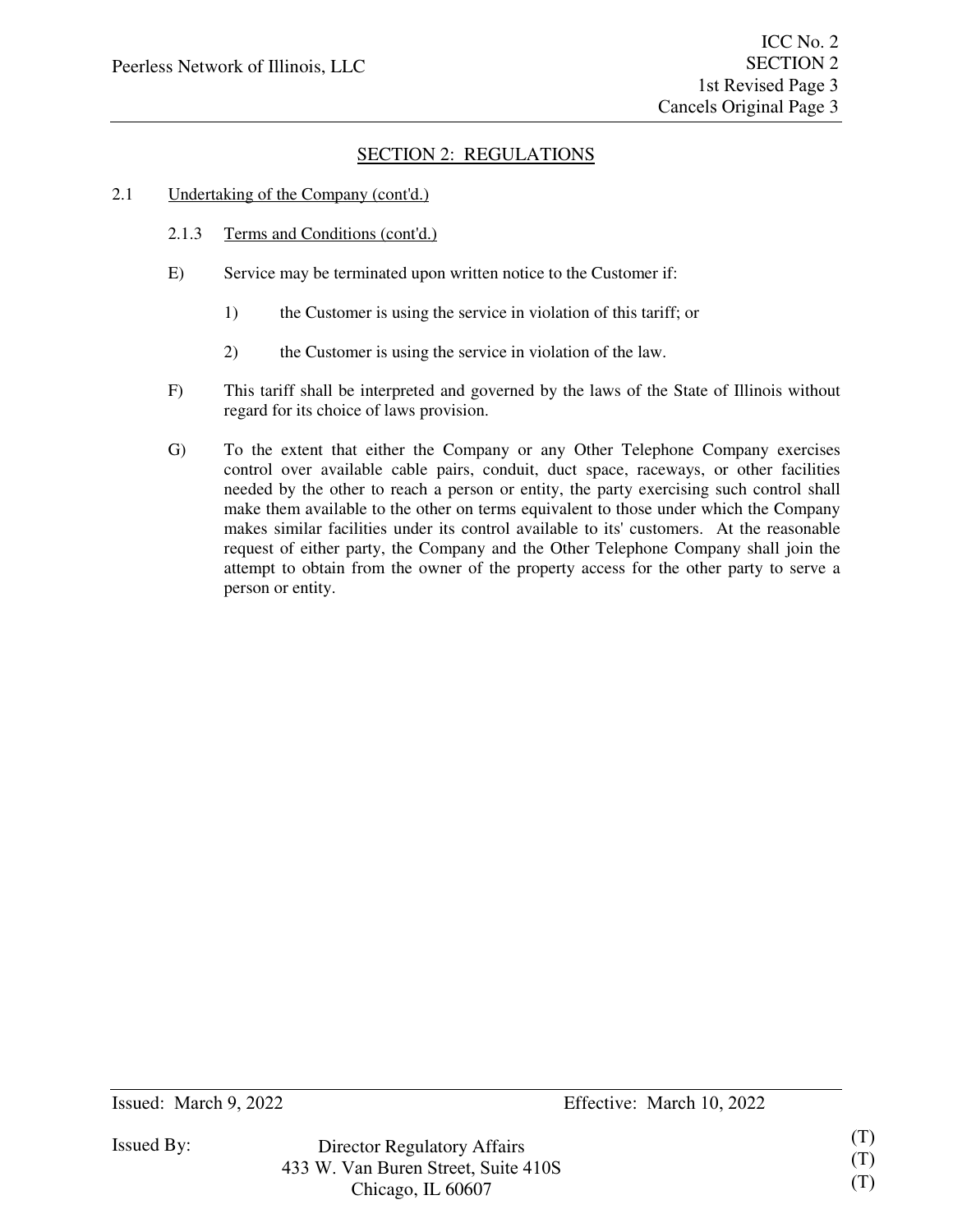## SECTION 2: REGULATIONS

2.1 Undertaking of the Company (cont'd.)

2.1.3 Terms and Conditions (cont'd.)

E) Service may be terminated upon written notice to the Customer if:

1) the Customer is using the service in violation of this tariff; or

2) the Customer is using the service in violation of the law.

F) This tariff shall be interpreted and governed by the laws of the State of Illinois without regard for its choice of laws provision.

G) To the extent that either the Company or any Other Telephone Company exercises control over available cable pairs, conduit, duct space, raceways, or other facilities needed by the other to reach a person or entity, the party exercising such control shall make them available to the other on terms equivalent to those under which the Company makes similar facilities under its control available to its' customers. At the reasonable request of either party, the Company and the Other Telephone Company shall join the attempt to obtain from the owner of the property access for the other party to serve a person or entity.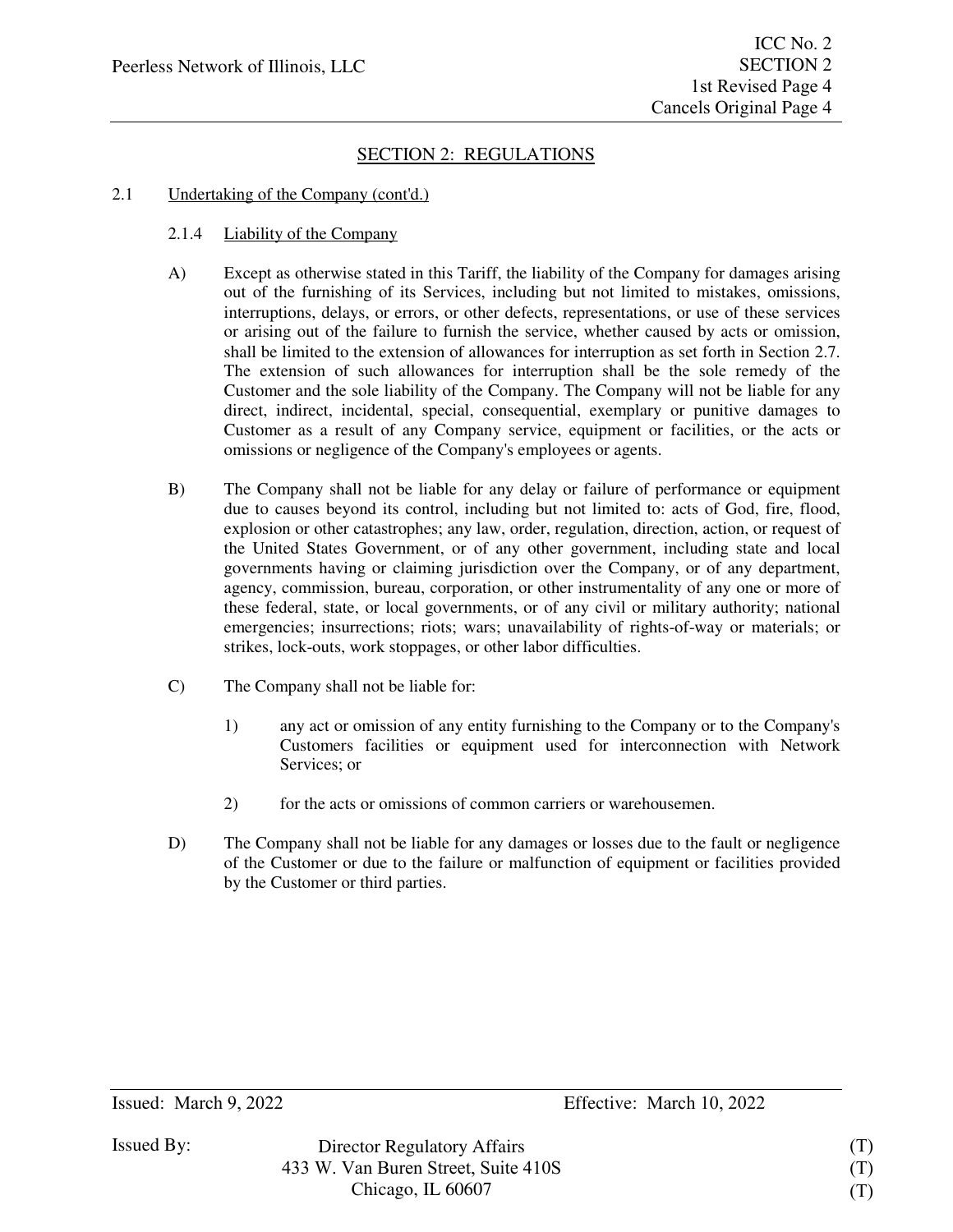## SECTION 2: REGULATIONS

2.1 Undertaking of the Company (cont'd.)

2.1.4 Liability of the Company

A) Except as otherwise stated in this Tariff, the liability of the Company for damages arising out of the furnishing of its Services, including but not limited to mistakes, omissions, interruptions, delays, or errors, or other defects, representations, or use of these services or arising out of the failure to furnish the service, whether caused by acts or omission, shall be limited to the extension of allowances for interruption as set forth in Section 2.7. The extension of such allowances for interruption shall be the sole remedy of the Customer and the sole liability of the Company. The Company will not be liable for any direct, indirect, incidental, special, consequential, exemplary or punitive damages to Customer as a result of any Company service, equipment or facilities, or the acts or omissions or negligence of the Company's employees or agents.

B) The Company shall not be liable for any delay or failure of performance or equipment due to causes beyond its control, including but not limited to: acts of God, fire, flood, explosion or other catastrophes; any law, order, regulation, direction, action, or request of the United States Government, or of any other government, including state and local governments having or claiming jurisdiction over the Company, or of any department, agency, commission, bureau, corporation, or other instrumentality of any one or more of these federal, state, or local governments, or of any civil or military authority; national emergencies; insurrections; riots; wars; unavailability of rights-of-way or materials; or strikes, lock-outs, work stoppages, or other labor difficulties.

C) The Company shall not be liable for:

1) any act or omission of any entity furnishing to the Company or to the Company's Customers facilities or equipment used for interconnection with Network Services; or

2) for the acts or omissions of common carriers or warehousemen.

D) The Company shall not be liable for any damages or losses due to the fault or negligence of the Customer or due to the failure or malfunction of equipment or facilities provided by the Customer or third parties.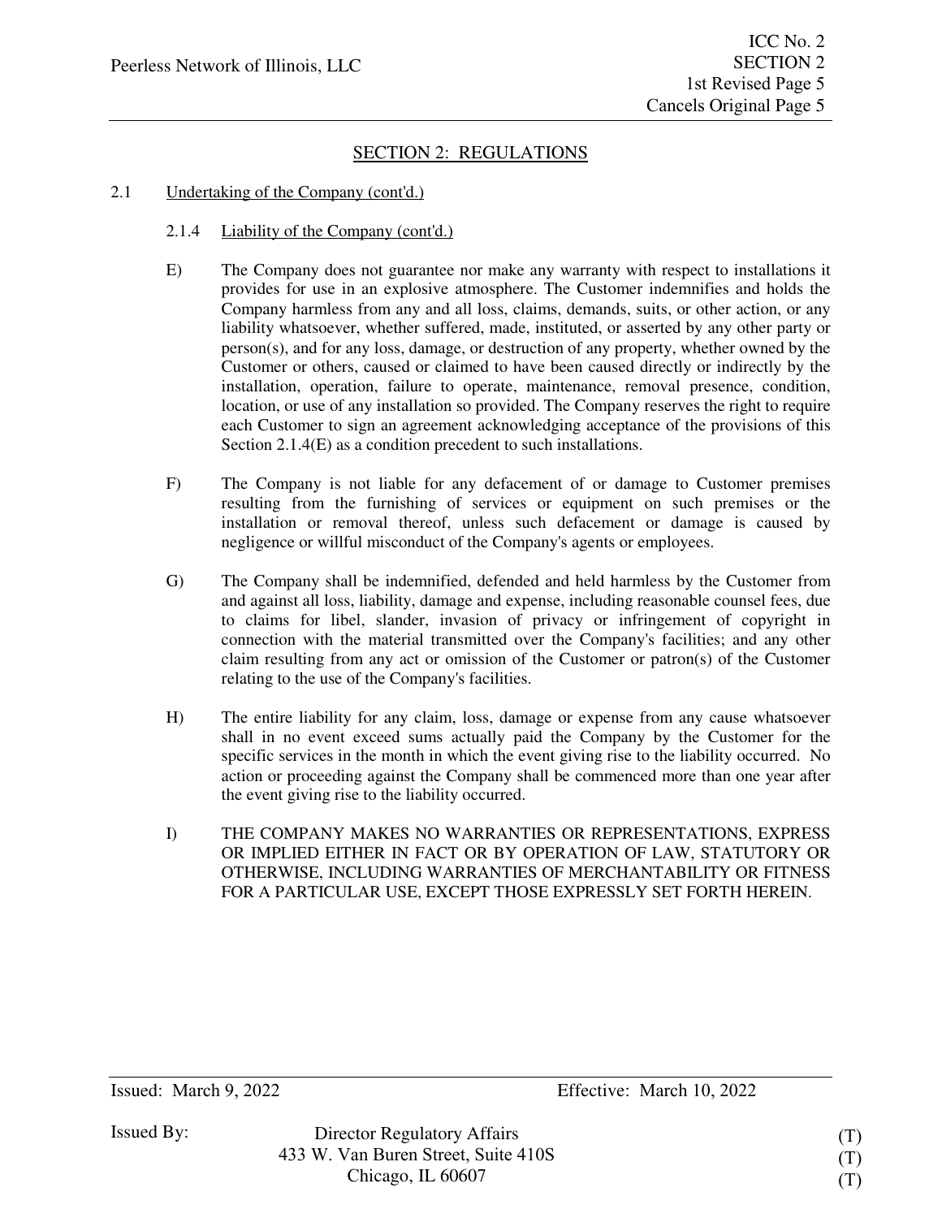## SECTION 2: REGULATIONS

2.1 Undertaking of the Company (cont'd.)

2.1.4 Liability of the Company (cont'd.)

E) The Company does not guarantee nor make any warranty with respect to installations it provides for use in an explosive atmosphere. The Customer indemnifies and holds the Company harmless from any and all loss, claims, demands, suits, or other action, or any liability whatsoever, whether suffered, made, instituted, or asserted by any other party or person(s), and for any loss, damage, or destruction of any property, whether owned by the Customer or others, caused or claimed to have been caused directly or indirectly by the installation, operation, failure to operate, maintenance, removal presence, condition, location, or use of any installation so provided. The Company reserves the right to require each Customer to sign an agreement acknowledging acceptance of the provisions of this Section 2.1.4(E) as a condition precedent to such installations.

F) The Company is not liable for any defacement of or damage to Customer premises resulting from the furnishing of services or equipment on such premises or the installation or removal thereof, unless such defacement or damage is caused by negligence or willful misconduct of the Company's agents or employees.

G) The Company shall be indemnified, defended and held harmless by the Customer from and against all loss, liability, damage and expense, including reasonable counsel fees, due to claims for libel, slander, invasion of privacy or infringement of copyright in connection with the material transmitted over the Company's facilities; and any other claim resulting from any act or omission of the Customer or patron(s) of the Customer relating to the use of the Company's facilities.

H) The entire liability for any claim, loss, damage or expense from any cause whatsoever shall in no event exceed sums actually paid the Company by the Customer for the specific services in the month in which the event giving rise to the liability occurred. No action or proceeding against the Company shall be commenced more than one year after the event giving rise to the liability occurred.

I) THE COMPANY MAKES NO WARRANTIES OR REPRESENTATIONS, EXPRESS OR IMPLIED EITHER IN FACT OR BY OPERATION OF LAW, STATUTORY OR OTHERWISE, INCLUDING WARRANTIES OF MERCHANTABILITY OR FITNESS FOR A PARTICULAR USE, EXCEPT THOSE EXPRESSLY SET FORTH HEREIN.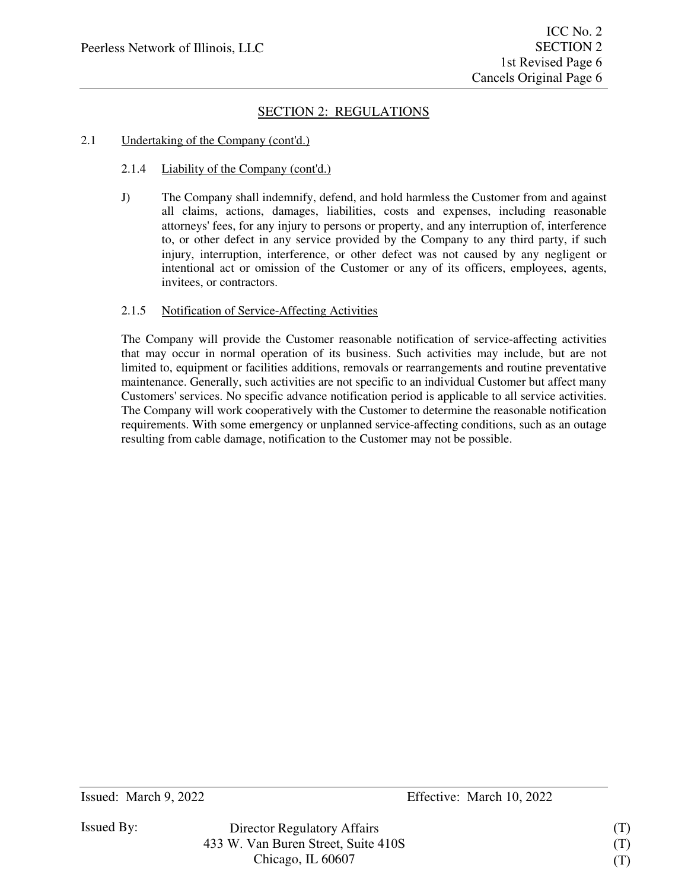## SECTION 2: REGULATIONS

2.1 Undertaking of the Company (cont'd.)

2.1.4 Liability of the Company (cont'd.)

J) The Company shall indemnify, defend, and hold harmless the Customer from and against all claims, actions, damages, liabilities, costs and expenses, including reasonable attorneys' fees, for any injury to persons or property, and any interruption of, interference to, or other defect in any service provided by the Company to any third party, if such injury, interruption, interference, or other defect was not caused by any negligent or intentional act or omission of the Customer or any of its officers, employees, agents, invitees, or contractors.

2.1.5 Notification of Service-Affecting Activities

The Company will provide the Customer reasonable notification of service-affecting activities that may occur in normal operation of its business. Such activities may include, but are not limited to, equipment or facilities additions, removals or rearrangements and routine preventative maintenance. Generally, such activities are not specific to an individual Customer but affect many Customers' services. No specific advance notification period is applicable to all service activities. The Company will work cooperatively with the Customer to determine the reasonable notification requirements. With some emergency or unplanned service-affecting conditions, such as an outage resulting from cable damage, notification to the Customer may not be possible.

Issued: March 9, 2022 Effective: March 10, 2022

Issued By: Director Regulatory Affairs (T)
433 W. Van Buren Street, Suite 410S (T)
Chicago, IL 60607 (T)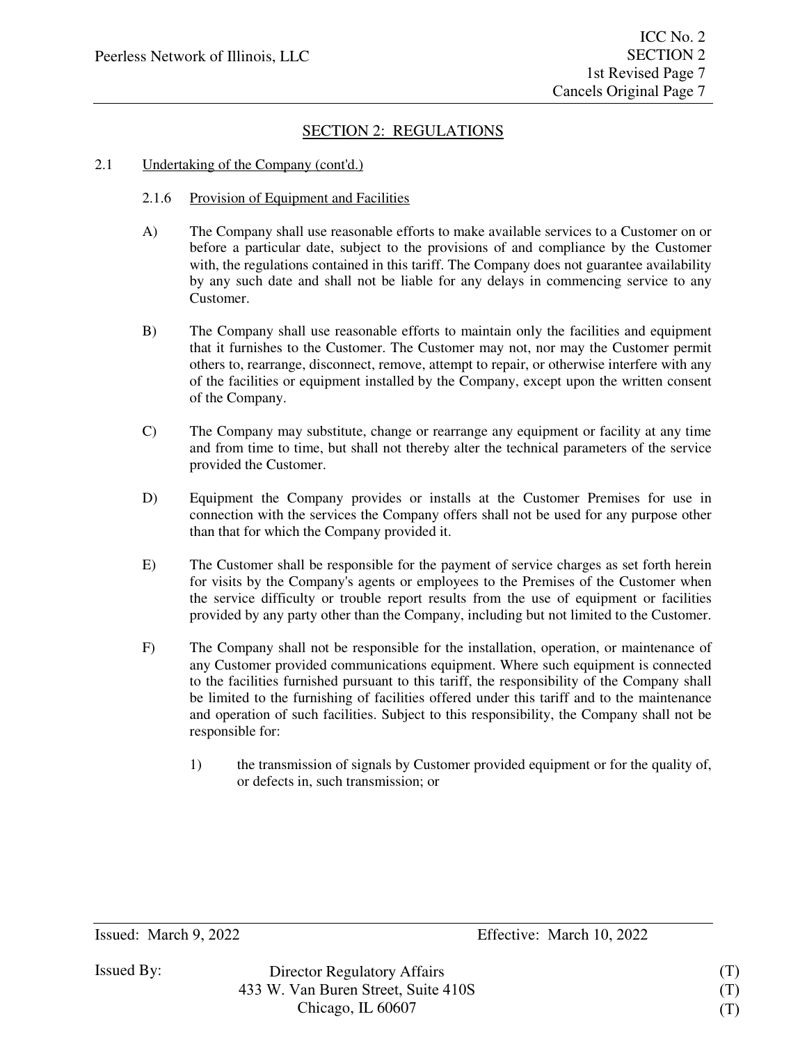## SECTION 2: REGULATIONS

2.1 Undertaking of the Company (cont'd.)

### 2.1.6 Provision of Equipment and Facilities

A) The Company shall use reasonable efforts to make available services to a Customer on or before a particular date, subject to the provisions of and compliance by the Customer with, the regulations contained in this tariff. The Company does not guarantee availability by any such date and shall not be liable for any delays in commencing service to any Customer.

B) The Company shall use reasonable efforts to maintain only the facilities and equipment that it furnishes to the Customer. The Customer may not, nor may the Customer permit others to, rearrange, disconnect, remove, attempt to repair, or otherwise interfere with any of the facilities or equipment installed by the Company, except upon the written consent of the Company.

C) The Company may substitute, change or rearrange any equipment or facility at any time and from time to time, but shall not thereby alter the technical parameters of the service provided the Customer.

D) Equipment the Company provides or installs at the Customer Premises for use in connection with the services the Company offers shall not be used for any purpose other than that for which the Company provided it.

E) The Customer shall be responsible for the payment of service charges as set forth herein for visits by the Company's agents or employees to the Premises of the Customer when the service difficulty or trouble report results from the use of equipment or facilities provided by any party other than the Company, including but not limited to the Customer.

F) The Company shall not be responsible for the installation, operation, or maintenance of any Customer provided communications equipment. Where such equipment is connected to the facilities furnished pursuant to this tariff, the responsibility of the Company shall be limited to the furnishing of facilities offered under this tariff and to the maintenance and operation of such facilities. Subject to this responsibility, the Company shall not be responsible for:

1) the transmission of signals by Customer provided equipment or for the quality of, or defects in, such transmission; or

Issued: March 9, 2022 Effective: March 10, 2022

Issued By: Director Regulatory Affairs (T)
433 W. Van Buren Street, Suite 410S (T)
Chicago, IL 60607 (T)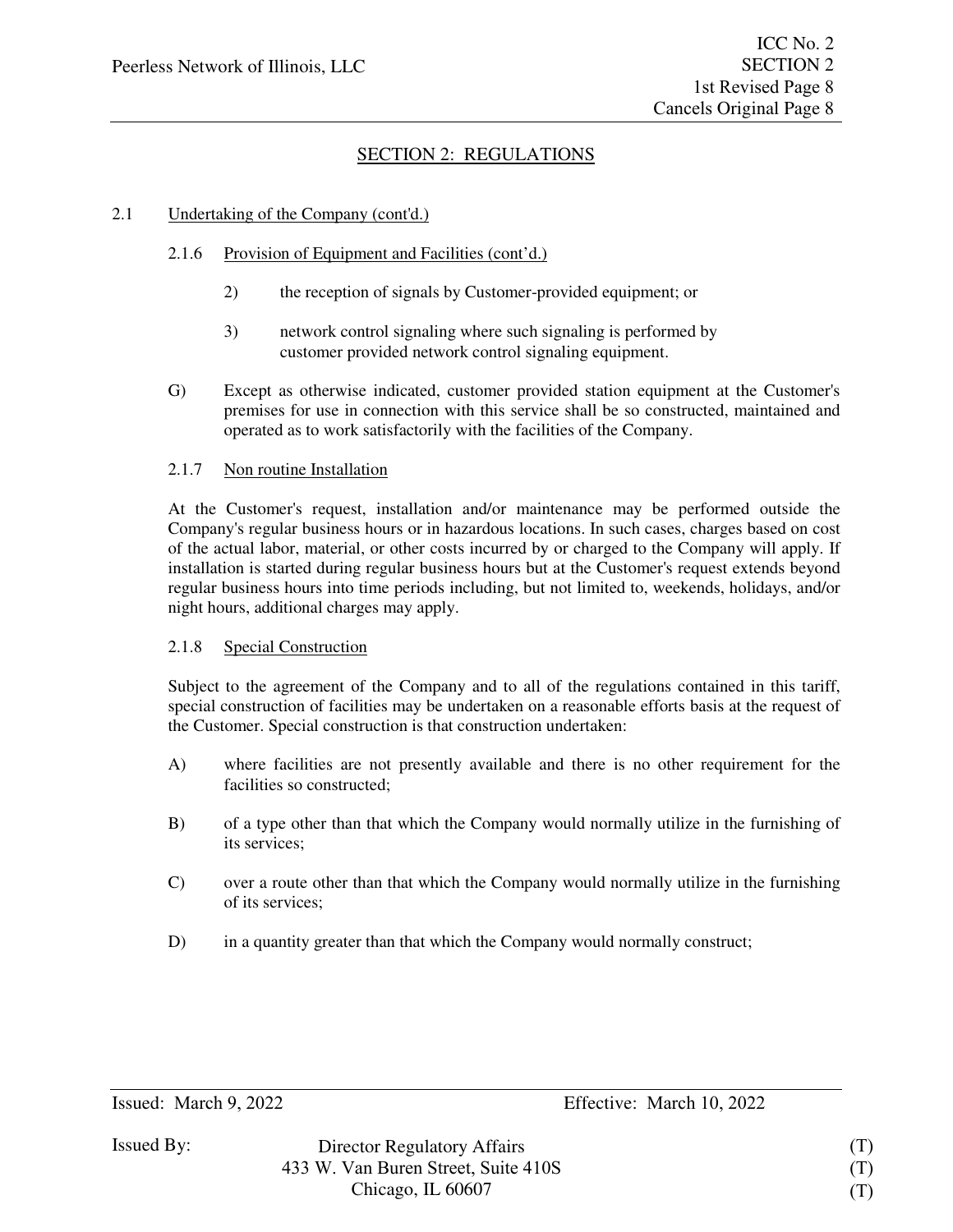## SECTION 2: REGULATIONS

2.1 Undertaking of the Company (cont'd.)

2.1.6 Provision of Equipment and Facilities (cont'd.)

2) the reception of signals by Customer-provided equipment; or

3) network control signaling where such signaling is performed by customer provided network control signaling equipment.

G) Except as otherwise indicated, customer provided station equipment at the Customer's premises for use in connection with this service shall be so constructed, maintained and operated as to work satisfactorily with the facilities of the Company.

2.1.7 Non routine Installation

At the Customer's request, installation and/or maintenance may be performed outside the Company's regular business hours or in hazardous locations. In such cases, charges based on cost of the actual labor, material, or other costs incurred by or charged to the Company will apply. If installation is started during regular business hours but at the Customer's request extends beyond regular business hours into time periods including, but not limited to, weekends, holidays, and/or night hours, additional charges may apply.

2.1.8 Special Construction

Subject to the agreement of the Company and to all of the regulations contained in this tariff, special construction of facilities may be undertaken on a reasonable efforts basis at the request of the Customer. Special construction is that construction undertaken:

A) where facilities are not presently available and there is no other requirement for the facilities so constructed;

B) of a type other than that which the Company would normally utilize in the furnishing of its services;

C) over a route other than that which the Company would normally utilize in the furnishing of its services;

D) in a quantity greater than that which the Company would normally construct;

Issued: March 9, 2022 Effective: March 10, 2022

Issued By: Director Regulatory Affairs (T)
433 W. Van Buren Street, Suite 410S (T)
Chicago, IL 60607 (T)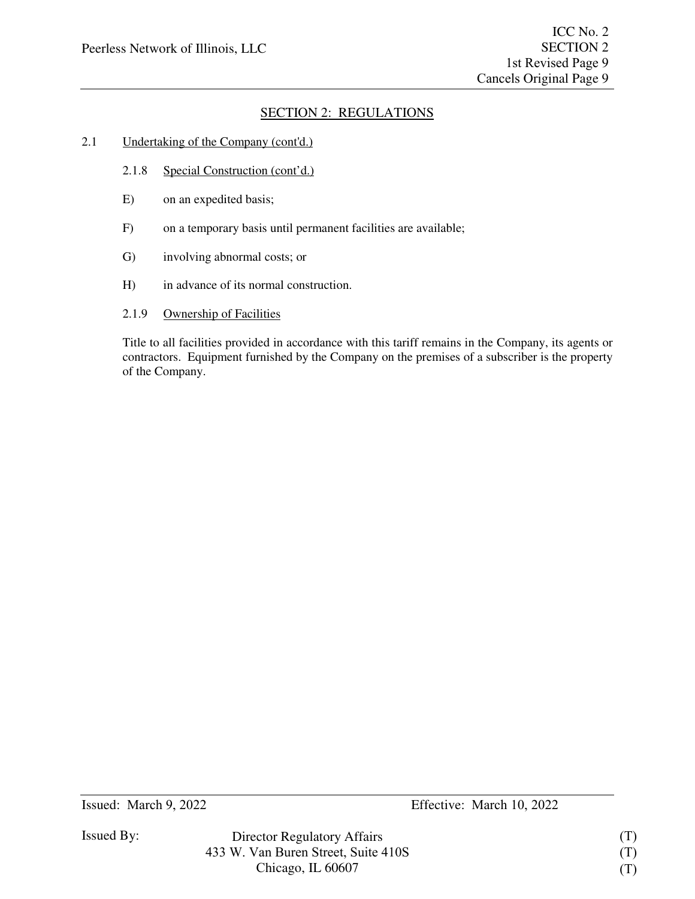## SECTION 2: REGULATIONS

2.1 Undertaking of the Company (cont'd.)

2.1.8 Special Construction (cont'd.)

E) on an expedited basis;

F) on a temporary basis until permanent facilities are available;

G) involving abnormal costs; or

H) in advance of its normal construction.

2.1.9 Ownership of Facilities

Title to all facilities provided in accordance with this tariff remains in the Company, its agents or contractors. Equipment furnished by the Company on the premises of a subscriber is the property of the Company.

Issued: March 9, 2022 Effective: March 10, 2022

Issued By: Director Regulatory Affairs (T)
433 W. Van Buren Street, Suite 410S (T)
Chicago, IL 60607 (T)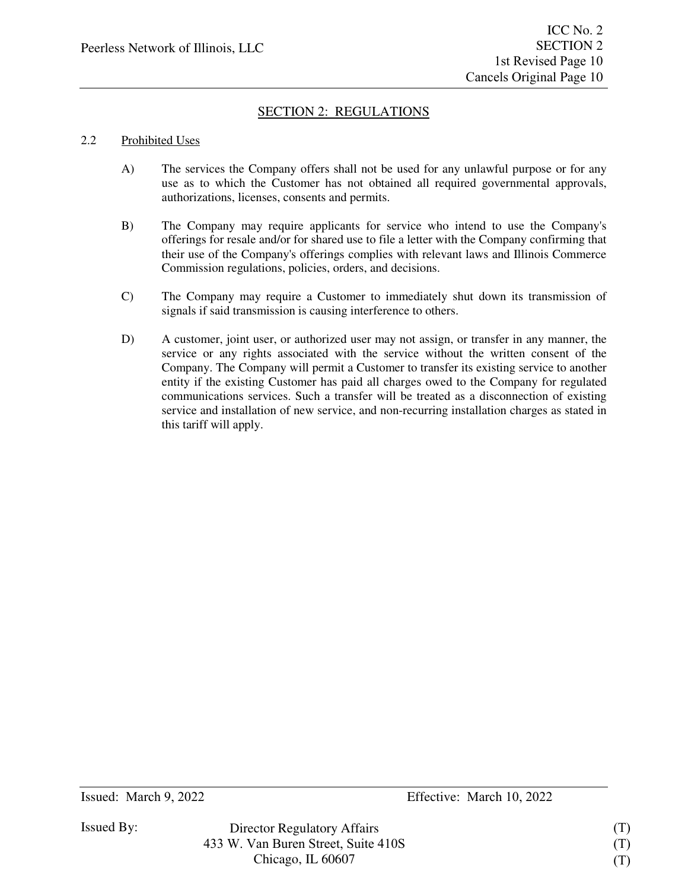## SECTION 2: REGULATIONS

### 2.2 Prohibited Uses

A) The services the Company offers shall not be used for any unlawful purpose or for any use as to which the Customer has not obtained all required governmental approvals, authorizations, licenses, consents and permits.

B) The Company may require applicants for service who intend to use the Company's offerings for resale and/or for shared use to file a letter with the Company confirming that their use of the Company's offerings complies with relevant laws and Illinois Commerce Commission regulations, policies, orders, and decisions.

C) The Company may require a Customer to immediately shut down its transmission of signals if said transmission is causing interference to others.

D) A customer, joint user, or authorized user may not assign, or transfer in any manner, the service or any rights associated with the service without the written consent of the Company. The Company will permit a Customer to transfer its existing service to another entity if the existing Customer has paid all charges owed to the Company for regulated communications services. Such a transfer will be treated as a disconnection of existing service and installation of new service, and non-recurring installation charges as stated in this tariff will apply.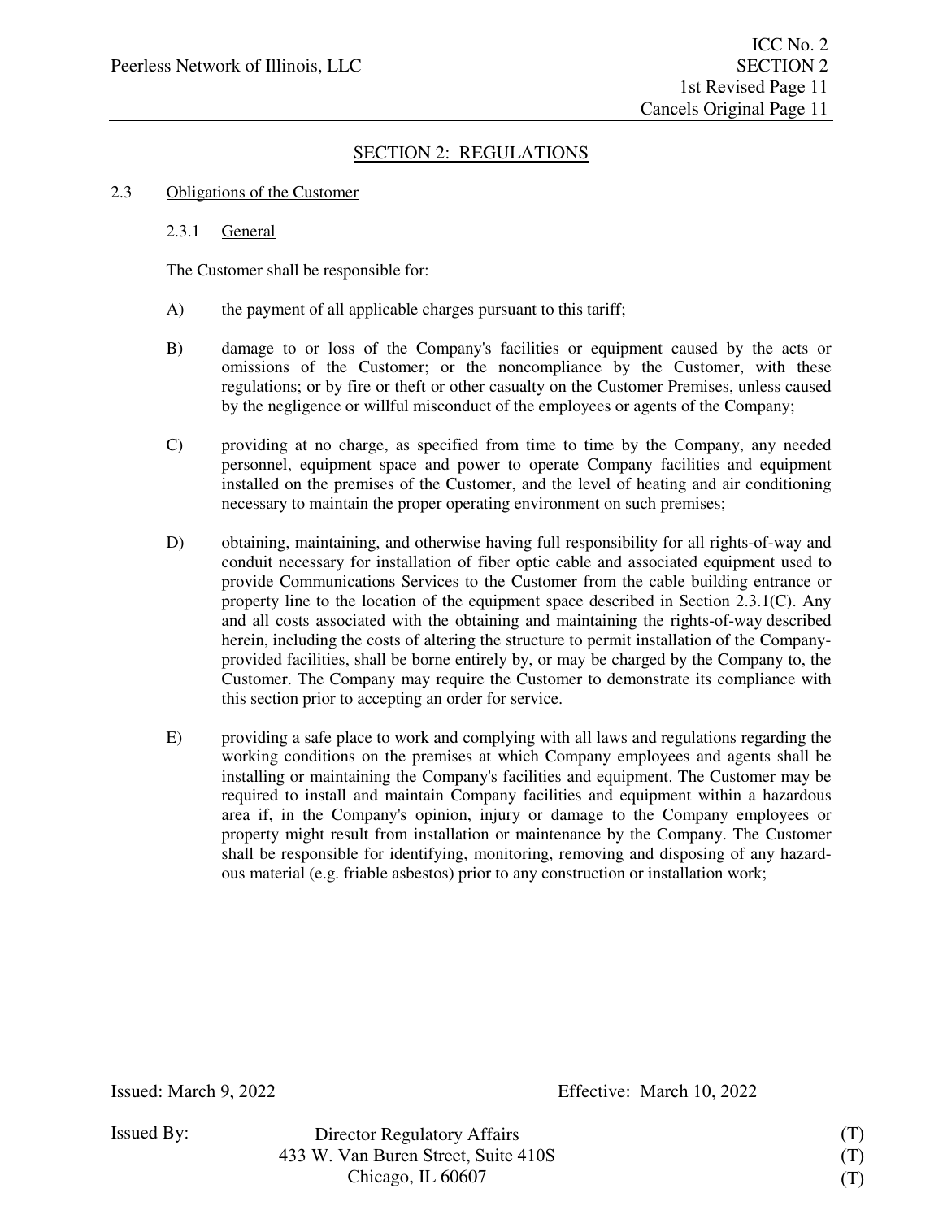## SECTION 2: REGULATIONS

### 2.3 Obligations of the Customer

#### 2.3.1 General

The Customer shall be responsible for:

A) the payment of all applicable charges pursuant to this tariff;

B) damage to or loss of the Company's facilities or equipment caused by the acts or omissions of the Customer; or the noncompliance by the Customer, with these regulations; or by fire or theft or other casualty on the Customer Premises, unless caused by the negligence or willful misconduct of the employees or agents of the Company;

C) providing at no charge, as specified from time to time by the Company, any needed personnel, equipment space and power to operate Company facilities and equipment installed on the premises of the Customer, and the level of heating and air conditioning necessary to maintain the proper operating environment on such premises;

D) obtaining, maintaining, and otherwise having full responsibility for all rights-of-way and conduit necessary for installation of fiber optic cable and associated equipment used to provide Communications Services to the Customer from the cable building entrance or property line to the location of the equipment space described in Section 2.3.1(C). Any and all costs associated with the obtaining and maintaining the rights-of-way described herein, including the costs of altering the structure to permit installation of the Company-provided facilities, shall be borne entirely by, or may be charged by the Company to, the Customer. The Company may require the Customer to demonstrate its compliance with this section prior to accepting an order for service.

E) providing a safe place to work and complying with all laws and regulations regarding the working conditions on the premises at which Company employees and agents shall be installing or maintaining the Company's facilities and equipment. The Customer may be required to install and maintain Company facilities and equipment within a hazardous area if, in the Company's opinion, injury or damage to the Company employees or property might result from installation or maintenance by the Company. The Customer shall be responsible for identifying, monitoring, removing and disposing of any hazardous material (e.g. friable asbestos) prior to any construction or installation work;

Issued: March 9, 2022 Effective: March 10, 2022

Issued By: Director Regulatory Affairs (T)
433 W. Van Buren Street, Suite 410S (T)
Chicago, IL 60607 (T)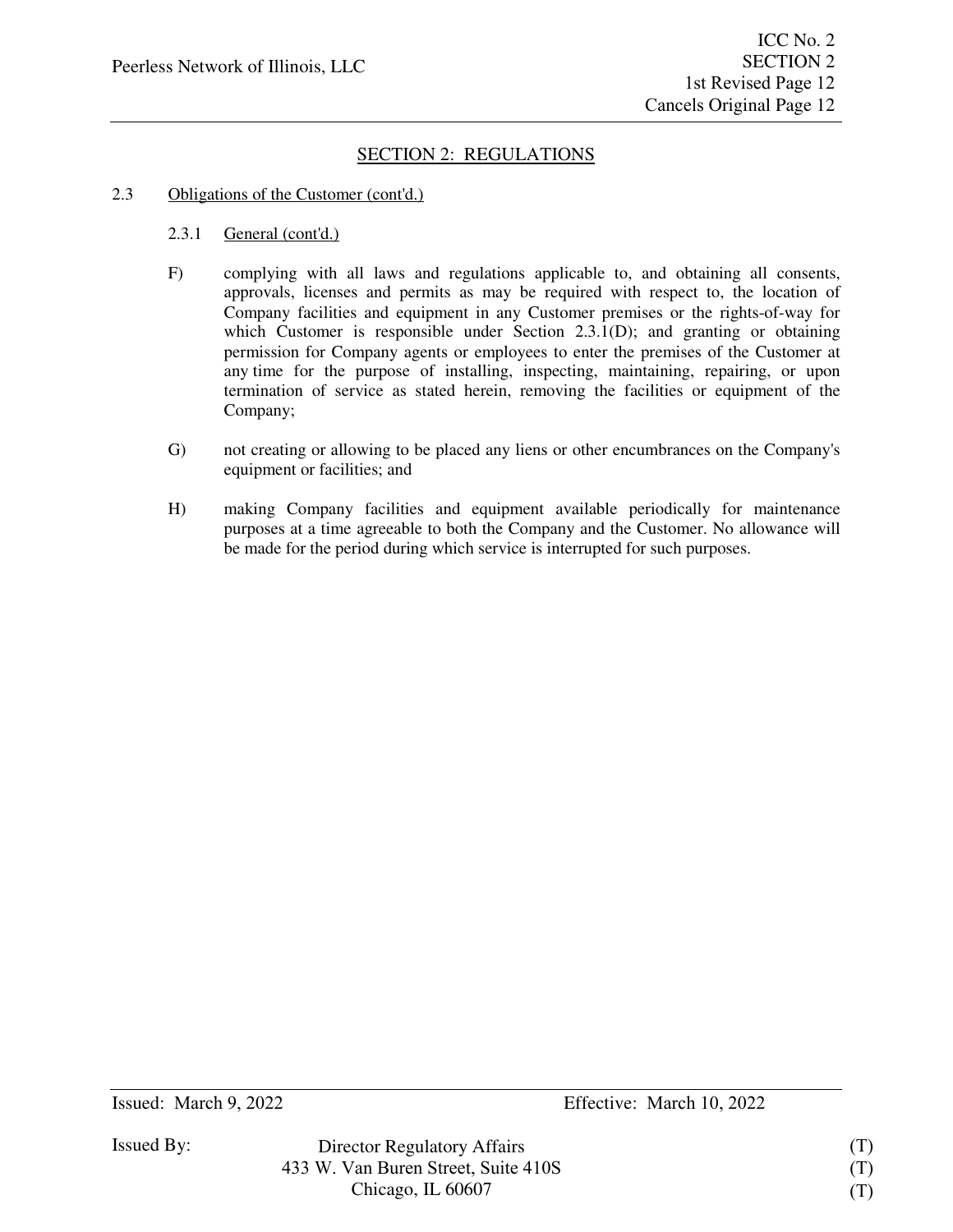## SECTION 2: REGULATIONS

2.3 Obligations of the Customer (cont'd.)

2.3.1 General (cont'd.)

F) complying with all laws and regulations applicable to, and obtaining all consents, approvals, licenses and permits as may be required with respect to, the location of Company facilities and equipment in any Customer premises or the rights-of-way for which Customer is responsible under Section 2.3.1(D); and granting or obtaining permission for Company agents or employees to enter the premises of the Customer at any time for the purpose of installing, inspecting, maintaining, repairing, or upon termination of service as stated herein, removing the facilities or equipment of the Company;

G) not creating or allowing to be placed any liens or other encumbrances on the Company's equipment or facilities; and

H) making Company facilities and equipment available periodically for maintenance purposes at a time agreeable to both the Company and the Customer. No allowance will be made for the period during which service is interrupted for such purposes.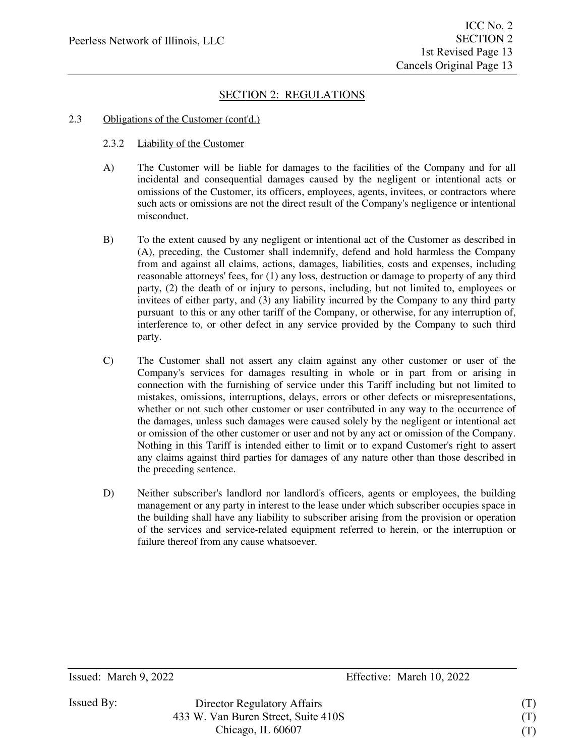## SECTION 2: REGULATIONS

2.3 Obligations of the Customer (cont'd.)

2.3.2 Liability of the Customer

A) The Customer will be liable for damages to the facilities of the Company and for all incidental and consequential damages caused by the negligent or intentional acts or omissions of the Customer, its officers, employees, agents, invitees, or contractors where such acts or omissions are not the direct result of the Company's negligence or intentional misconduct.

B) To the extent caused by any negligent or intentional act of the Customer as described in (A), preceding, the Customer shall indemnify, defend and hold harmless the Company from and against all claims, actions, damages, liabilities, costs and expenses, including reasonable attorneys' fees, for (1) any loss, destruction or damage to property of any third party, (2) the death of or injury to persons, including, but not limited to, employees or invitees of either party, and (3) any liability incurred by the Company to any third party pursuant to this or any other tariff of the Company, or otherwise, for any interruption of, interference to, or other defect in any service provided by the Company to such third party.

C) The Customer shall not assert any claim against any other customer or user of the Company's services for damages resulting in whole or in part from or arising in connection with the furnishing of service under this Tariff including but not limited to mistakes, omissions, interruptions, delays, errors or other defects or misrepresentations, whether or not such other customer or user contributed in any way to the occurrence of the damages, unless such damages were caused solely by the negligent or intentional act or omission of the other customer or user and not by any act or omission of the Company. Nothing in this Tariff is intended either to limit or to expand Customer's right to assert any claims against third parties for damages of any nature other than those described in the preceding sentence.

D) Neither subscriber's landlord nor landlord's officers, agents or employees, the building management or any party in interest to the lease under which subscriber occupies space in the building shall have any liability to subscriber arising from the provision or operation of the services and service-related equipment referred to herein, or the interruption or failure thereof from any cause whatsoever.

Issued: March 9, 2022 Effective: March 10, 2022

Issued By: Director Regulatory Affairs (T)
433 W. Van Buren Street, Suite 410S (T)
Chicago, IL 60607 (T)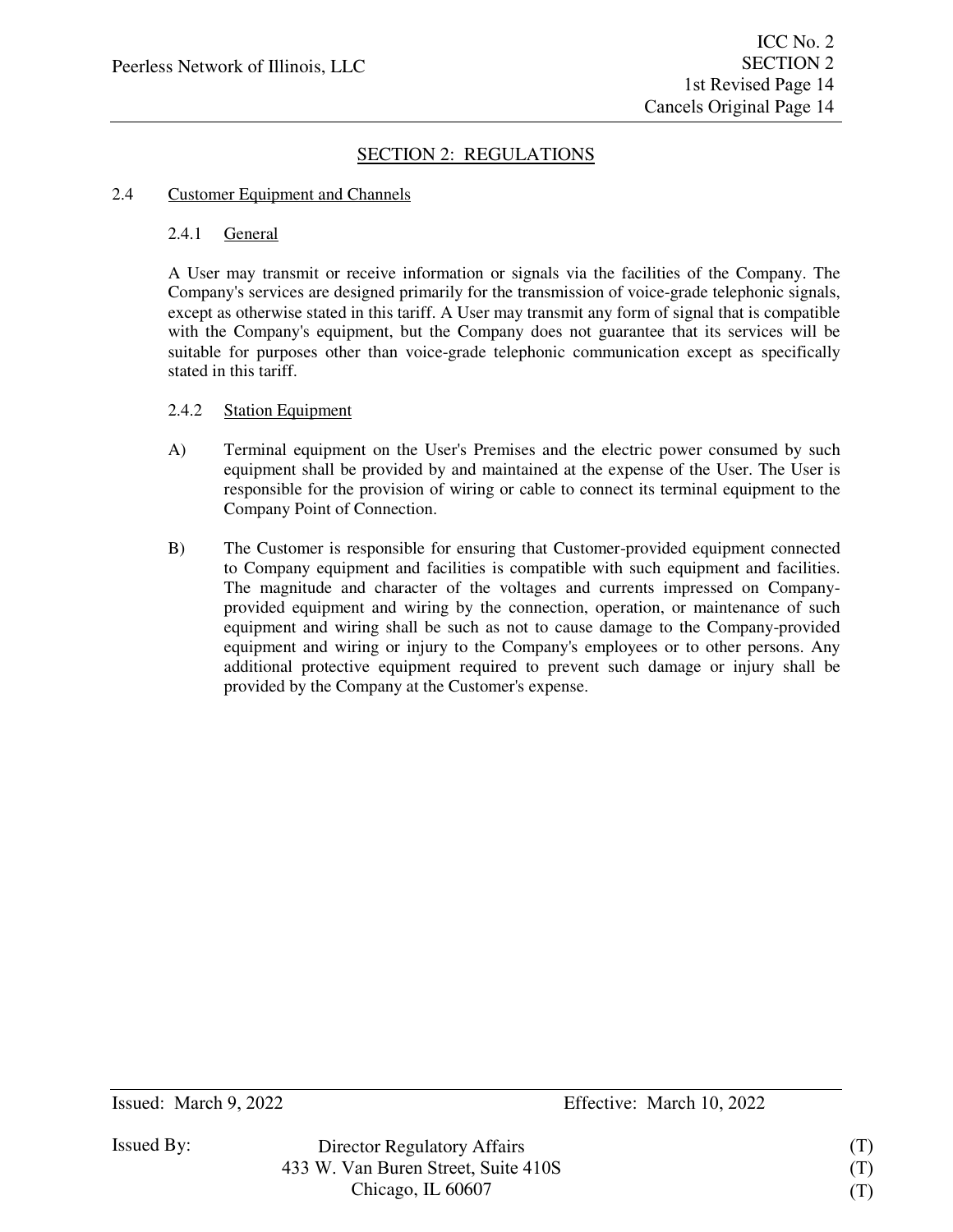# SECTION 2: REGULATIONS

## 2.4 Customer Equipment and Channels

### 2.4.1 General

A User may transmit or receive information or signals via the facilities of the Company. The Company's services are designed primarily for the transmission of voice-grade telephonic signals, except as otherwise stated in this tariff. A User may transmit any form of signal that is compatible with the Company's equipment, but the Company does not guarantee that its services will be suitable for purposes other than voice-grade telephonic communication except as specifically stated in this tariff.

### 2.4.2 Station Equipment

A) Terminal equipment on the User's Premises and the electric power consumed by such equipment shall be provided by and maintained at the expense of the User. The User is responsible for the provision of wiring or cable to connect its terminal equipment to the Company Point of Connection.

B) The Customer is responsible for ensuring that Customer-provided equipment connected to Company equipment and facilities is compatible with such equipment and facilities. The magnitude and character of the voltages and currents impressed on Company-provided equipment and wiring by the connection, operation, or maintenance of such equipment and wiring shall be such as not to cause damage to the Company-provided equipment and wiring or injury to the Company's employees or to other persons. Any additional protective equipment required to prevent such damage or injury shall be provided by the Company at the Customer's expense.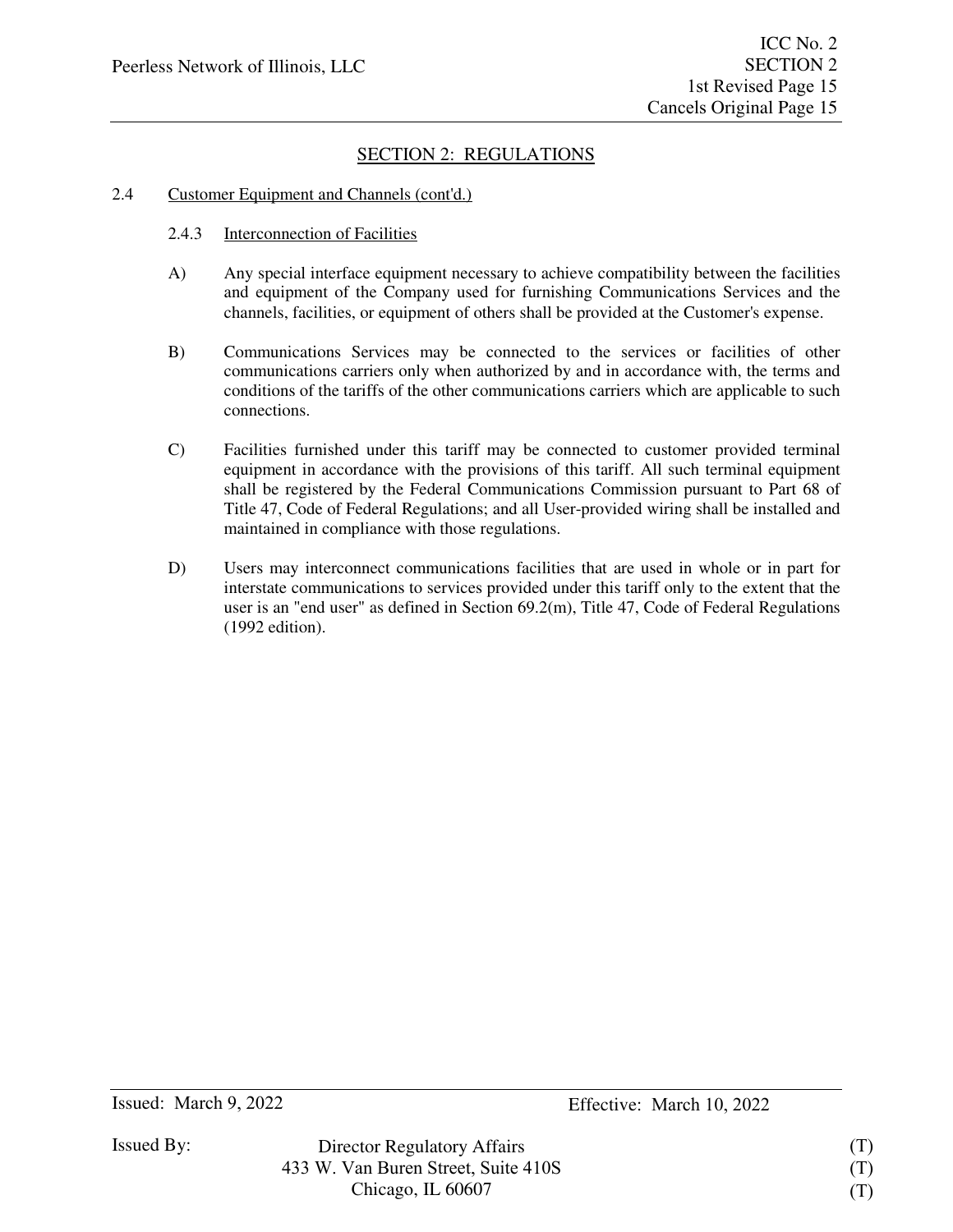## SECTION 2: REGULATIONS

2.4 Customer Equipment and Channels (cont'd.)

2.4.3 Interconnection of Facilities

A) Any special interface equipment necessary to achieve compatibility between the facilities and equipment of the Company used for furnishing Communications Services and the channels, facilities, or equipment of others shall be provided at the Customer's expense.

B) Communications Services may be connected to the services or facilities of other communications carriers only when authorized by and in accordance with, the terms and conditions of the tariffs of the other communications carriers which are applicable to such connections.

C) Facilities furnished under this tariff may be connected to customer provided terminal equipment in accordance with the provisions of this tariff. All such terminal equipment shall be registered by the Federal Communications Commission pursuant to Part 68 of Title 47, Code of Federal Regulations; and all User-provided wiring shall be installed and maintained in compliance with those regulations.

D) Users may interconnect communications facilities that are used in whole or in part for interstate communications to services provided under this tariff only to the extent that the user is an "end user" as defined in Section 69.2(m), Title 47, Code of Federal Regulations (1992 edition).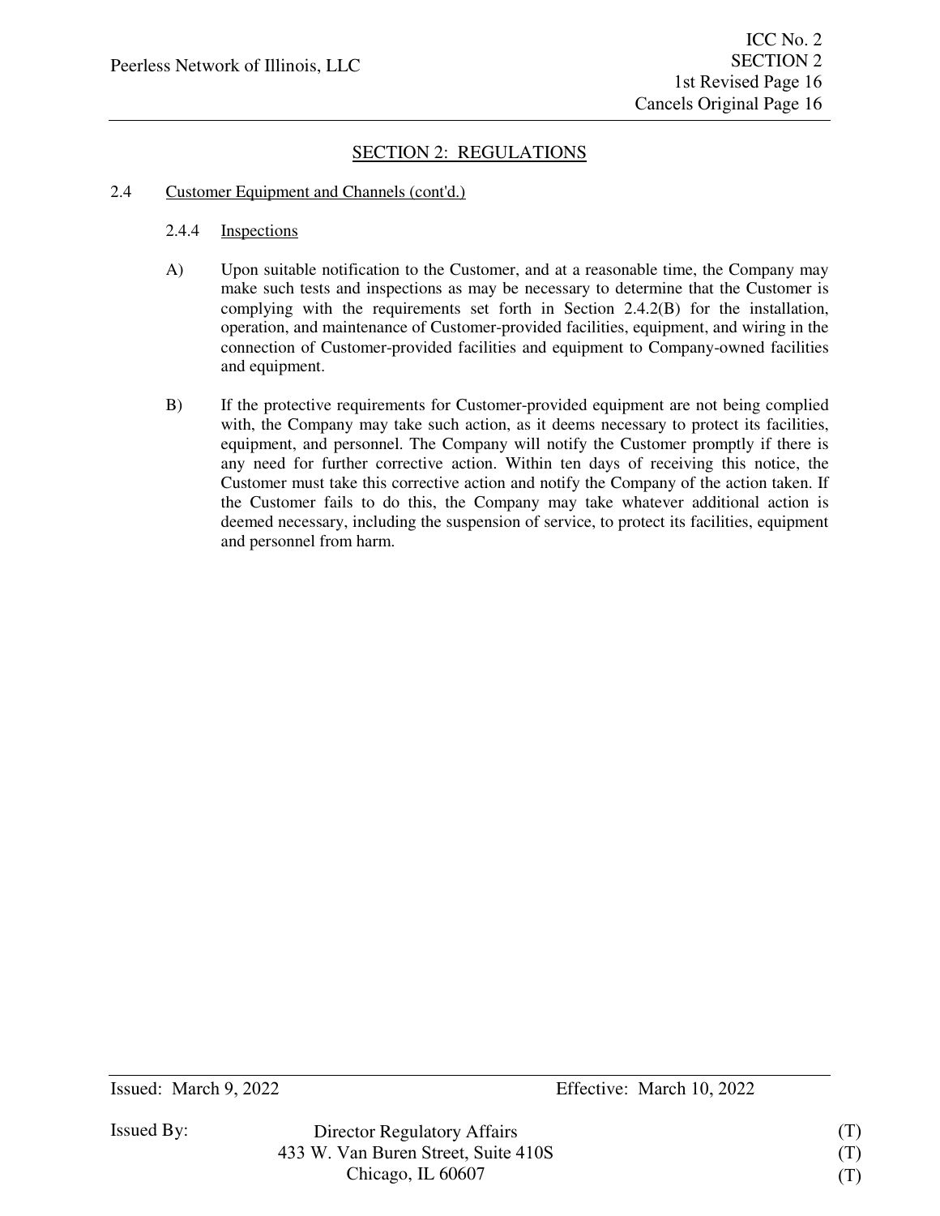## SECTION 2: REGULATIONS

2.4 Customer Equipment and Channels (cont'd.)

2.4.4 Inspections

A) Upon suitable notification to the Customer, and at a reasonable time, the Company may make such tests and inspections as may be necessary to determine that the Customer is complying with the requirements set forth in Section 2.4.2(B) for the installation, operation, and maintenance of Customer-provided facilities, equipment, and wiring in the connection of Customer-provided facilities and equipment to Company-owned facilities and equipment.

B) If the protective requirements for Customer-provided equipment are not being complied with, the Company may take such action, as it deems necessary to protect its facilities, equipment, and personnel. The Company will notify the Customer promptly if there is any need for further corrective action. Within ten days of receiving this notice, the Customer must take this corrective action and notify the Company of the action taken. If the Customer fails to do this, the Company may take whatever additional action is deemed necessary, including the suspension of service, to protect its facilities, equipment and personnel from harm.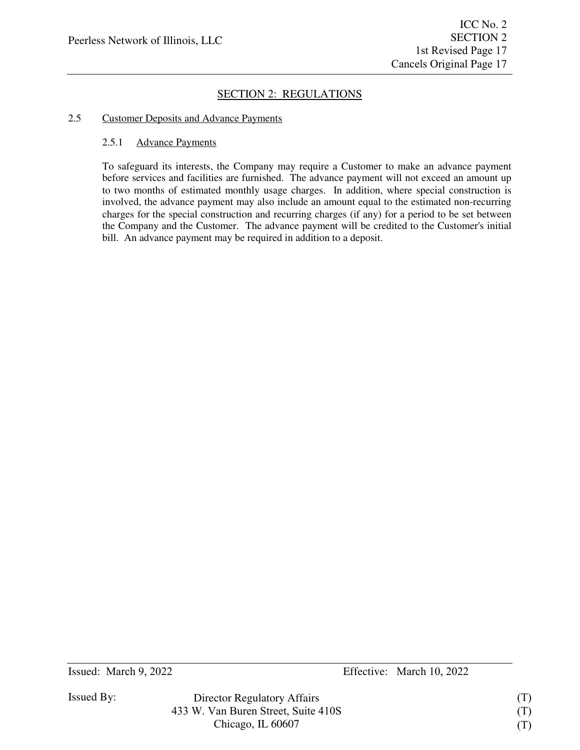## SECTION 2: REGULATIONS

### 2.5 Customer Deposits and Advance Payments

#### 2.5.1 Advance Payments

To safeguard its interests, the Company may require a Customer to make an advance payment before services and facilities are furnished. The advance payment will not exceed an amount up to two months of estimated monthly usage charges. In addition, where special construction is involved, the advance payment may also include an amount equal to the estimated non-recurring charges for the special construction and recurring charges (if any) for a period to be set between the Company and the Customer. The advance payment will be credited to the Customer's initial bill. An advance payment may be required in addition to a deposit.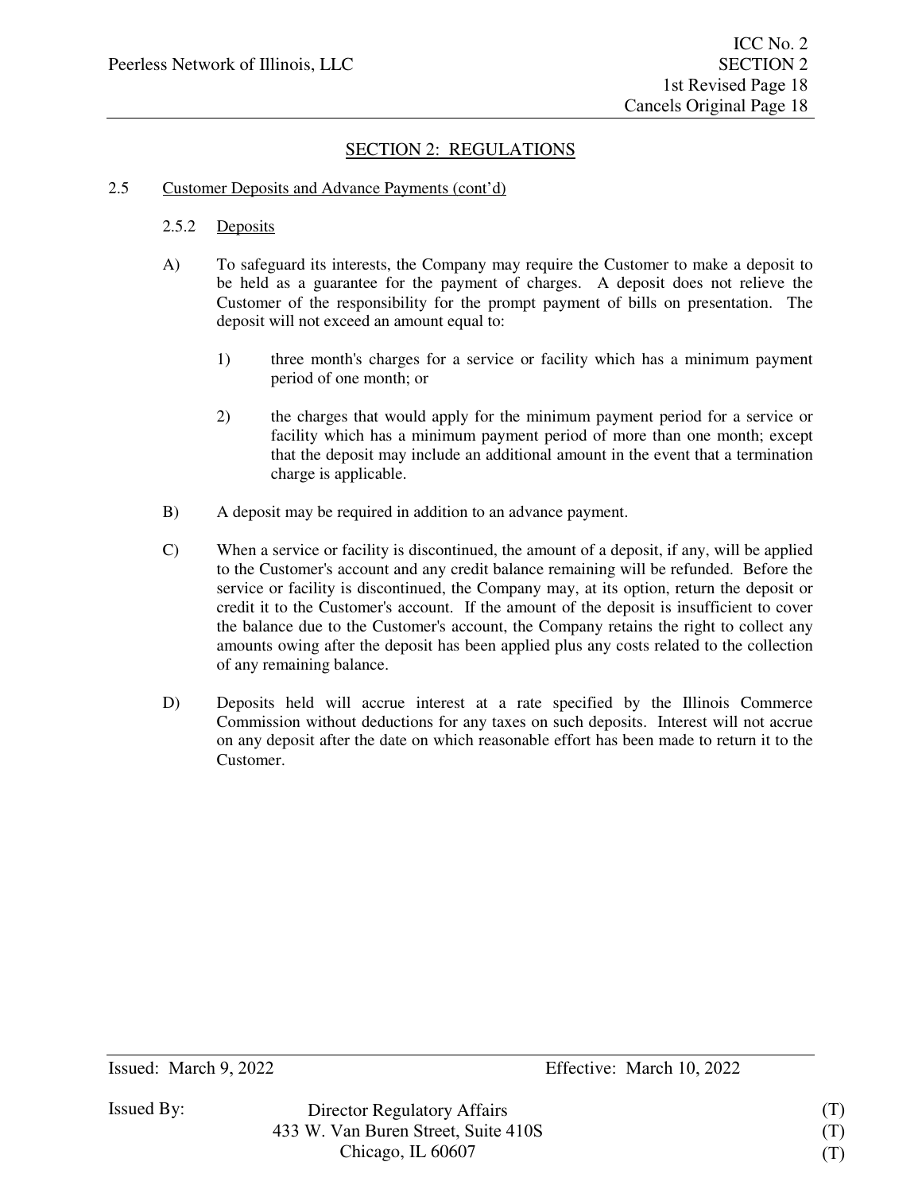## SECTION 2: REGULATIONS

### 2.5 Customer Deposits and Advance Payments (cont'd)

#### 2.5.2 Deposits

A) To safeguard its interests, the Company may require the Customer to make a deposit to be held as a guarantee for the payment of charges. A deposit does not relieve the Customer of the responsibility for the prompt payment of bills on presentation. The deposit will not exceed an amount equal to:

1) three month's charges for a service or facility which has a minimum payment period of one month; or

2) the charges that would apply for the minimum payment period for a service or facility which has a minimum payment period of more than one month; except that the deposit may include an additional amount in the event that a termination charge is applicable.

B) A deposit may be required in addition to an advance payment.

C) When a service or facility is discontinued, the amount of a deposit, if any, will be applied to the Customer's account and any credit balance remaining will be refunded. Before the service or facility is discontinued, the Company may, at its option, return the deposit or credit it to the Customer's account. If the amount of the deposit is insufficient to cover the balance due to the Customer's account, the Company retains the right to collect any amounts owing after the deposit has been applied plus any costs related to the collection of any remaining balance.

D) Deposits held will accrue interest at a rate specified by the Illinois Commerce Commission without deductions for any taxes on such deposits. Interest will not accrue on any deposit after the date on which reasonable effort has been made to return it to the Customer.

Issued: March 9, 2022 Effective: March 10, 2022

Issued By: Director Regulatory Affairs (T)
433 W. Van Buren Street, Suite 410S (T)
Chicago, IL 60607 (T)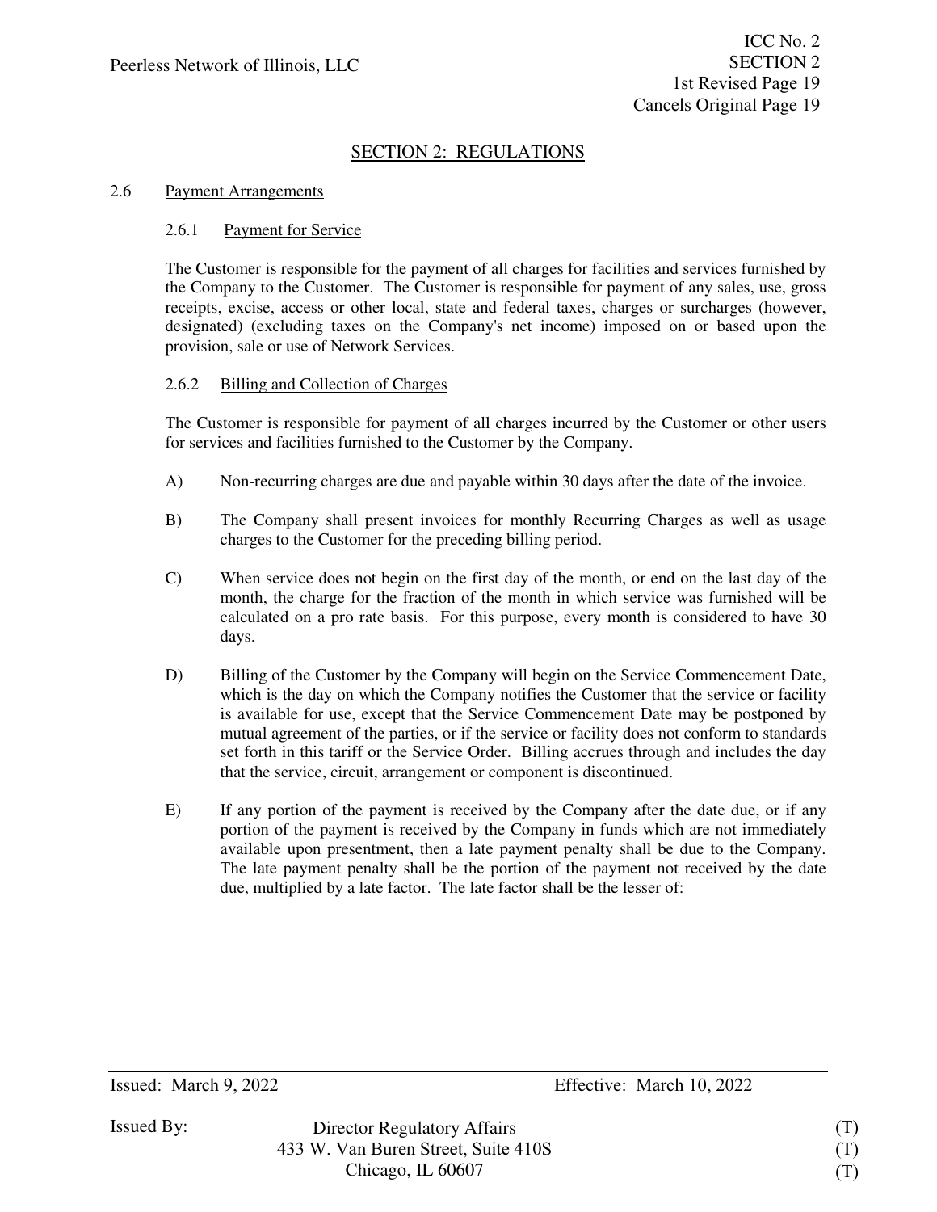## SECTION 2: REGULATIONS

2.6 Payment Arrangements

2.6.1 Payment for Service

The Customer is responsible for the payment of all charges for facilities and services furnished by the Company to the Customer. The Customer is responsible for payment of any sales, use, gross receipts, excise, access or other local, state and federal taxes, charges or surcharges (however, designated) (excluding taxes on the Company's net income) imposed on or based upon the provision, sale or use of Network Services.

2.6.2 Billing and Collection of Charges

The Customer is responsible for payment of all charges incurred by the Customer or other users for services and facilities furnished to the Customer by the Company.

A) Non-recurring charges are due and payable within 30 days after the date of the invoice.

B) The Company shall present invoices for monthly Recurring Charges as well as usage charges to the Customer for the preceding billing period.

C) When service does not begin on the first day of the month, or end on the last day of the month, the charge for the fraction of the month in which service was furnished will be calculated on a pro rate basis. For this purpose, every month is considered to have 30 days.

D) Billing of the Customer by the Company will begin on the Service Commencement Date, which is the day on which the Company notifies the Customer that the service or facility is available for use, except that the Service Commencement Date may be postponed by mutual agreement of the parties, or if the service or facility does not conform to standards set forth in this tariff or the Service Order. Billing accrues through and includes the day that the service, circuit, arrangement or component is discontinued.

E) If any portion of the payment is received by the Company after the date due, or if any portion of the payment is received by the Company in funds which are not immediately available upon presentment, then a late payment penalty shall be due to the Company. The late payment penalty shall be the portion of the payment not received by the date due, multiplied by a late factor. The late factor shall be the lesser of: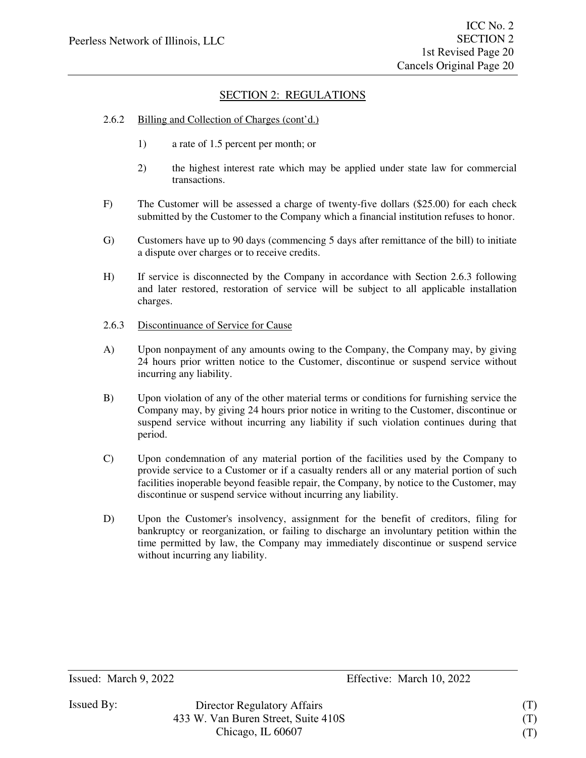## SECTION 2: REGULATIONS

2.6.2 Billing and Collection of Charges (cont'd.)

1) a rate of 1.5 percent per month; or

2) the highest interest rate which may be applied under state law for commercial transactions.

F) The Customer will be assessed a charge of twenty-five dollars ($25.00) for each check submitted by the Customer to the Company which a financial institution refuses to honor.

G) Customers have up to 90 days (commencing 5 days after remittance of the bill) to initiate a dispute over charges or to receive credits.

H) If service is disconnected by the Company in accordance with Section 2.6.3 following and later restored, restoration of service will be subject to all applicable installation charges.

2.6.3 Discontinuance of Service for Cause

A) Upon nonpayment of any amounts owing to the Company, the Company may, by giving 24 hours prior written notice to the Customer, discontinue or suspend service without incurring any liability.

B) Upon violation of any of the other material terms or conditions for furnishing service the Company may, by giving 24 hours prior notice in writing to the Customer, discontinue or suspend service without incurring any liability if such violation continues during that period.

C) Upon condemnation of any material portion of the facilities used by the Company to provide service to a Customer or if a casualty renders all or any material portion of such facilities inoperable beyond feasible repair, the Company, by notice to the Customer, may discontinue or suspend service without incurring any liability.

D) Upon the Customer's insolvency, assignment for the benefit of creditors, filing for bankruptcy or reorganization, or failing to discharge an involuntary petition within the time permitted by law, the Company may immediately discontinue or suspend service without incurring any liability.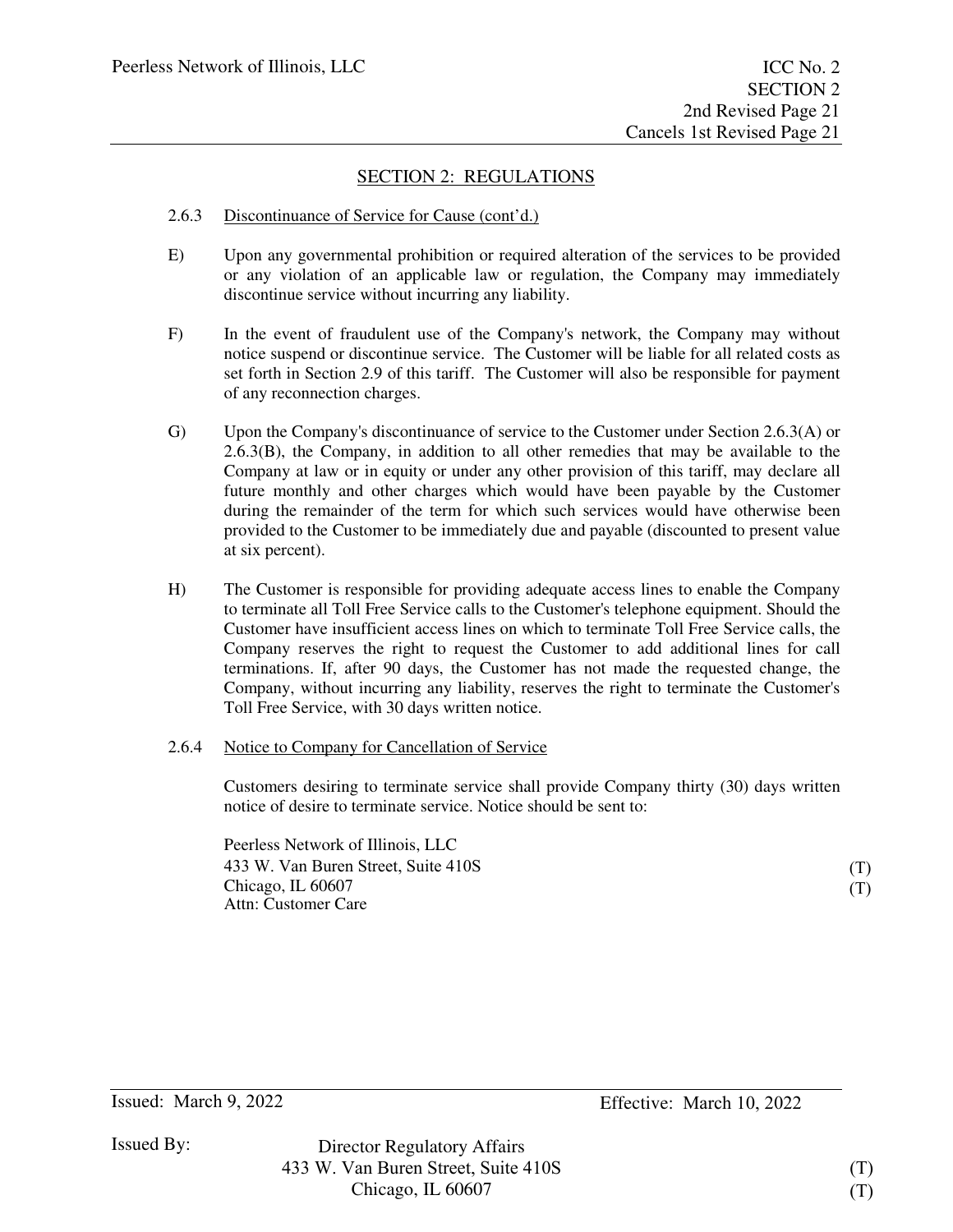## SECTION 2: REGULATIONS

2.6.3 Discontinuance of Service for Cause (cont'd.)

E) Upon any governmental prohibition or required alteration of the services to be provided or any violation of an applicable law or regulation, the Company may immediately discontinue service without incurring any liability.

F) In the event of fraudulent use of the Company's network, the Company may without notice suspend or discontinue service. The Customer will be liable for all related costs as set forth in Section 2.9 of this tariff. The Customer will also be responsible for payment of any reconnection charges.

G) Upon the Company's discontinuance of service to the Customer under Section 2.6.3(A) or 2.6.3(B), the Company, in addition to all other remedies that may be available to the Company at law or in equity or under any other provision of this tariff, may declare all future monthly and other charges which would have been payable by the Customer during the remainder of the term for which such services would have otherwise been provided to the Customer to be immediately due and payable (discounted to present value at six percent).

H) The Customer is responsible for providing adequate access lines to enable the Company to terminate all Toll Free Service calls to the Customer's telephone equipment. Should the Customer have insufficient access lines on which to terminate Toll Free Service calls, the Company reserves the right to request the Customer to add additional lines for call terminations. If, after 90 days, the Customer has not made the requested change, the Company, without incurring any liability, reserves the right to terminate the Customer's Toll Free Service, with 30 days written notice.

2.6.4 Notice to Company for Cancellation of Service

Customers desiring to terminate service shall provide Company thirty (30) days written notice of desire to terminate service. Notice should be sent to:

Peerless Network of Illinois, LLC
433 W. Van Buren Street, Suite 410S (T)
Chicago, IL 60607 (T)
Attn: Customer Care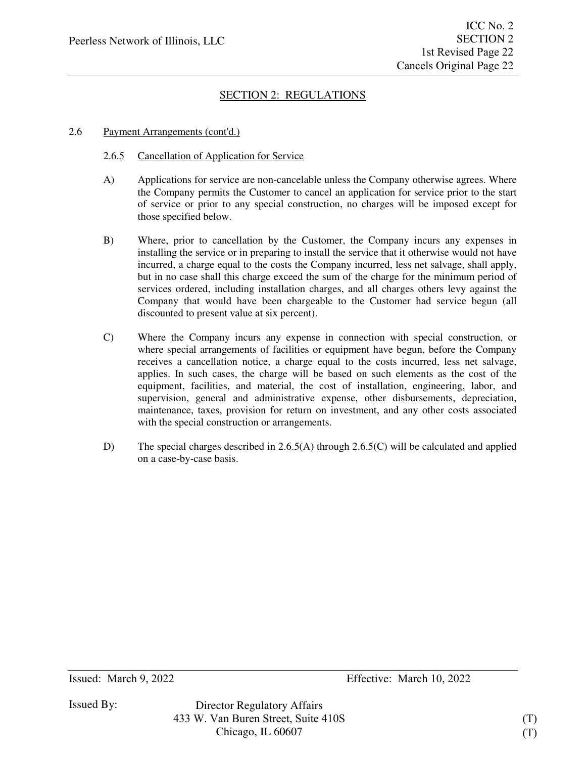## SECTION 2: REGULATIONS

2.6 Payment Arrangements (cont'd.)

2.6.5 Cancellation of Application for Service

A) Applications for service are non-cancelable unless the Company otherwise agrees. Where the Company permits the Customer to cancel an application for service prior to the start of service or prior to any special construction, no charges will be imposed except for those specified below.

B) Where, prior to cancellation by the Customer, the Company incurs any expenses in installing the service or in preparing to install the service that it otherwise would not have incurred, a charge equal to the costs the Company incurred, less net salvage, shall apply, but in no case shall this charge exceed the sum of the charge for the minimum period of services ordered, including installation charges, and all charges others levy against the Company that would have been chargeable to the Customer had service begun (all discounted to present value at six percent).

C) Where the Company incurs any expense in connection with special construction, or where special arrangements of facilities or equipment have begun, before the Company receives a cancellation notice, a charge equal to the costs incurred, less net salvage, applies. In such cases, the charge will be based on such elements as the cost of the equipment, facilities, and material, the cost of installation, engineering, labor, and supervision, general and administrative expense, other disbursements, depreciation, maintenance, taxes, provision for return on investment, and any other costs associated with the special construction or arrangements.

D) The special charges described in 2.6.5(A) through 2.6.5(C) will be calculated and applied on a case-by-case basis.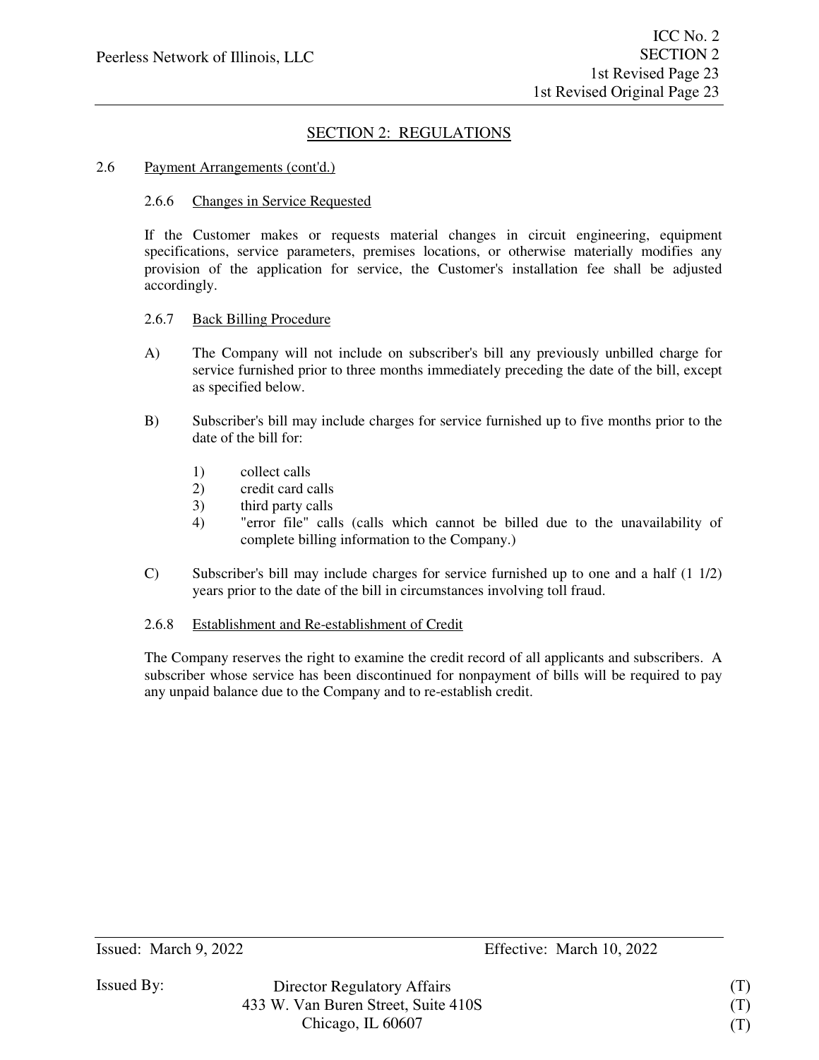## SECTION 2: REGULATIONS

### 2.6 Payment Arrangements (cont'd.)

#### 2.6.6 Changes in Service Requested

If the Customer makes or requests material changes in circuit engineering, equipment specifications, service parameters, premises locations, or otherwise materially modifies any provision of the application for service, the Customer's installation fee shall be adjusted accordingly.

#### 2.6.7 Back Billing Procedure

A) The Company will not include on subscriber's bill any previously unbilled charge for service furnished prior to three months immediately preceding the date of the bill, except as specified below.

B) Subscriber's bill may include charges for service furnished up to five months prior to the date of the bill for:

1) collect calls
2) credit card calls
3) third party calls
4) "error file" calls (calls which cannot be billed due to the unavailability of complete billing information to the Company.)

C) Subscriber's bill may include charges for service furnished up to one and a half (1 1/2) years prior to the date of the bill in circumstances involving toll fraud.

#### 2.6.8 Establishment and Re-establishment of Credit

The Company reserves the right to examine the credit record of all applicants and subscribers. A subscriber whose service has been discontinued for nonpayment of bills will be required to pay any unpaid balance due to the Company and to re-establish credit.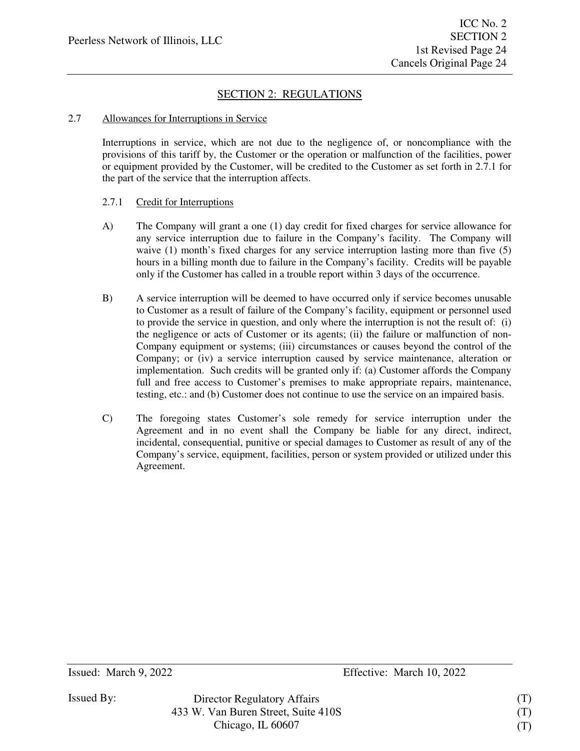## SECTION 2: REGULATIONS

### 2.7 Allowances for Interruptions in Service

Interruptions in service, which are not due to the negligence of, or noncompliance with the provisions of this tariff by, the Customer or the operation or malfunction of the facilities, power or equipment provided by the Customer, will be credited to the Customer as set forth in 2.7.1 for the part of the service that the interruption affects.

#### 2.7.1 Credit for Interruptions

A) The Company will grant a one (1) day credit for fixed charges for service allowance for any service interruption due to failure in the Company's facility. The Company will waive (1) month's fixed charges for any service interruption lasting more than five (5) hours in a billing month due to failure in the Company's facility. Credits will be payable only if the Customer has called in a trouble report within 3 days of the occurrence.

B) A service interruption will be deemed to have occurred only if service becomes unusable to Customer as a result of failure of the Company's facility, equipment or personnel used to provide the service in question, and only where the interruption is not the result of: (i) the negligence or acts of Customer or its agents; (ii) the failure or malfunction of non-Company equipment or systems; (iii) circumstances or causes beyond the control of the Company; or (iv) a service interruption caused by service maintenance, alteration or implementation. Such credits will be granted only if: (a) Customer affords the Company full and free access to Customer's premises to make appropriate repairs, maintenance, testing, etc.: and (b) Customer does not continue to use the service on an impaired basis.

C) The foregoing states Customer's sole remedy for service interruption under the Agreement and in no event shall the Company be liable for any direct, indirect, incidental, consequential, punitive or special damages to Customer as result of any of the Company's service, equipment, facilities, person or system provided or utilized under this Agreement.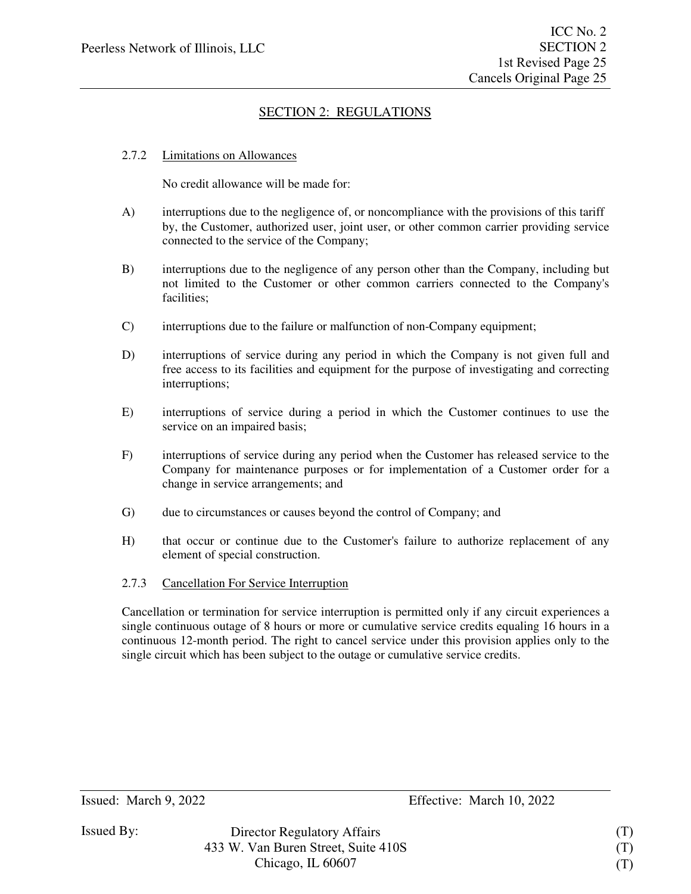## SECTION 2: REGULATIONS

### 2.7.2 Limitations on Allowances

No credit allowance will be made for:

A) interruptions due to the negligence of, or noncompliance with the provisions of this tariff by, the Customer, authorized user, joint user, or other common carrier providing service connected to the service of the Company;

B) interruptions due to the negligence of any person other than the Company, including but not limited to the Customer or other common carriers connected to the Company's facilities;

C) interruptions due to the failure or malfunction of non-Company equipment;

D) interruptions of service during any period in which the Company is not given full and free access to its facilities and equipment for the purpose of investigating and correcting interruptions;

E) interruptions of service during a period in which the Customer continues to use the service on an impaired basis;

F) interruptions of service during any period when the Customer has released service to the Company for maintenance purposes or for implementation of a Customer order for a change in service arrangements; and

G) due to circumstances or causes beyond the control of Company; and

H) that occur or continue due to the Customer's failure to authorize replacement of any element of special construction.

### 2.7.3 Cancellation For Service Interruption

Cancellation or termination for service interruption is permitted only if any circuit experiences a single continuous outage of 8 hours or more or cumulative service credits equaling 16 hours in a continuous 12-month period. The right to cancel service under this provision applies only to the single circuit which has been subject to the outage or cumulative service credits.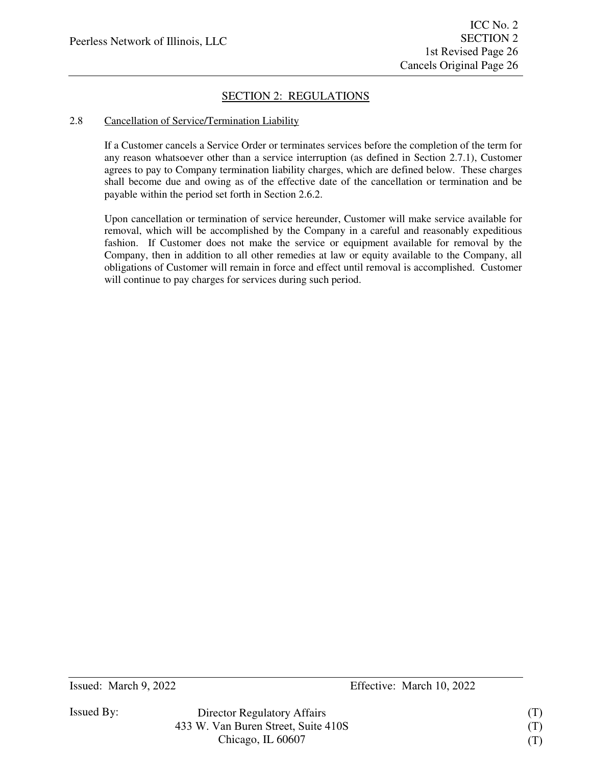## SECTION 2: REGULATIONS

### 2.8 Cancellation of Service/Termination Liability

If a Customer cancels a Service Order or terminates services before the completion of the term for any reason whatsoever other than a service interruption (as defined in Section 2.7.1), Customer agrees to pay to Company termination liability charges, which are defined below. These charges shall become due and owing as of the effective date of the cancellation or termination and be payable within the period set forth in Section 2.6.2.

Upon cancellation or termination of service hereunder, Customer will make service available for removal, which will be accomplished by the Company in a careful and reasonably expeditious fashion. If Customer does not make the service or equipment available for removal by the Company, then in addition to all other remedies at law or equity available to the Company, all obligations of Customer will remain in force and effect until removal is accomplished. Customer will continue to pay charges for services during such period.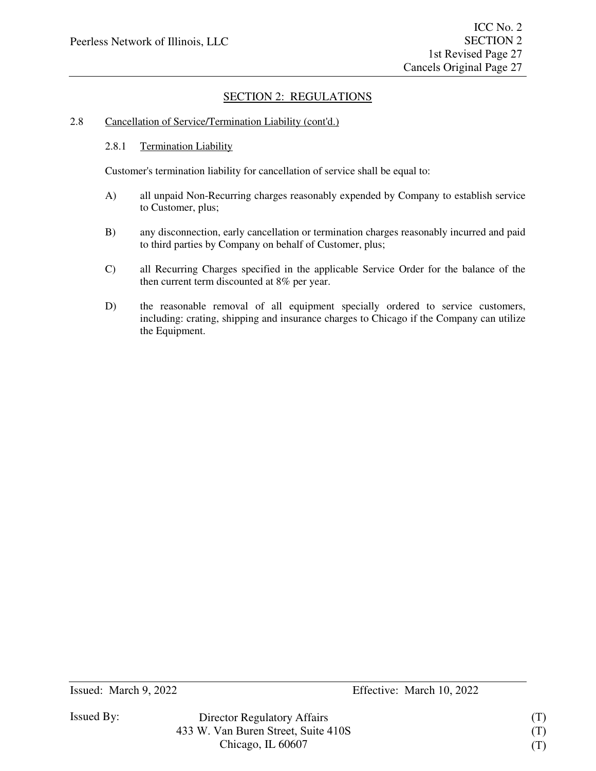## SECTION 2: REGULATIONS

2.8 Cancellation of Service/Termination Liability (cont'd.)

2.8.1 Termination Liability

Customer's termination liability for cancellation of service shall be equal to:

A) all unpaid Non-Recurring charges reasonably expended by Company to establish service to Customer, plus;

B) any disconnection, early cancellation or termination charges reasonably incurred and paid to third parties by Company on behalf of Customer, plus;

C) all Recurring Charges specified in the applicable Service Order for the balance of the then current term discounted at 8% per year.

D) the reasonable removal of all equipment specially ordered to service customers, including: crating, shipping and insurance charges to Chicago if the Company can utilize the Equipment.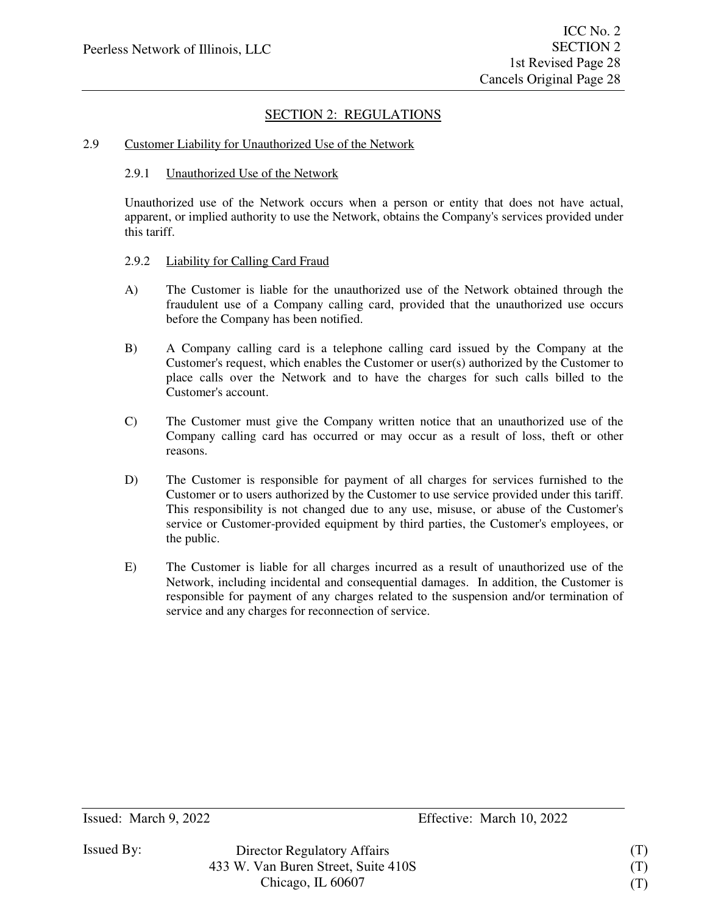## SECTION 2: REGULATIONS

### 2.9 Customer Liability for Unauthorized Use of the Network

#### 2.9.1 Unauthorized Use of the Network

Unauthorized use of the Network occurs when a person or entity that does not have actual, apparent, or implied authority to use the Network, obtains the Company's services provided under this tariff.

#### 2.9.2 Liability for Calling Card Fraud

A) The Customer is liable for the unauthorized use of the Network obtained through the fraudulent use of a Company calling card, provided that the unauthorized use occurs before the Company has been notified.

B) A Company calling card is a telephone calling card issued by the Company at the Customer's request, which enables the Customer or user(s) authorized by the Customer to place calls over the Network and to have the charges for such calls billed to the Customer's account.

C) The Customer must give the Company written notice that an unauthorized use of the Company calling card has occurred or may occur as a result of loss, theft or other reasons.

D) The Customer is responsible for payment of all charges for services furnished to the Customer or to users authorized by the Customer to use service provided under this tariff. This responsibility is not changed due to any use, misuse, or abuse of the Customer's service or Customer-provided equipment by third parties, the Customer's employees, or the public.

E) The Customer is liable for all charges incurred as a result of unauthorized use of the Network, including incidental and consequential damages. In addition, the Customer is responsible for payment of any charges related to the suspension and/or termination of service and any charges for reconnection of service.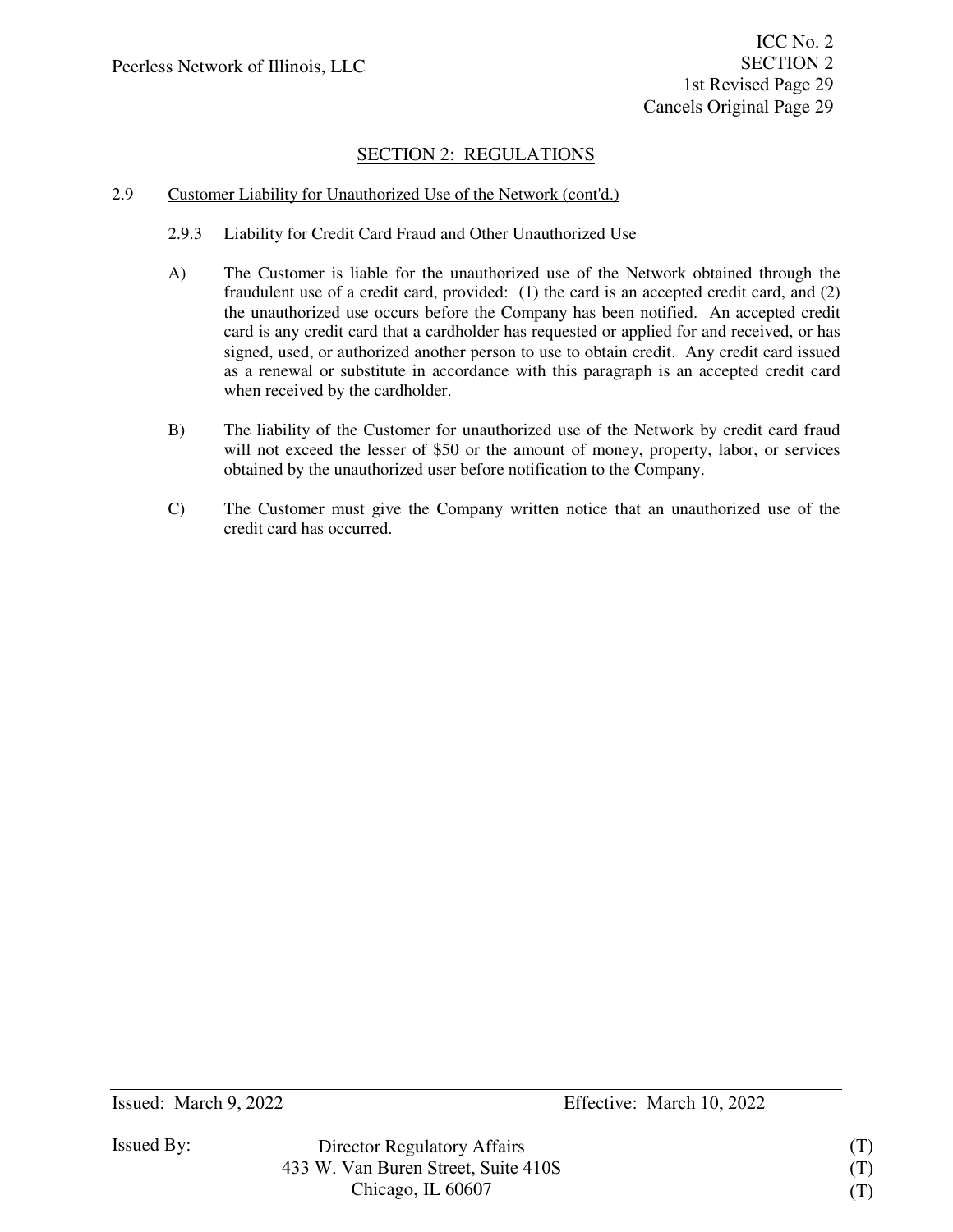## SECTION 2: REGULATIONS

2.9 Customer Liability for Unauthorized Use of the Network (cont'd.)

2.9.3 Liability for Credit Card Fraud and Other Unauthorized Use

A) The Customer is liable for the unauthorized use of the Network obtained through the fraudulent use of a credit card, provided: (1) the card is an accepted credit card, and (2) the unauthorized use occurs before the Company has been notified. An accepted credit card is any credit card that a cardholder has requested or applied for and received, or has signed, used, or authorized another person to use to obtain credit. Any credit card issued as a renewal or substitute in accordance with this paragraph is an accepted credit card when received by the cardholder.

B) The liability of the Customer for unauthorized use of the Network by credit card fraud will not exceed the lesser of $50 or the amount of money, property, labor, or services obtained by the unauthorized user before notification to the Company.

C) The Customer must give the Company written notice that an unauthorized use of the credit card has occurred.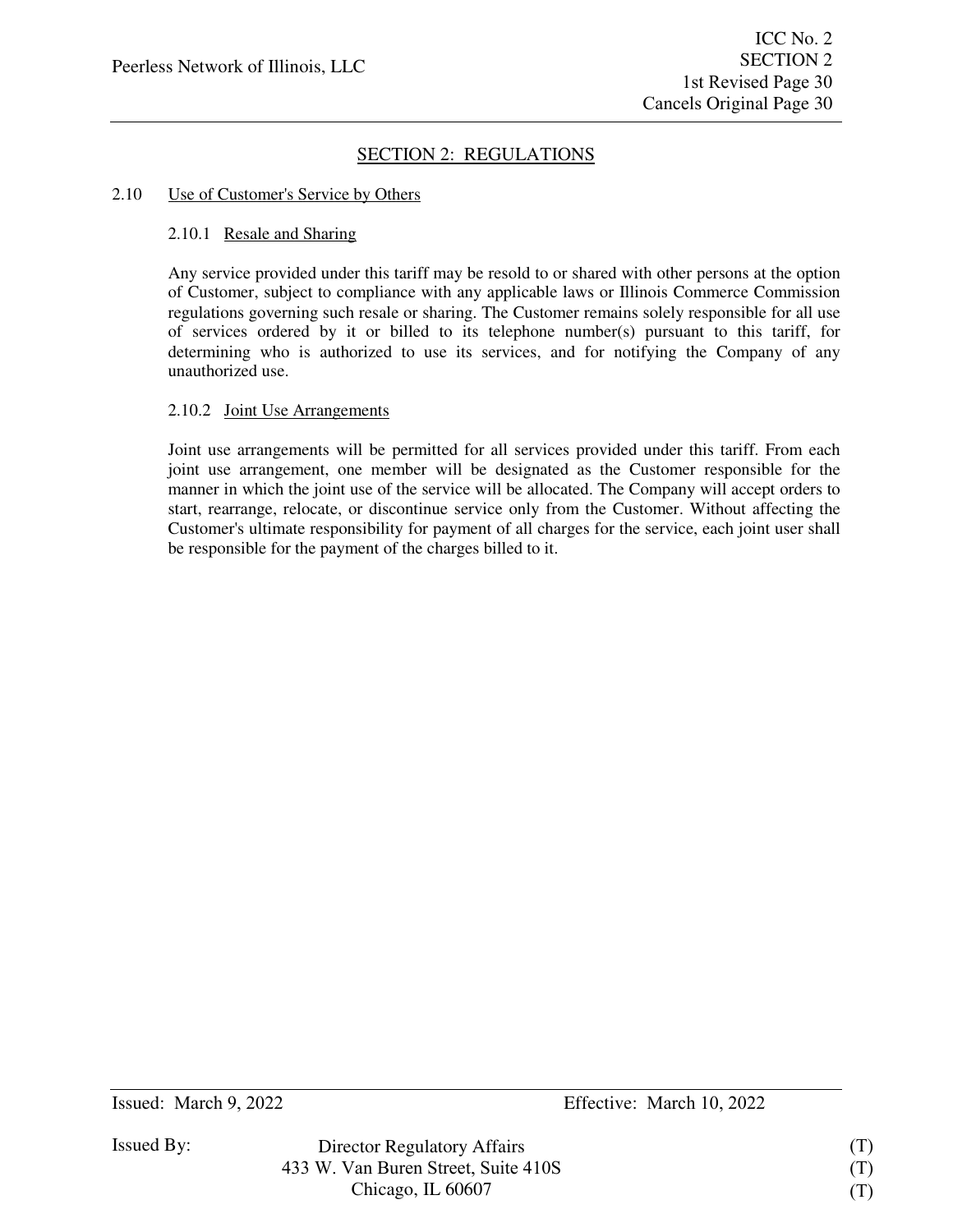## SECTION 2: REGULATIONS

### 2.10 Use of Customer's Service by Others

#### 2.10.1 Resale and Sharing

Any service provided under this tariff may be resold to or shared with other persons at the option of Customer, subject to compliance with any applicable laws or Illinois Commerce Commission regulations governing such resale or sharing. The Customer remains solely responsible for all use of services ordered by it or billed to its telephone number(s) pursuant to this tariff, for determining who is authorized to use its services, and for notifying the Company of any unauthorized use.

#### 2.10.2 Joint Use Arrangements

Joint use arrangements will be permitted for all services provided under this tariff. From each joint use arrangement, one member will be designated as the Customer responsible for the manner in which the joint use of the service will be allocated. The Company will accept orders to start, rearrange, relocate, or discontinue service only from the Customer. Without affecting the Customer's ultimate responsibility for payment of all charges for the service, each joint user shall be responsible for the payment of the charges billed to it.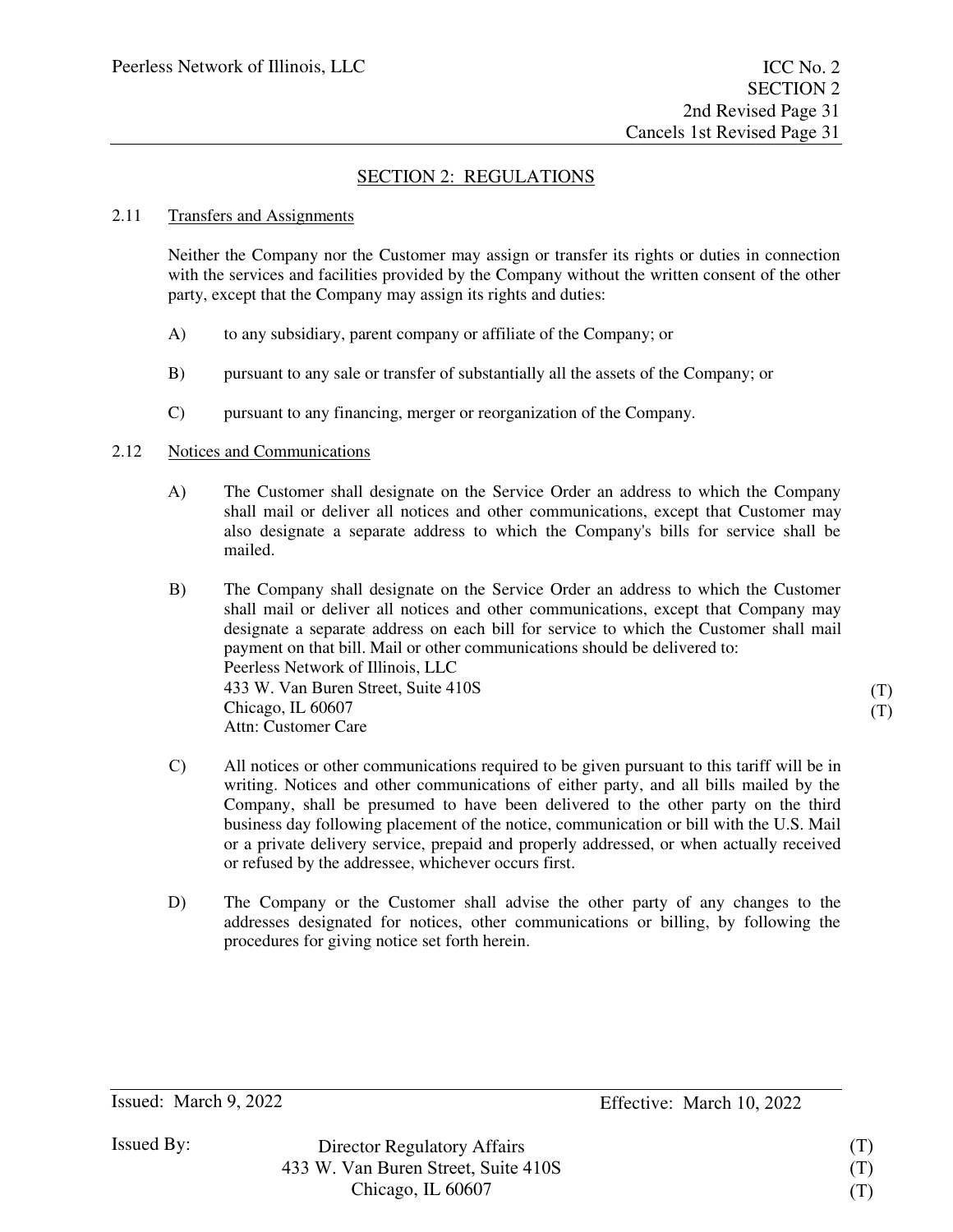## SECTION 2: REGULATIONS

### 2.11 Transfers and Assignments

Neither the Company nor the Customer may assign or transfer its rights or duties in connection with the services and facilities provided by the Company without the written consent of the other party, except that the Company may assign its rights and duties:

A) to any subsidiary, parent company or affiliate of the Company; or

B) pursuant to any sale or transfer of substantially all the assets of the Company; or

C) pursuant to any financing, merger or reorganization of the Company.

### 2.12 Notices and Communications

A) The Customer shall designate on the Service Order an address to which the Company shall mail or deliver all notices and other communications, except that Customer may also designate a separate address to which the Company's bills for service shall be mailed.

B) The Company shall designate on the Service Order an address to which the Customer shall mail or deliver all notices and other communications, except that Company may designate a separate address on each bill for service to which the Customer shall mail payment on that bill. Mail or other communications should be delivered to:
Peerless Network of Illinois, LLC
433 W. Van Buren Street, Suite 410S (T)
Chicago, IL 60607 (T)
Attn: Customer Care

C) All notices or other communications required to be given pursuant to this tariff will be in writing. Notices and other communications of either party, and all bills mailed by the Company, shall be presumed to have been delivered to the other party on the third business day following placement of the notice, communication or bill with the U.S. Mail or a private delivery service, prepaid and properly addressed, or when actually received or refused by the addressee, whichever occurs first.

D) The Company or the Customer shall advise the other party of any changes to the addresses designated for notices, other communications or billing, by following the procedures for giving notice set forth herein.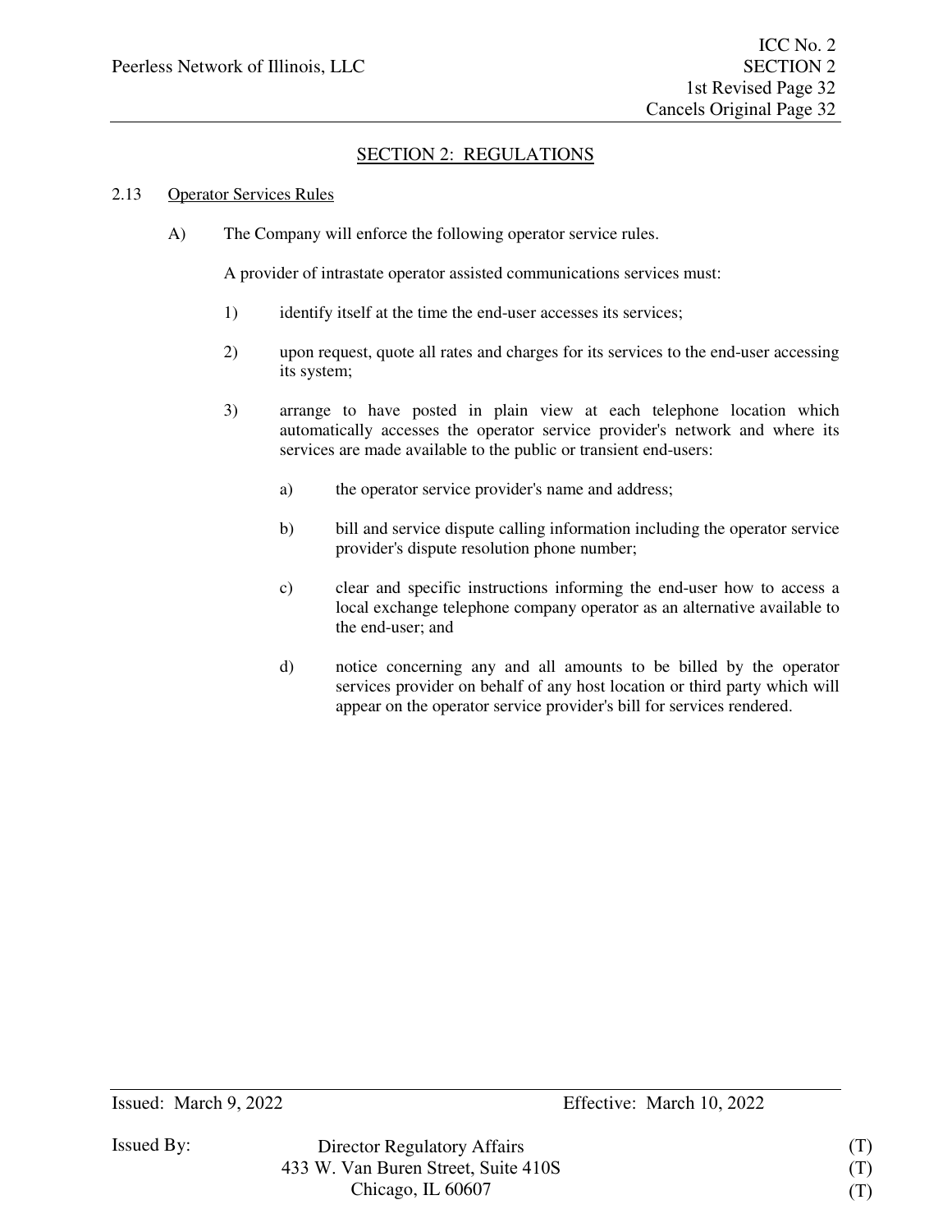## SECTION 2: REGULATIONS

### 2.13 Operator Services Rules

A) The Company will enforce the following operator service rules.

A provider of intrastate operator assisted communications services must:

1) identify itself at the time the end-user accesses its services;

2) upon request, quote all rates and charges for its services to the end-user accessing its system;

3) arrange to have posted in plain view at each telephone location which automatically accesses the operator service provider's network and where its services are made available to the public or transient end-users:

   a) the operator service provider's name and address;

   b) bill and service dispute calling information including the operator service provider's dispute resolution phone number;

   c) clear and specific instructions informing the end-user how to access a local exchange telephone company operator as an alternative available to the end-user; and

   d) notice concerning any and all amounts to be billed by the operator services provider on behalf of any host location or third party which will appear on the operator service provider's bill for services rendered.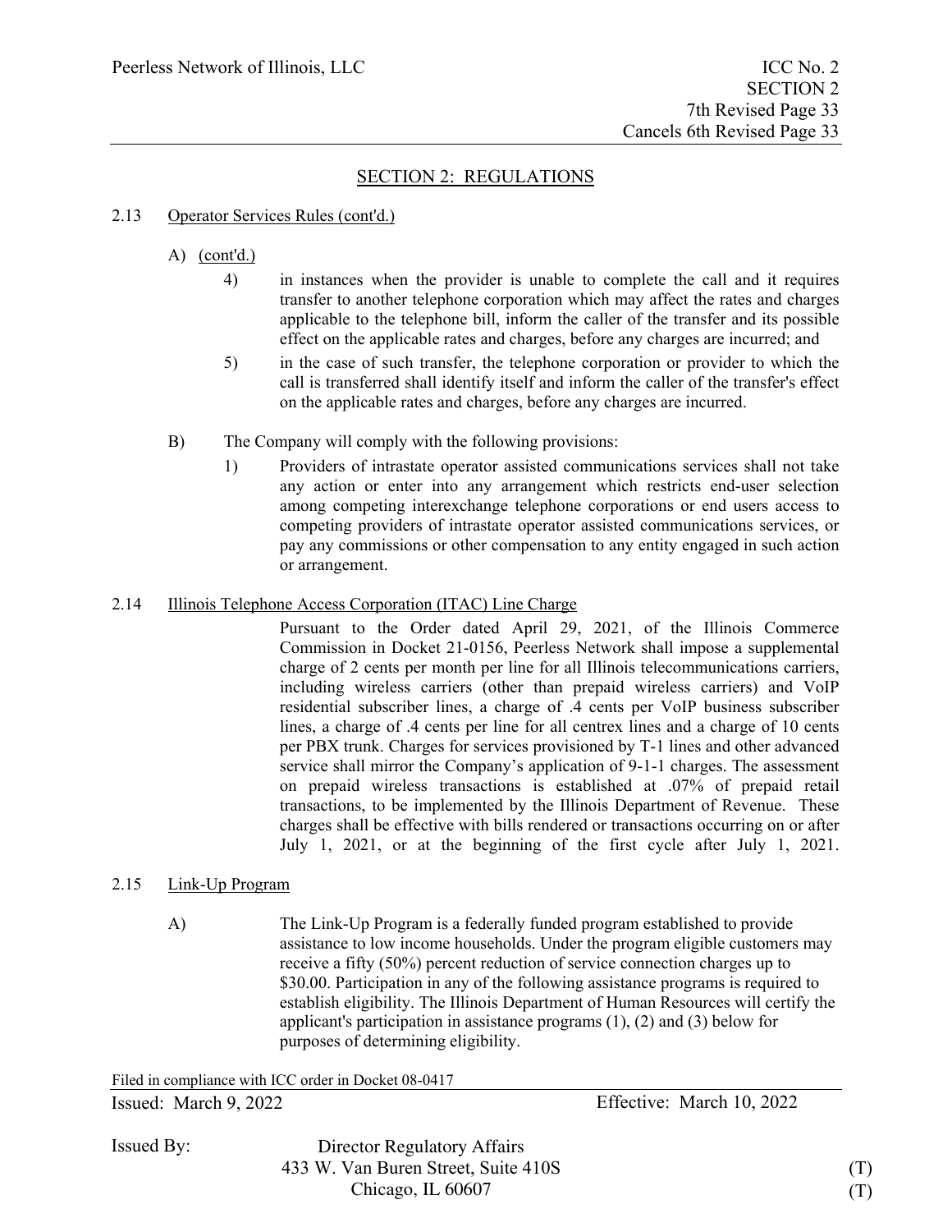## SECTION 2: REGULATIONS

2.13 Operator Services Rules (cont'd.)

A) (cont'd.)

4) in instances when the provider is unable to complete the call and it requires transfer to another telephone corporation which may affect the rates and charges applicable to the telephone bill, inform the caller of the transfer and its possible effect on the applicable rates and charges, before any charges are incurred; and

5) in the case of such transfer, the telephone corporation or provider to which the call is transferred shall identify itself and inform the caller of the transfer's effect on the applicable rates and charges, before any charges are incurred.

B) The Company will comply with the following provisions:

1) Providers of intrastate operator assisted communications services shall not take any action or enter into any arrangement which restricts end-user selection among competing interexchange telephone corporations or end users access to competing providers of intrastate operator assisted communications services, or pay any commissions or other compensation to any entity engaged in such action or arrangement.

2.14 Illinois Telephone Access Corporation (ITAC) Line Charge

Pursuant to the Order dated April 29, 2021, of the Illinois Commerce Commission in Docket 21-0156, Peerless Network shall impose a supplemental charge of 2 cents per month per line for all Illinois telecommunications carriers, including wireless carriers (other than prepaid wireless carriers) and VoIP residential subscriber lines, a charge of .4 cents per VoIP business subscriber lines, a charge of .4 cents per line for all centrex lines and a charge of 10 cents per PBX trunk. Charges for services provisioned by T-1 lines and other advanced service shall mirror the Company's application of 9-1-1 charges. The assessment on prepaid wireless transactions is established at .07% of prepaid retail transactions, to be implemented by the Illinois Department of Revenue. These charges shall be effective with bills rendered or transactions occurring on or after July 1, 2021, or at the beginning of the first cycle after July 1, 2021.

2.15 Link-Up Program

A) The Link-Up Program is a federally funded program established to provide assistance to low income households. Under the program eligible customers may receive a fifty (50%) percent reduction of service connection charges up to $30.00. Participation in any of the following assistance programs is required to establish eligibility. The Illinois Department of Human Resources will certify the applicant's participation in assistance programs (1), (2) and (3) below for purposes of determining eligibility.

Filed in compliance with ICC order in Docket 08-0417

Issued: March 9, 2022 Effective: March 10, 2022

Issued By: Director Regulatory Affairs
433 W. Van Buren Street, Suite 410S (T)
Chicago, IL 60607 (T)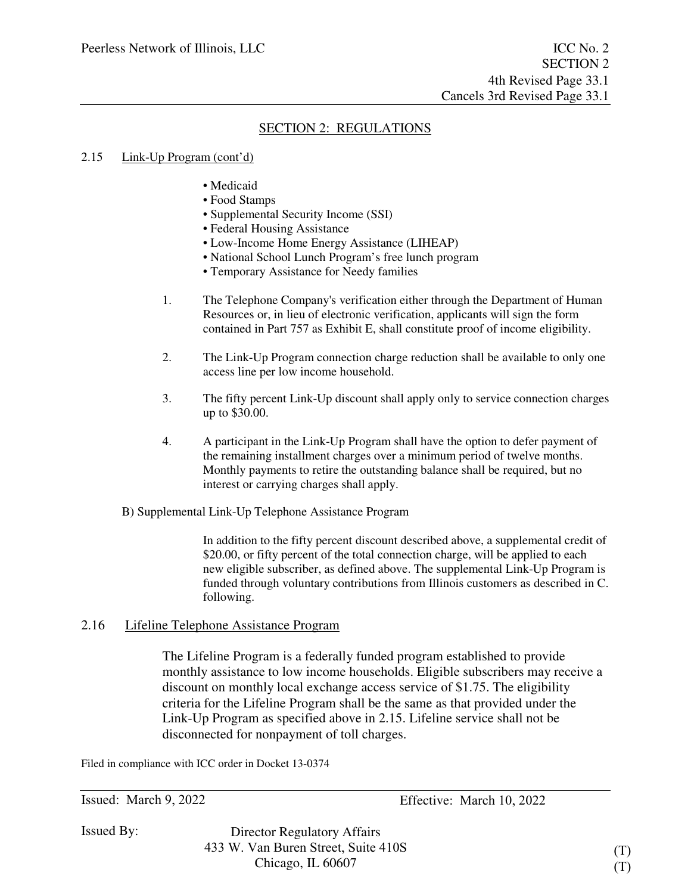## SECTION 2: REGULATIONS

### 2.15 Link-Up Program (cont'd)

- Medicaid
- Food Stamps
- Supplemental Security Income (SSI)
- Federal Housing Assistance
- Low-Income Home Energy Assistance (LIHEAP)
- National School Lunch Program's free lunch program
- Temporary Assistance for Needy families

1. The Telephone Company's verification either through the Department of Human Resources or, in lieu of electronic verification, applicants will sign the form contained in Part 757 as Exhibit E, shall constitute proof of income eligibility.

2. The Link-Up Program connection charge reduction shall be available to only one access line per low income household.

3. The fifty percent Link-Up discount shall apply only to service connection charges up to $30.00.

4. A participant in the Link-Up Program shall have the option to defer payment of the remaining installment charges over a minimum period of twelve months. Monthly payments to retire the outstanding balance shall be required, but no interest or carrying charges shall apply.

B) Supplemental Link-Up Telephone Assistance Program

In addition to the fifty percent discount described above, a supplemental credit of $20.00, or fifty percent of the total connection charge, will be applied to each new eligible subscriber, as defined above. The supplemental Link-Up Program is funded through voluntary contributions from Illinois customers as described in C. following.

### 2.16 Lifeline Telephone Assistance Program

The Lifeline Program is a federally funded program established to provide monthly assistance to low income households. Eligible subscribers may receive a discount on monthly local exchange access service of $1.75. The eligibility criteria for the Lifeline Program shall be the same as that provided under the Link-Up Program as specified above in 2.15. Lifeline service shall not be disconnected for nonpayment of toll charges.

Filed in compliance with ICC order in Docket 13-0374

Issued: March 9, 2022 Effective: March 10, 2022

Issued By: Director Regulatory Affairs
433 W. Van Buren Street, Suite 410S (T)
Chicago, IL 60607 (T)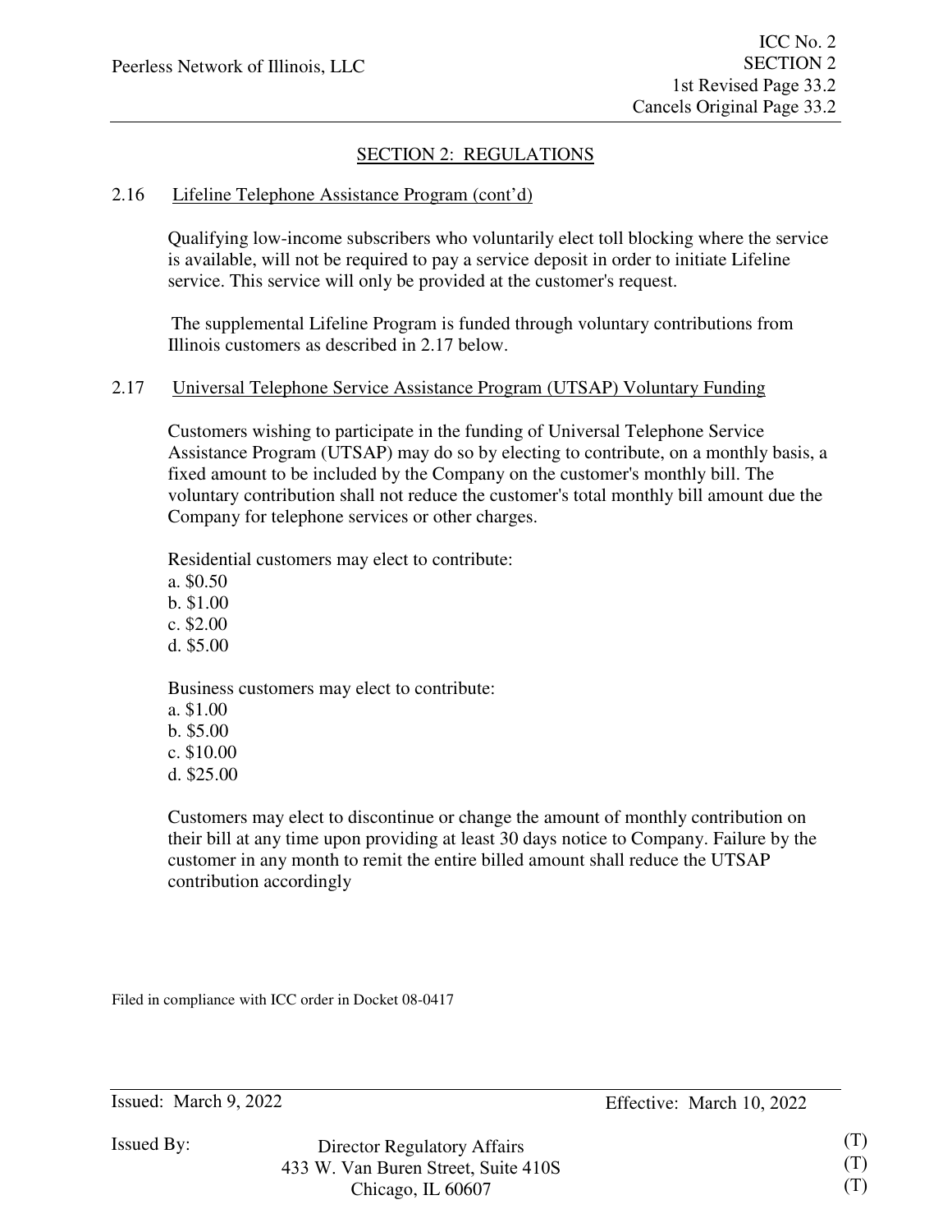## SECTION 2: REGULATIONS

2.16 Lifeline Telephone Assistance Program (cont'd)

Qualifying low-income subscribers who voluntarily elect toll blocking where the service is available, will not be required to pay a service deposit in order to initiate Lifeline service. This service will only be provided at the customer's request.

The supplemental Lifeline Program is funded through voluntary contributions from Illinois customers as described in 2.17 below.

2.17 Universal Telephone Service Assistance Program (UTSAP) Voluntary Funding

Customers wishing to participate in the funding of Universal Telephone Service Assistance Program (UTSAP) may do so by electing to contribute, on a monthly basis, a fixed amount to be included by the Company on the customer's monthly bill. The voluntary contribution shall not reduce the customer's total monthly bill amount due the Company for telephone services or other charges.

Residential customers may elect to contribute:

a. $0.50
b. $1.00
c. $2.00
d. $5.00

Business customers may elect to contribute:

a. $1.00
b. $5.00
c. $10.00
d. $25.00

Customers may elect to discontinue or change the amount of monthly contribution on their bill at any time upon providing at least 30 days notice to Company. Failure by the customer in any month to remit the entire billed amount shall reduce the UTSAP contribution accordingly

Filed in compliance with ICC order in Docket 08-0417

Issued: March 9, 2022 Effective: March 10, 2022

Issued By: Director Regulatory Affairs (T)
433 W. Van Buren Street, Suite 410S (T)
Chicago, IL 60607 (T)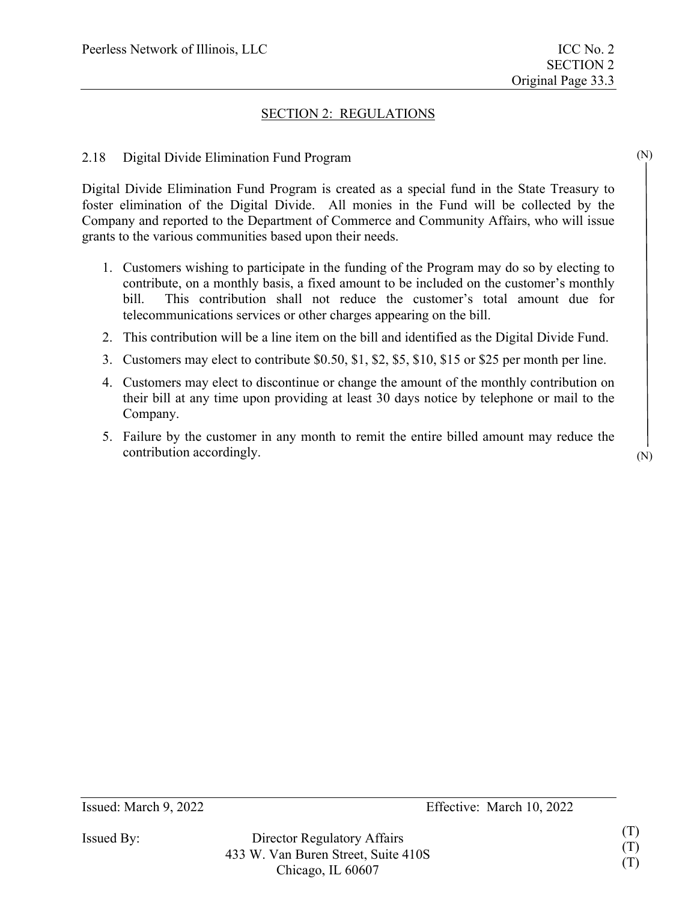## SECTION 2: REGULATIONS

### 2.18 Digital Divide Elimination Fund Program

Digital Divide Elimination Fund Program is created as a special fund in the State Treasury to foster elimination of the Digital Divide. All monies in the Fund will be collected by the Company and reported to the Department of Commerce and Community Affairs, who will issue grants to the various communities based upon their needs.

1. Customers wishing to participate in the funding of the Program may do so by electing to contribute, on a monthly basis, a fixed amount to be included on the customer's monthly bill. This contribution shall not reduce the customer's total amount due for telecommunications services or other charges appearing on the bill.
2. This contribution will be a line item on the bill and identified as the Digital Divide Fund.
3. Customers may elect to contribute $0.50, $1, $2, $5, $10, $15 or $25 per month per line.
4. Customers may elect to discontinue or change the amount of the monthly contribution on their bill at any time upon providing at least 30 days notice by telephone or mail to the Company.
5. Failure by the customer in any month to remit the entire billed amount may reduce the contribution accordingly.

Issued: March 9, 2022 Effective: March 10, 2022

Issued By: Director Regulatory Affairs
433 W. Van Buren Street, Suite 410S
Chicago, IL 60607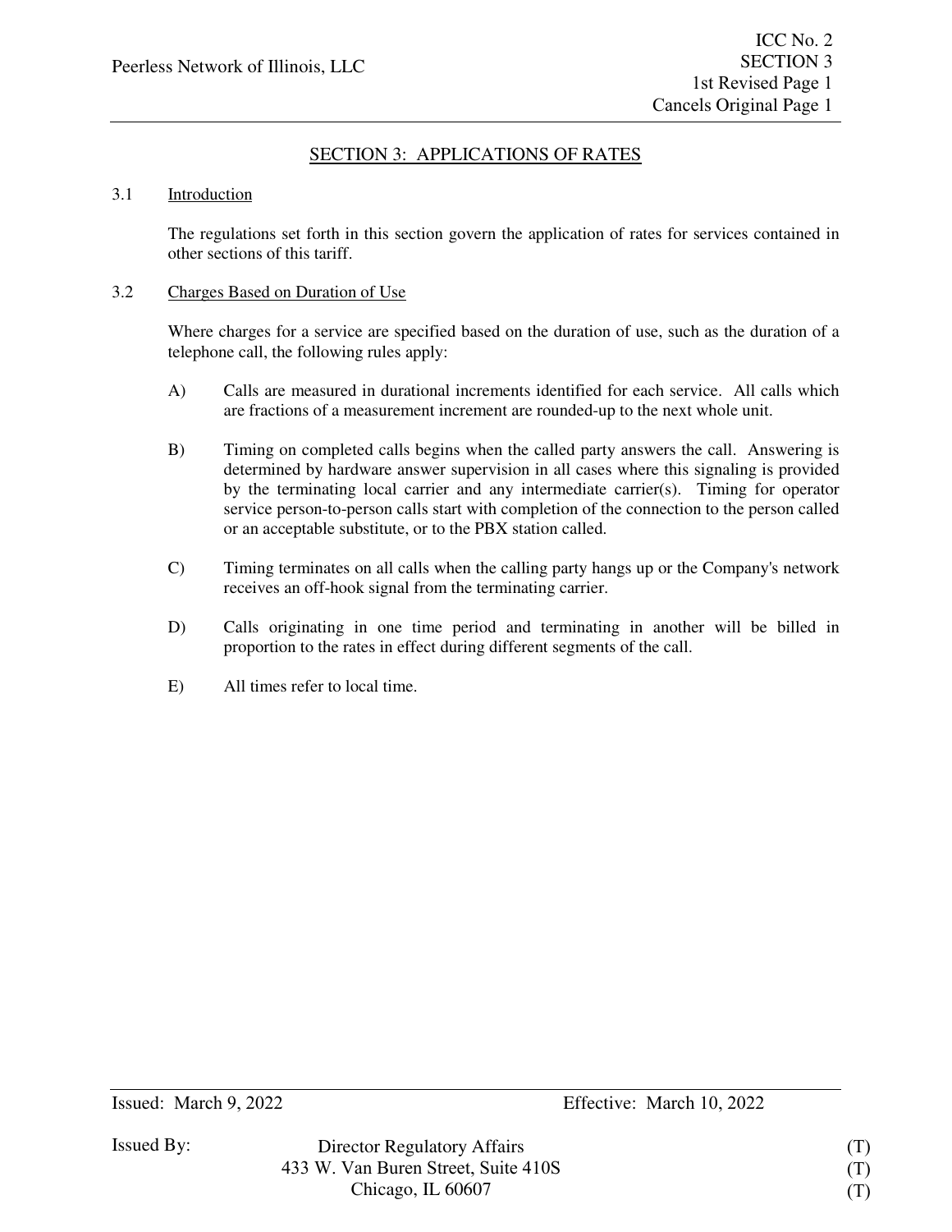## SECTION 3: APPLICATIONS OF RATES

### 3.1 Introduction

The regulations set forth in this section govern the application of rates for services contained in other sections of this tariff.

### 3.2 Charges Based on Duration of Use

Where charges for a service are specified based on the duration of use, such as the duration of a telephone call, the following rules apply:

A) Calls are measured in durational increments identified for each service. All calls which are fractions of a measurement increment are rounded-up to the next whole unit.

B) Timing on completed calls begins when the called party answers the call. Answering is determined by hardware answer supervision in all cases where this signaling is provided by the terminating local carrier and any intermediate carrier(s). Timing for operator service person-to-person calls start with completion of the connection to the person called or an acceptable substitute, or to the PBX station called.

C) Timing terminates on all calls when the calling party hangs up or the Company's network receives an off-hook signal from the terminating carrier.

D) Calls originating in one time period and terminating in another will be billed in proportion to the rates in effect during different segments of the call.

E) All times refer to local time.

Issued: March 9, 2022 Effective: March 10, 2022

Issued By: Director Regulatory Affairs (T)
433 W. Van Buren Street, Suite 410S (T)
Chicago, IL 60607 (T)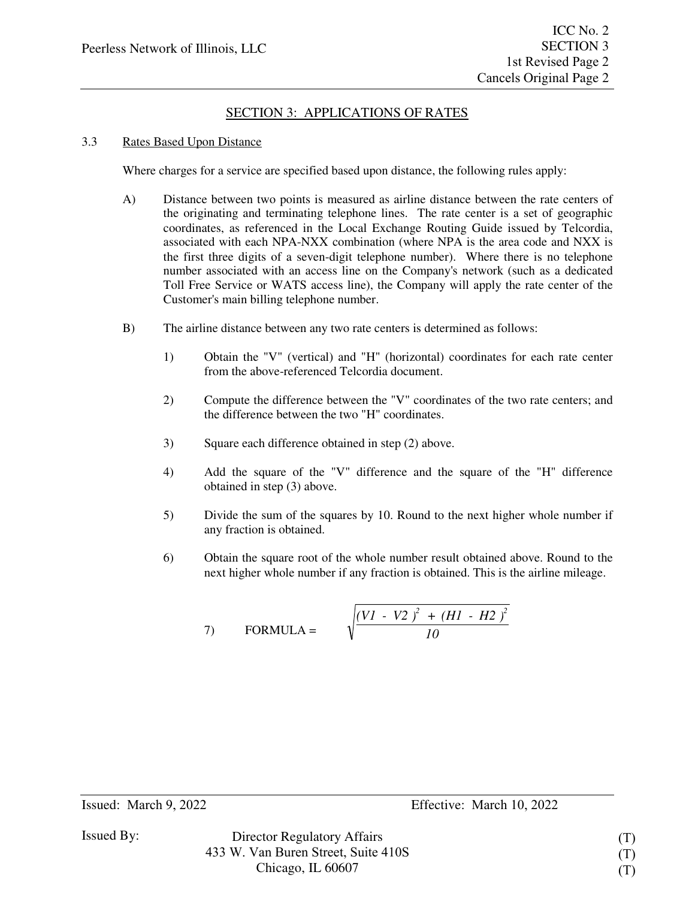## SECTION 3: APPLICATIONS OF RATES

3.3 Rates Based Upon Distance

Where charges for a service are specified based upon distance, the following rules apply:

A) Distance between two points is measured as airline distance between the rate centers of the originating and terminating telephone lines. The rate center is a set of geographic coordinates, as referenced in the Local Exchange Routing Guide issued by Telcordia, associated with each NPA-NXX combination (where NPA is the area code and NXX is the first three digits of a seven-digit telephone number). Where there is no telephone number associated with an access line on the Company's network (such as a dedicated Toll Free Service or WATS access line), the Company will apply the rate center of the Customer's main billing telephone number.

B) The airline distance between any two rate centers is determined as follows:

1) Obtain the "V" (vertical) and "H" (horizontal) coordinates for each rate center from the above-referenced Telcordia document.

2) Compute the difference between the "V" coordinates of the two rate centers; and the difference between the two "H" coordinates.

3) Square each difference obtained in step (2) above.

4) Add the square of the "V" difference and the square of the "H" difference obtained in step (3) above.

5) Divide the sum of the squares by 10. Round to the next higher whole number if any fraction is obtained.

6) Obtain the square root of the whole number result obtained above. Round to the next higher whole number if any fraction is obtained. This is the airline mileage.

7) FORMULA = $\sqrt{\dfrac{(V1 - V2)^2 + (H1 - H2)^2}{10}}$

Issued: March 9, 2022 Effective: March 10, 2022

Issued By: Director Regulatory Affairs (T)
433 W. Van Buren Street, Suite 410S (T)
Chicago, IL 60607 (T)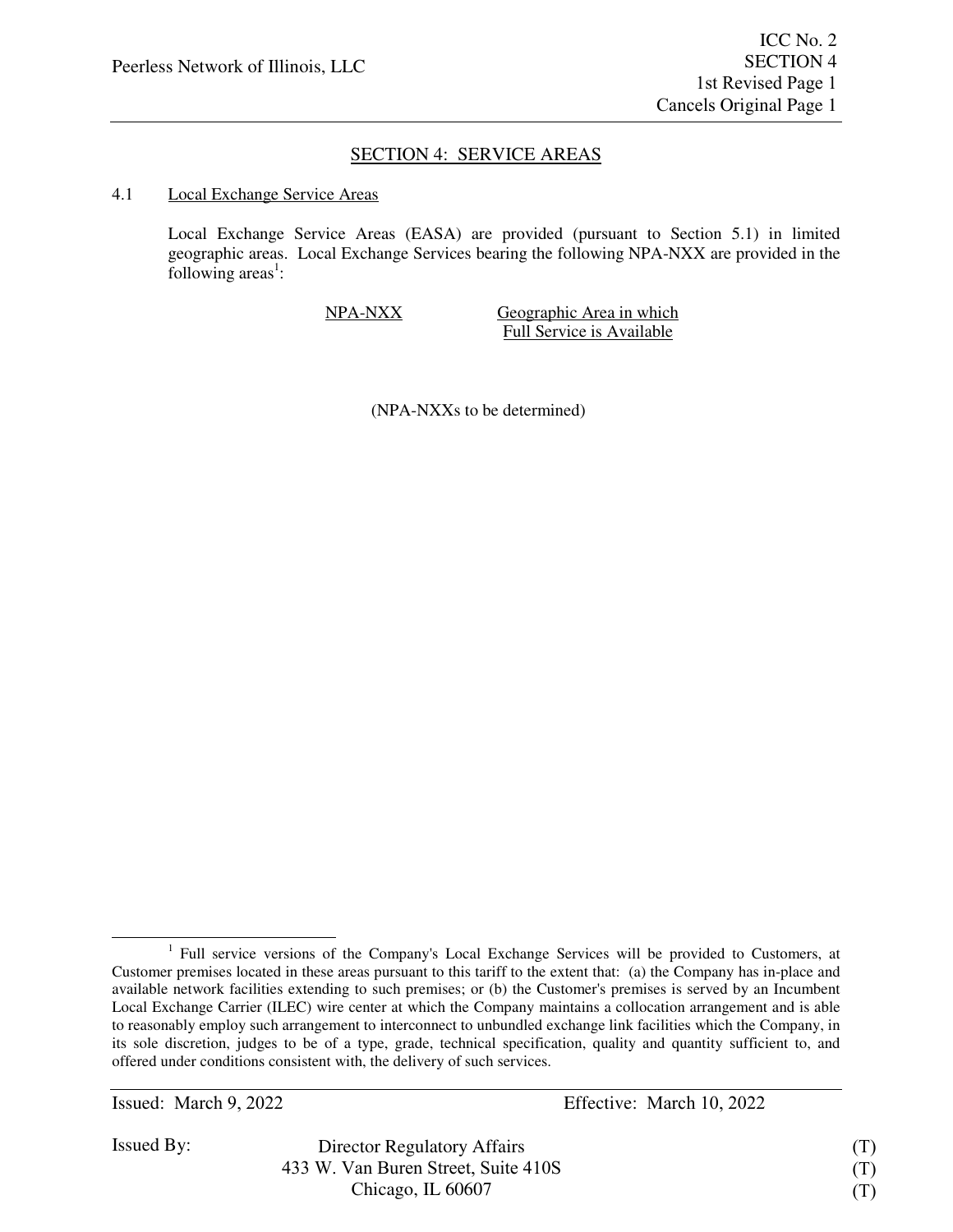# SECTION 4: SERVICE AREAS

## 4.1 Local Exchange Service Areas

Local Exchange Service Areas (EASA) are provided (pursuant to Section 5.1) in limited geographic areas. Local Exchange Services bearing the following NPA-NXX are provided in the following areas[1]:

| NPA-NXX | Geographic Area in which Full Service is Available |
| --- | --- |

(NPA-NXXs to be determined)

[1] Full service versions of the Company's Local Exchange Services will be provided to Customers, at Customer premises located in these areas pursuant to this tariff to the extent that: (a) the Company has in-place and available network facilities extending to such premises; or (b) the Customer's premises is served by an Incumbent Local Exchange Carrier (ILEC) wire center at which the Company maintains a collocation arrangement and is able to reasonably employ such arrangement to interconnect to unbundled exchange link facilities which the Company, in its sole discretion, judges to be of a type, grade, technical specification, quality and quantity sufficient to, and offered under conditions consistent with, the delivery of such services.

Issued: March 9, 2022 Effective: March 10, 2022

Issued By: Director Regulatory Affairs (T)
433 W. Van Buren Street, Suite 410S (T)
Chicago, IL 60607 (T)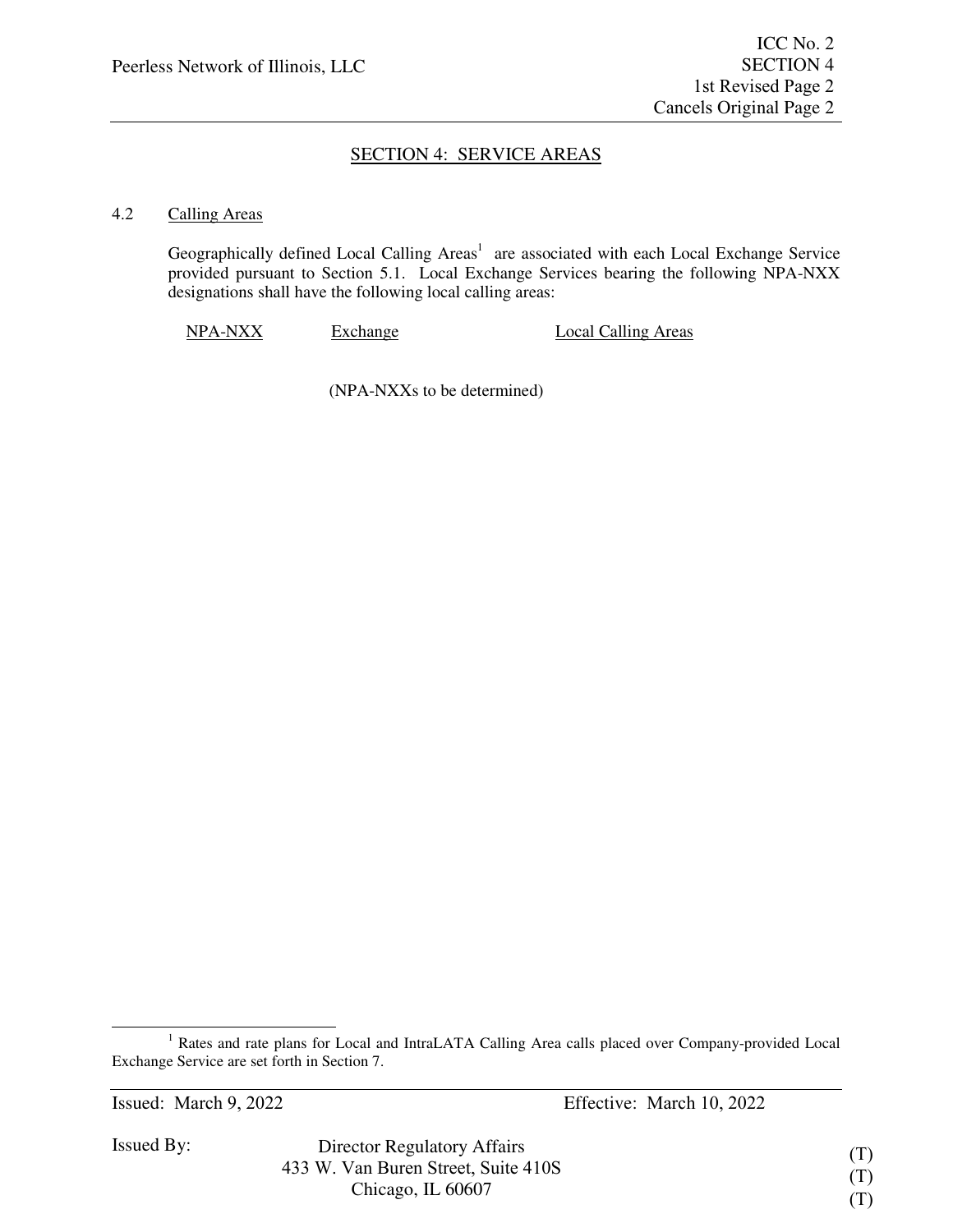## SECTION 4: SERVICE AREAS

4.2 Calling Areas

Geographically defined Local Calling Areas[1] are associated with each Local Exchange Service provided pursuant to Section 5.1. Local Exchange Services bearing the following NPA-NXX designations shall have the following local calling areas:

| NPA-NXX | Exchange | Local Calling Areas |
|---|---|---|
| | (NPA-NXXs to be determined) | |

[1] Rates and rate plans for Local and IntraLATA Calling Area calls placed over Company-provided Local Exchange Service are set forth in Section 7.

Issued: March 9, 2022 Effective: March 10, 2022

Issued By: Director Regulatory Affairs (T)
433 W. Van Buren Street, Suite 410S (T)
Chicago, IL 60607 (T)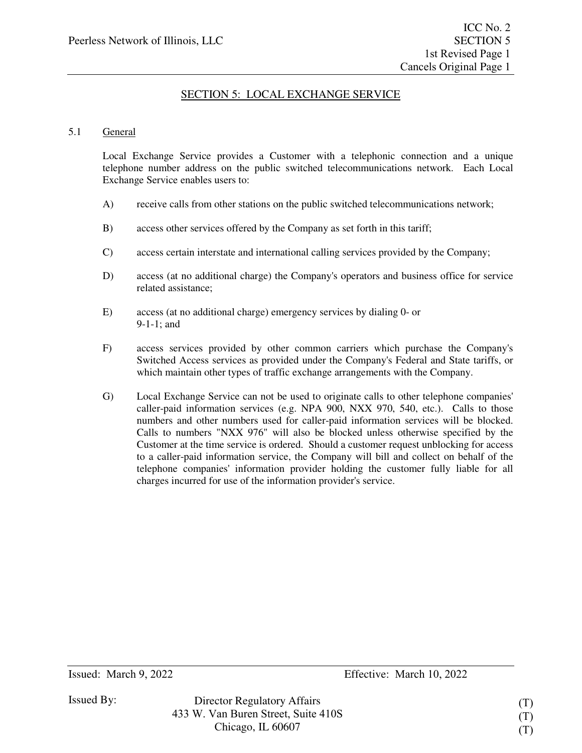## SECTION 5: LOCAL EXCHANGE SERVICE

### 5.1 General

Local Exchange Service provides a Customer with a telephonic connection and a unique telephone number address on the public switched telecommunications network. Each Local Exchange Service enables users to:

A) receive calls from other stations on the public switched telecommunications network;

B) access other services offered by the Company as set forth in this tariff;

C) access certain interstate and international calling services provided by the Company;

D) access (at no additional charge) the Company's operators and business office for service related assistance;

E) access (at no additional charge) emergency services by dialing 0- or 9-1-1; and

F) access services provided by other common carriers which purchase the Company's Switched Access services as provided under the Company's Federal and State tariffs, or which maintain other types of traffic exchange arrangements with the Company.

G) Local Exchange Service can not be used to originate calls to other telephone companies' caller-paid information services (e.g. NPA 900, NXX 970, 540, etc.). Calls to those numbers and other numbers used for caller-paid information services will be blocked. Calls to numbers "NXX 976" will also be blocked unless otherwise specified by the Customer at the time service is ordered. Should a customer request unblocking for access to a caller-paid information service, the Company will bill and collect on behalf of the telephone companies' information provider holding the customer fully liable for all charges incurred for use of the information provider's service.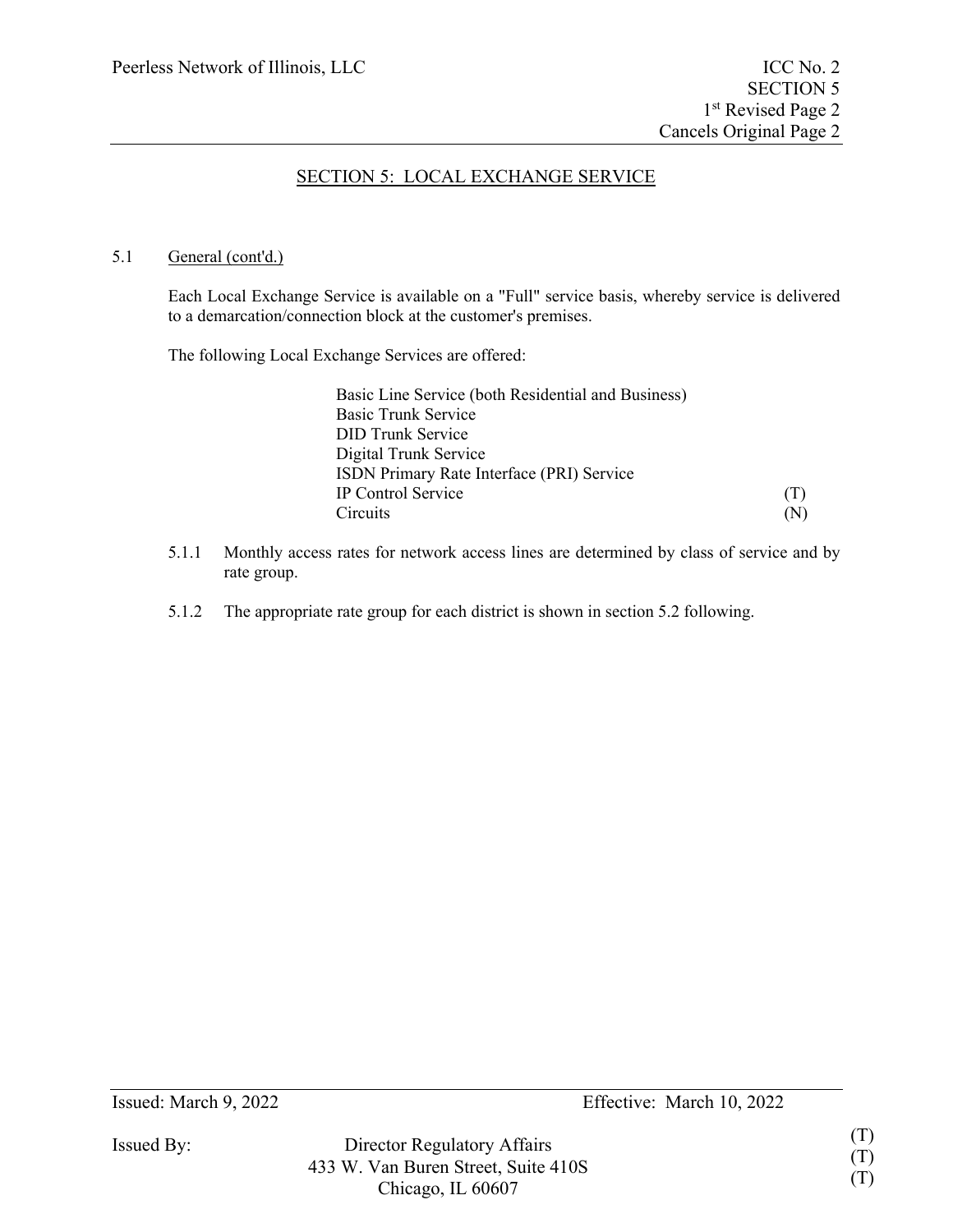# SECTION 5: LOCAL EXCHANGE SERVICE

5.1 General (cont'd.)

Each Local Exchange Service is available on a "Full" service basis, whereby service is delivered to a demarcation/connection block at the customer's premises.

The following Local Exchange Services are offered:

Basic Line Service (both Residential and Business)
Basic Trunk Service
DID Trunk Service
Digital Trunk Service
ISDN Primary Rate Interface (PRI) Service
IP Control Service (T)
Circuits (N)

5.1.1 Monthly access rates for network access lines are determined by class of service and by rate group.

5.1.2 The appropriate rate group for each district is shown in section 5.2 following.

Issued: March 9, 2022 Effective: March 10, 2022

Issued By: Director Regulatory Affairs (T)
433 W. Van Buren Street, Suite 410S (T)
Chicago, IL 60607 (T)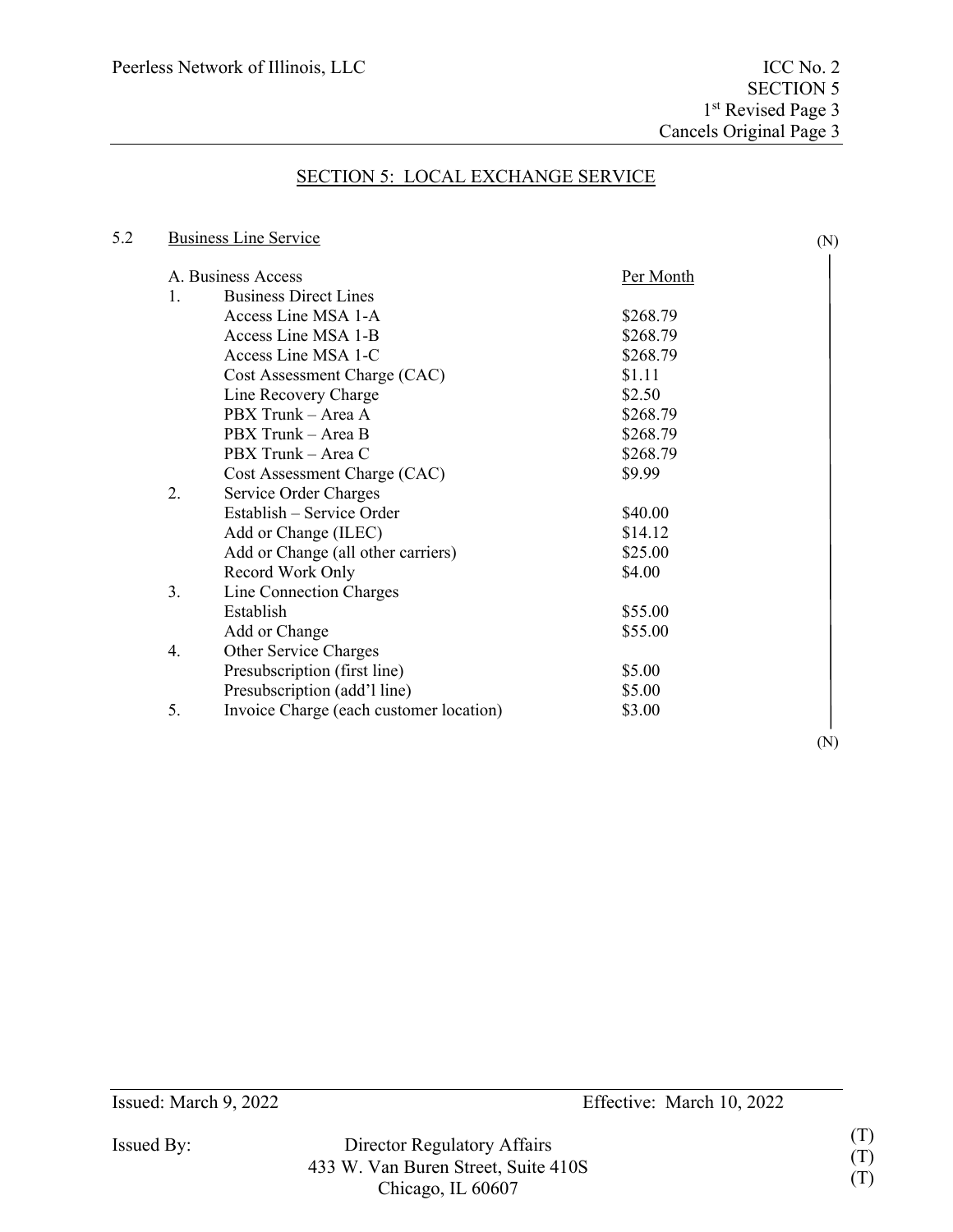## SECTION 5: LOCAL EXCHANGE SERVICE

### 5.2 Business Line Service (N)

| A. Business Access | | Per Month |
|---|---|---|
| 1. | Business Direct Lines | |
| | Access Line MSA 1-A | $268.79 |
| | Access Line MSA 1-B | $268.79 |
| | Access Line MSA 1-C | $268.79 |
| | Cost Assessment Charge (CAC) | $1.11 |
| | Line Recovery Charge | $2.50 |
| | PBX Trunk – Area A | $268.79 |
| | PBX Trunk – Area B | $268.79 |
| | PBX Trunk – Area C | $268.79 |
| | Cost Assessment Charge (CAC) | $9.99 |
| 2. | Service Order Charges | |
| | Establish – Service Order | $40.00 |
| | Add or Change (ILEC) | $14.12 |
| | Add or Change (all other carriers) | $25.00 |
| | Record Work Only | $4.00 |
| 3. | Line Connection Charges | |
| | Establish | $55.00 |
| | Add or Change | $55.00 |
| 4. | Other Service Charges | |
| | Presubscription (first line) | $5.00 |
| | Presubscription (add'l line) | $5.00 |
| 5. | Invoice Charge (each customer location) | $3.00 |

(N)

Issued: March 9, 2022 Effective: March 10, 2022

Issued By: Director Regulatory Affairs (T)
433 W. Van Buren Street, Suite 410S (T)
Chicago, IL 60607 (T)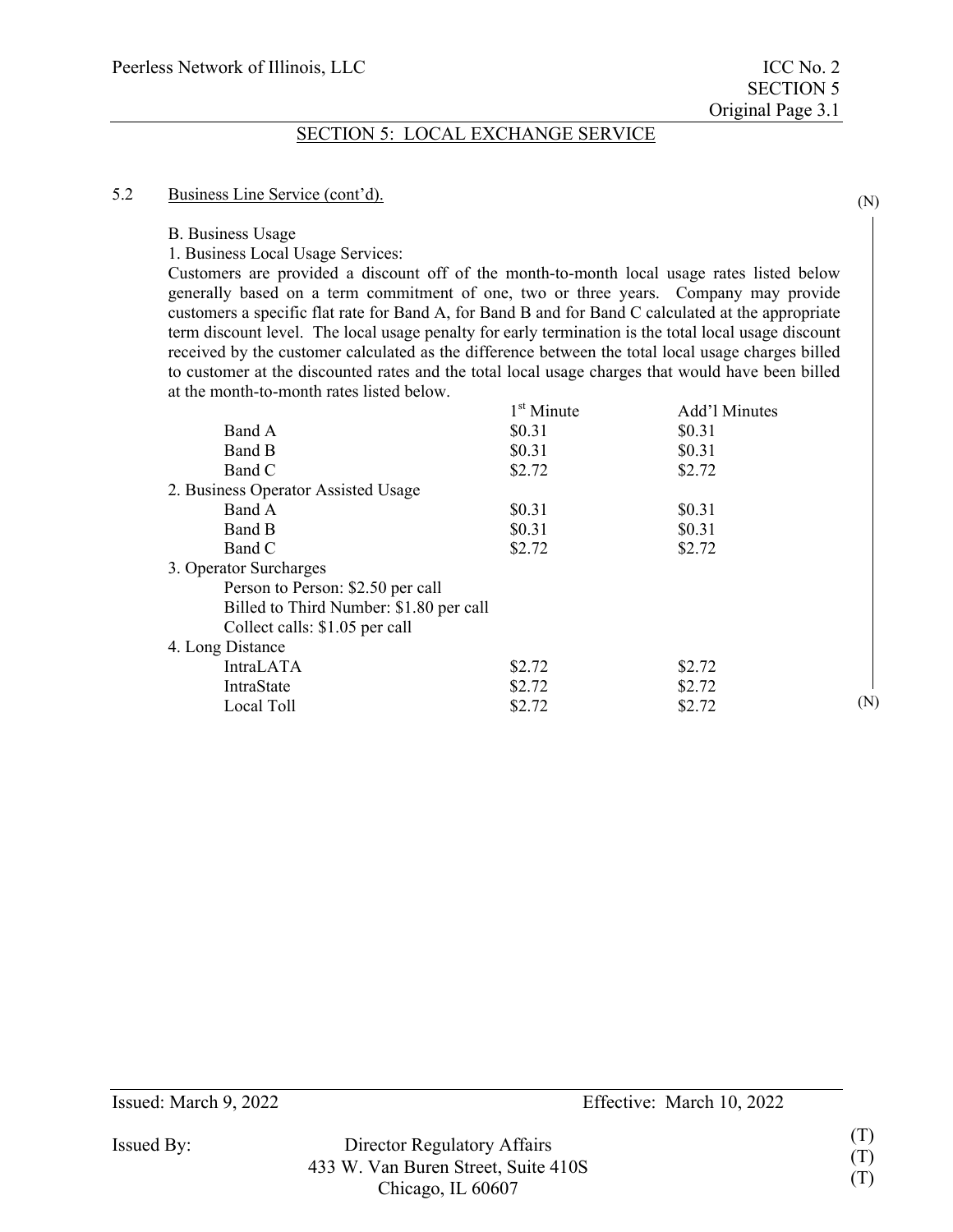## SECTION 5: LOCAL EXCHANGE SERVICE

5.2 Business Line Service (cont'd).

B. Business Usage

1. Business Local Usage Services:

Customers are provided a discount off of the month-to-month local usage rates listed below generally based on a term commitment of one, two or three years. Company may provide customers a specific flat rate for Band A, for Band B and for Band C calculated at the appropriate term discount level. The local usage penalty for early termination is the total local usage discount received by the customer calculated as the difference between the total local usage charges billed to customer at the discounted rates and the total local usage charges that would have been billed at the month-to-month rates listed below.

| | 1st Minute | Add'l Minutes |
|---|---|---|
| Band A | $0.31 | $0.31 |
| Band B | $0.31 | $0.31 |
| Band C | $2.72 | $2.72 |

2. Business Operator Assisted Usage

| | 1st Minute | Add'l Minutes |
|---|---|---|
| Band A | $0.31 | $0.31 |
| Band B | $0.31 | $0.31 |
| Band C | $2.72 | $2.72 |

3. Operator Surcharges

- Person to Person: $2.50 per call
- Billed to Third Number: $1.80 per call
- Collect calls: $1.05 per call

4. Long Distance

| | 1st Minute | Add'l Minutes |
|---|---|---|
| IntraLATA | $2.72 | $2.72 |
| IntraState | $2.72 | $2.72 |
| Local Toll | $2.72 | $2.72 |

Issued: March 9, 2022 Effective: March 10, 2022

Issued By: Director Regulatory Affairs
433 W. Van Buren Street, Suite 410S
Chicago, IL 60607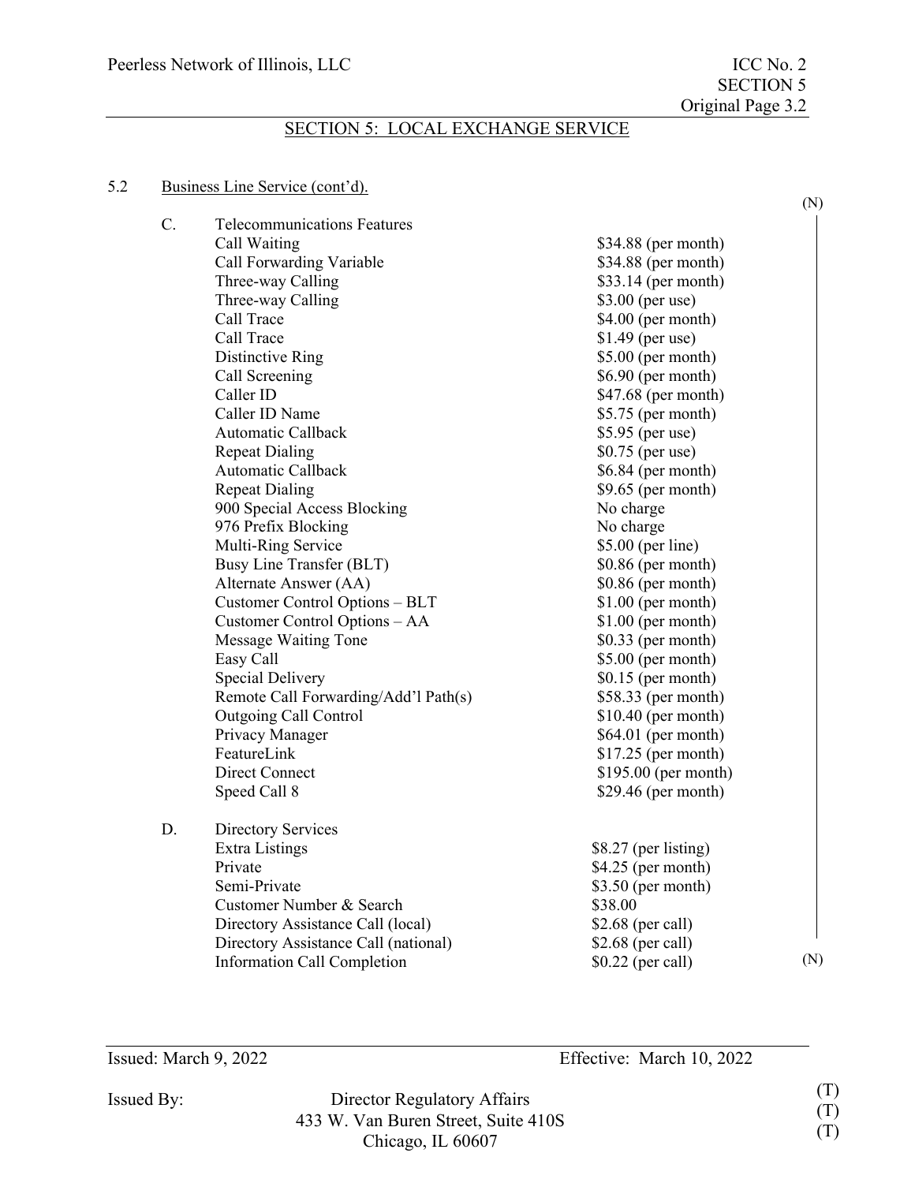## SECTION 5: LOCAL EXCHANGE SERVICE

5.2 Business Line Service (cont'd).

(N)

C. Telecommunications Features

| Feature | Rate |
|---|---|
| Call Waiting | $34.88 (per month) |
| Call Forwarding Variable | $34.88 (per month) |
| Three-way Calling | $33.14 (per month) |
| Three-way Calling | $3.00 (per use) |
| Call Trace | $4.00 (per month) |
| Call Trace | $1.49 (per use) |
| Distinctive Ring | $5.00 (per month) |
| Call Screening | $6.90 (per month) |
| Caller ID | $47.68 (per month) |
| Caller ID Name | $5.75 (per month) |
| Automatic Callback | $5.95 (per use) |
| Repeat Dialing | $0.75 (per use) |
| Automatic Callback | $6.84 (per month) |
| Repeat Dialing | $9.65 (per month) |
| 900 Special Access Blocking | No charge |
| 976 Prefix Blocking | No charge |
| Multi-Ring Service | $5.00 (per line) |
| Busy Line Transfer (BLT) | $0.86 (per month) |
| Alternate Answer (AA) | $0.86 (per month) |
| Customer Control Options – BLT | $1.00 (per month) |
| Customer Control Options – AA | $1.00 (per month) |
| Message Waiting Tone | $0.33 (per month) |
| Easy Call | $5.00 (per month) |
| Special Delivery | $0.15 (per month) |
| Remote Call Forwarding/Add'l Path(s) | $58.33 (per month) |
| Outgoing Call Control | $10.40 (per month) |
| Privacy Manager | $64.01 (per month) |
| FeatureLink | $17.25 (per month) |
| Direct Connect | $195.00 (per month) |
| Speed Call 8 | $29.46 (per month) |

D. Directory Services

| Service | Rate |
|---|---|
| Extra Listings | $8.27 (per listing) |
| Private | $4.25 (per month) |
| Semi-Private | $3.50 (per month) |
| Customer Number & Search | $38.00 |
| Directory Assistance Call (local) | $2.68 (per call) |
| Directory Assistance Call (national) | $2.68 (per call) |
| Information Call Completion | $0.22 (per call) |

(N)

Issued: March 9, 2022 Effective: March 10, 2022

Issued By: Director Regulatory Affairs (T)
433 W. Van Buren Street, Suite 410S (T)
Chicago, IL 60607 (T)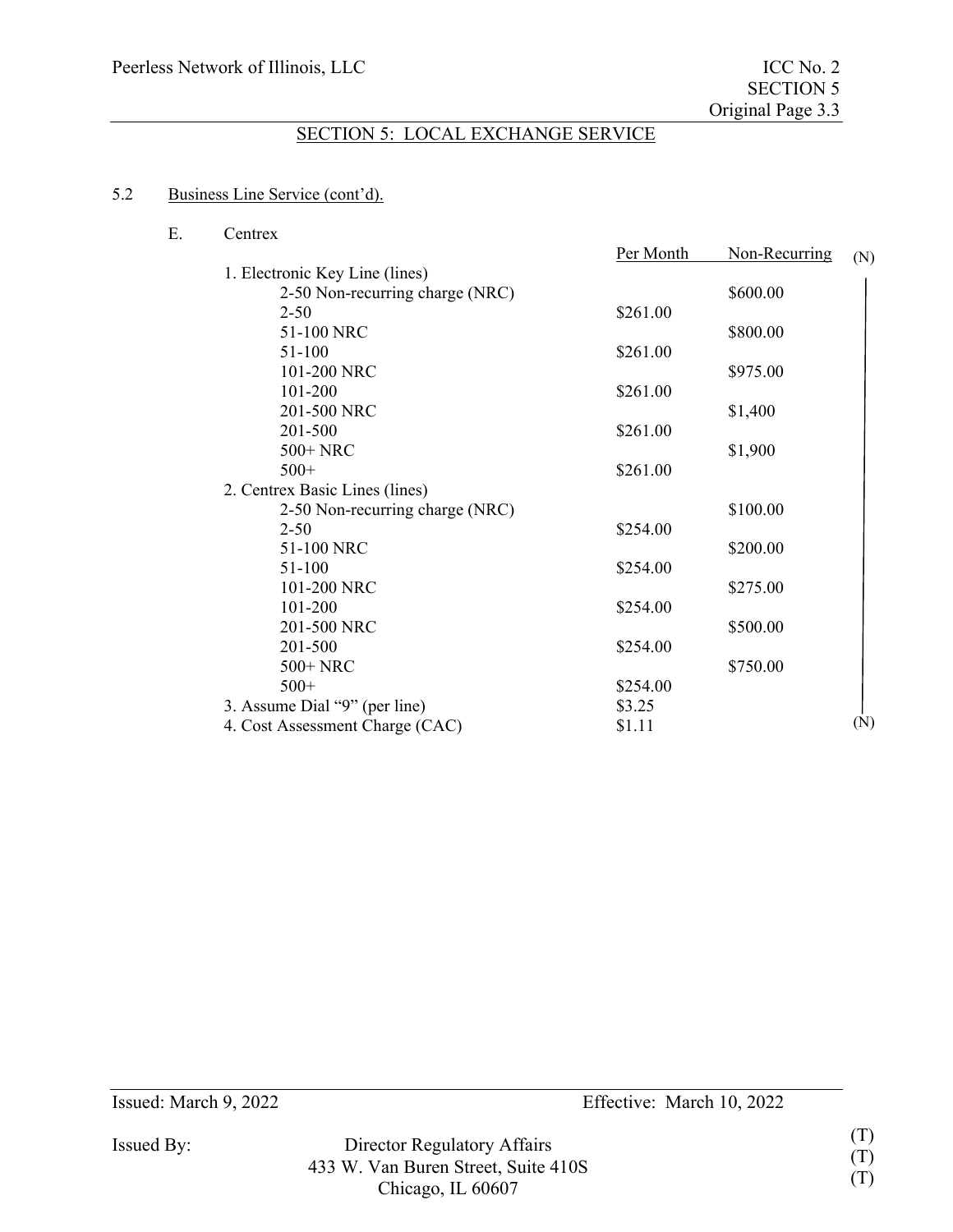# SECTION 5: LOCAL EXCHANGE SERVICE

5.2 Business Line Service (cont'd).

E. Centrex

| | Per Month | Non-Recurring |
|---|---|---|
| 1. Electronic Key Line (lines) | | |
| 2-50 Non-recurring charge (NRC) | | $600.00 |
| 2-50 | $261.00 | |
| 51-100 NRC | | $800.00 |
| 51-100 | $261.00 | |
| 101-200 NRC | | $975.00 |
| 101-200 | $261.00 | |
| 201-500 NRC | | $1,400 |
| 201-500 | $261.00 | |
| 500+ NRC | | $1,900 |
| 500+ | $261.00 | |
| 2. Centrex Basic Lines (lines) | | |
| 2-50 Non-recurring charge (NRC) | | $100.00 |
| 2-50 | $254.00 | |
| 51-100 NRC | | $200.00 |
| 51-100 | $254.00 | |
| 101-200 NRC | | $275.00 |
| 101-200 | $254.00 | |
| 201-500 NRC | | $500.00 |
| 201-500 | $254.00 | |
| 500+ NRC | | $750.00 |
| 500+ | $254.00 | |
| 3. Assume Dial "9" (per line) | $3.25 | |
| 4. Cost Assessment Charge (CAC) | $1.11 | |

(N)

Issued: March 9, 2022 Effective: March 10, 2022

Issued By: Director Regulatory Affairs
433 W. Van Buren Street, Suite 410S
Chicago, IL 60607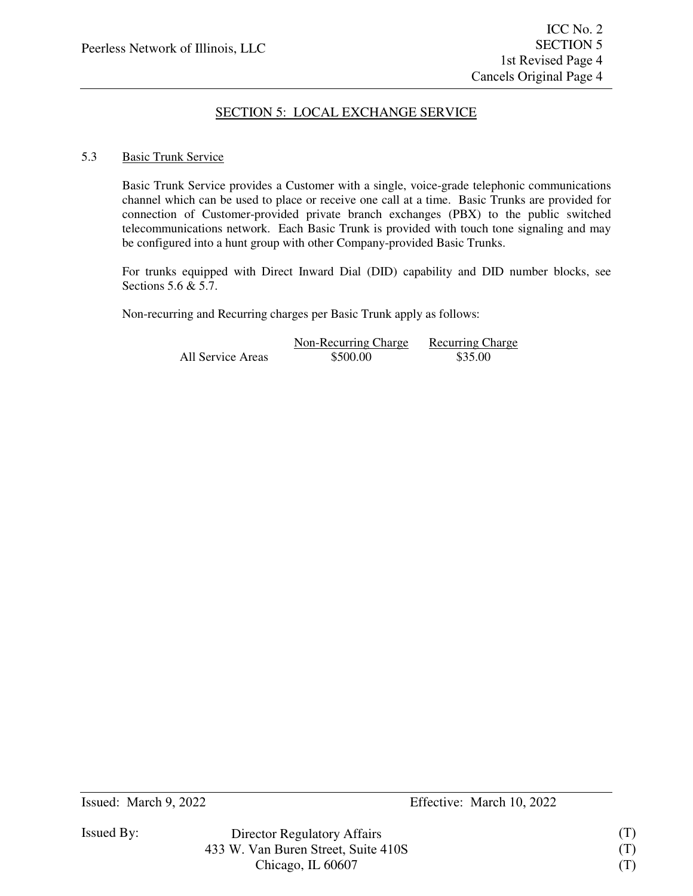## SECTION 5: LOCAL EXCHANGE SERVICE

### 5.3 Basic Trunk Service

Basic Trunk Service provides a Customer with a single, voice-grade telephonic communications channel which can be used to place or receive one call at a time. Basic Trunks are provided for connection of Customer-provided private branch exchanges (PBX) to the public switched telecommunications network. Each Basic Trunk is provided with touch tone signaling and may be configured into a hunt group with other Company-provided Basic Trunks.

For trunks equipped with Direct Inward Dial (DID) capability and DID number blocks, see Sections 5.6 & 5.7.

Non-recurring and Recurring charges per Basic Trunk apply as follows:

| | Non-Recurring Charge | Recurring Charge |
|---|---|---|
| All Service Areas | $500.00 | $35.00 |

Issued: March 9, 2022 Effective: March 10, 2022

Issued By: Director Regulatory Affairs (T)
433 W. Van Buren Street, Suite 410S (T)
Chicago, IL 60607 (T)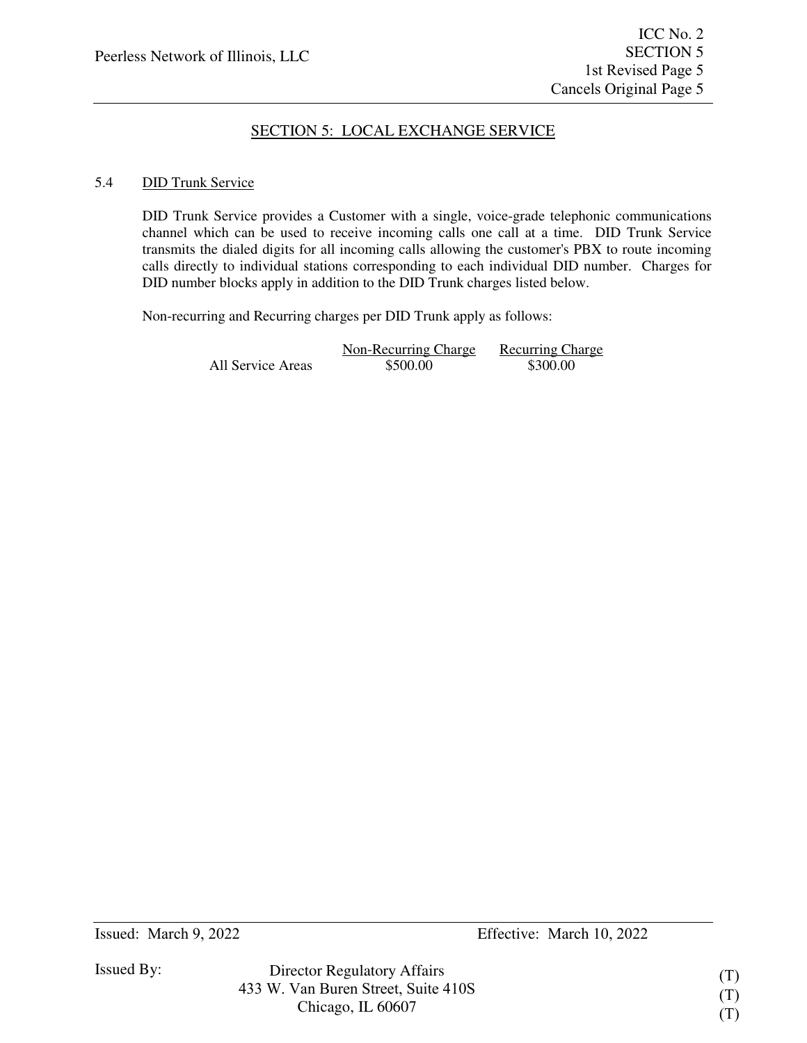## SECTION 5: LOCAL EXCHANGE SERVICE

### 5.4 DID Trunk Service

DID Trunk Service provides a Customer with a single, voice-grade telephonic communications channel which can be used to receive incoming calls one call at a time. DID Trunk Service transmits the dialed digits for all incoming calls allowing the customer's PBX to route incoming calls directly to individual stations corresponding to each individual DID number. Charges for DID number blocks apply in addition to the DID Trunk charges listed below.

Non-recurring and Recurring charges per DID Trunk apply as follows:

| | Non-Recurring Charge | Recurring Charge |
|---|---|---|
| All Service Areas | $500.00 | $300.00 |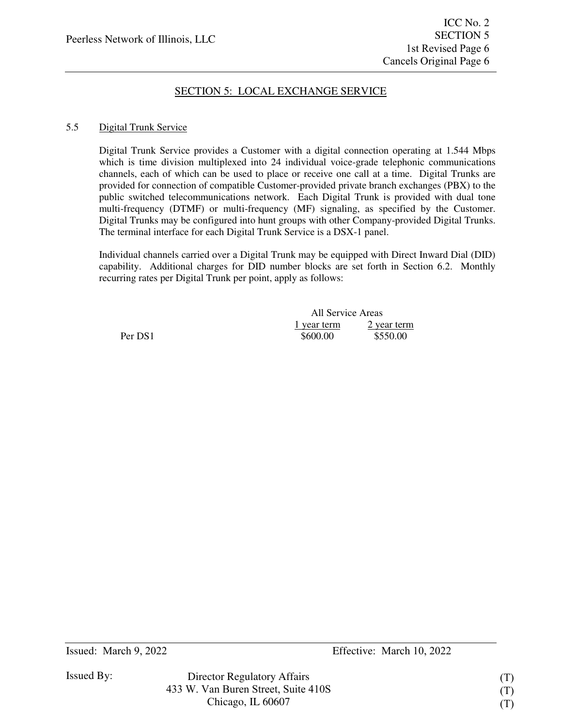## SECTION 5: LOCAL EXCHANGE SERVICE

### 5.5 Digital Trunk Service

Digital Trunk Service provides a Customer with a digital connection operating at 1.544 Mbps which is time division multiplexed into 24 individual voice-grade telephonic communications channels, each of which can be used to place or receive one call at a time. Digital Trunks are provided for connection of compatible Customer-provided private branch exchanges (PBX) to the public switched telecommunications network. Each Digital Trunk is provided with dual tone multi-frequency (DTMF) or multi-frequency (MF) signaling, as specified by the Customer. Digital Trunks may be configured into hunt groups with other Company-provided Digital Trunks. The terminal interface for each Digital Trunk Service is a DSX-1 panel.

Individual channels carried over a Digital Trunk may be equipped with Direct Inward Dial (DID) capability. Additional charges for DID number blocks are set forth in Section 6.2. Monthly recurring rates per Digital Trunk per point, apply as follows:

| | All Service Areas | |
|---|---|---|
| | 1 year term | 2 year term |
| Per DS1 | \$600.00 | \$550.00 |

Issued: March 9, 2022

Effective: March 10, 2022

Issued By: Director Regulatory Affairs (T)
433 W. Van Buren Street, Suite 410S (T)
Chicago, IL 60607 (T)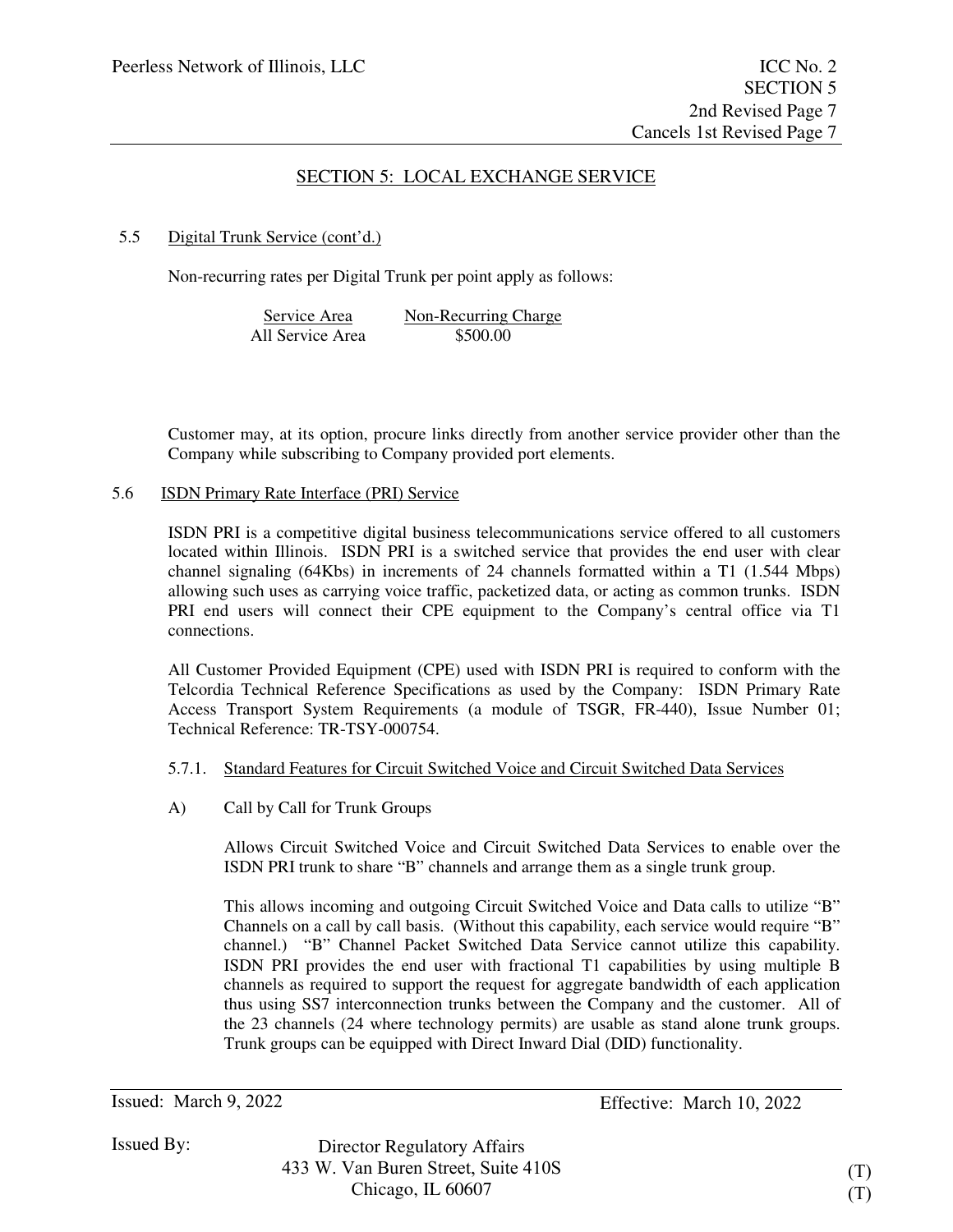## SECTION 5: LOCAL EXCHANGE SERVICE

### 5.5 Digital Trunk Service (cont'd.)

Non-recurring rates per Digital Trunk per point apply as follows:

| Service Area | Non-Recurring Charge |
|---|---|
| All Service Area | $500.00 |

Customer may, at its option, procure links directly from another service provider other than the Company while subscribing to Company provided port elements.

### 5.6 ISDN Primary Rate Interface (PRI) Service

ISDN PRI is a competitive digital business telecommunications service offered to all customers located within Illinois. ISDN PRI is a switched service that provides the end user with clear channel signaling (64Kbs) in increments of 24 channels formatted within a T1 (1.544 Mbps) allowing such uses as carrying voice traffic, packetized data, or acting as common trunks. ISDN PRI end users will connect their CPE equipment to the Company's central office via T1 connections.

All Customer Provided Equipment (CPE) used with ISDN PRI is required to conform with the Telcordia Technical Reference Specifications as used by the Company: ISDN Primary Rate Access Transport System Requirements (a module of TSGR, FR-440), Issue Number 01; Technical Reference: TR-TSY-000754.

#### 5.7.1. Standard Features for Circuit Switched Voice and Circuit Switched Data Services

A) Call by Call for Trunk Groups

Allows Circuit Switched Voice and Circuit Switched Data Services to enable over the ISDN PRI trunk to share "B" channels and arrange them as a single trunk group.

This allows incoming and outgoing Circuit Switched Voice and Data calls to utilize "B" Channels on a call by call basis. (Without this capability, each service would require "B" channel.) "B" Channel Packet Switched Data Service cannot utilize this capability. ISDN PRI provides the end user with fractional T1 capabilities by using multiple B channels as required to support the request for aggregate bandwidth of each application thus using SS7 interconnection trunks between the Company and the customer. All of the 23 channels (24 where technology permits) are usable as stand alone trunk groups. Trunk groups can be equipped with Direct Inward Dial (DID) functionality.

Issued: March 9, 2022 Effective: March 10, 2022

Issued By: Director Regulatory Affairs
433 W. Van Buren Street, Suite 410S (T)
Chicago, IL 60607 (T)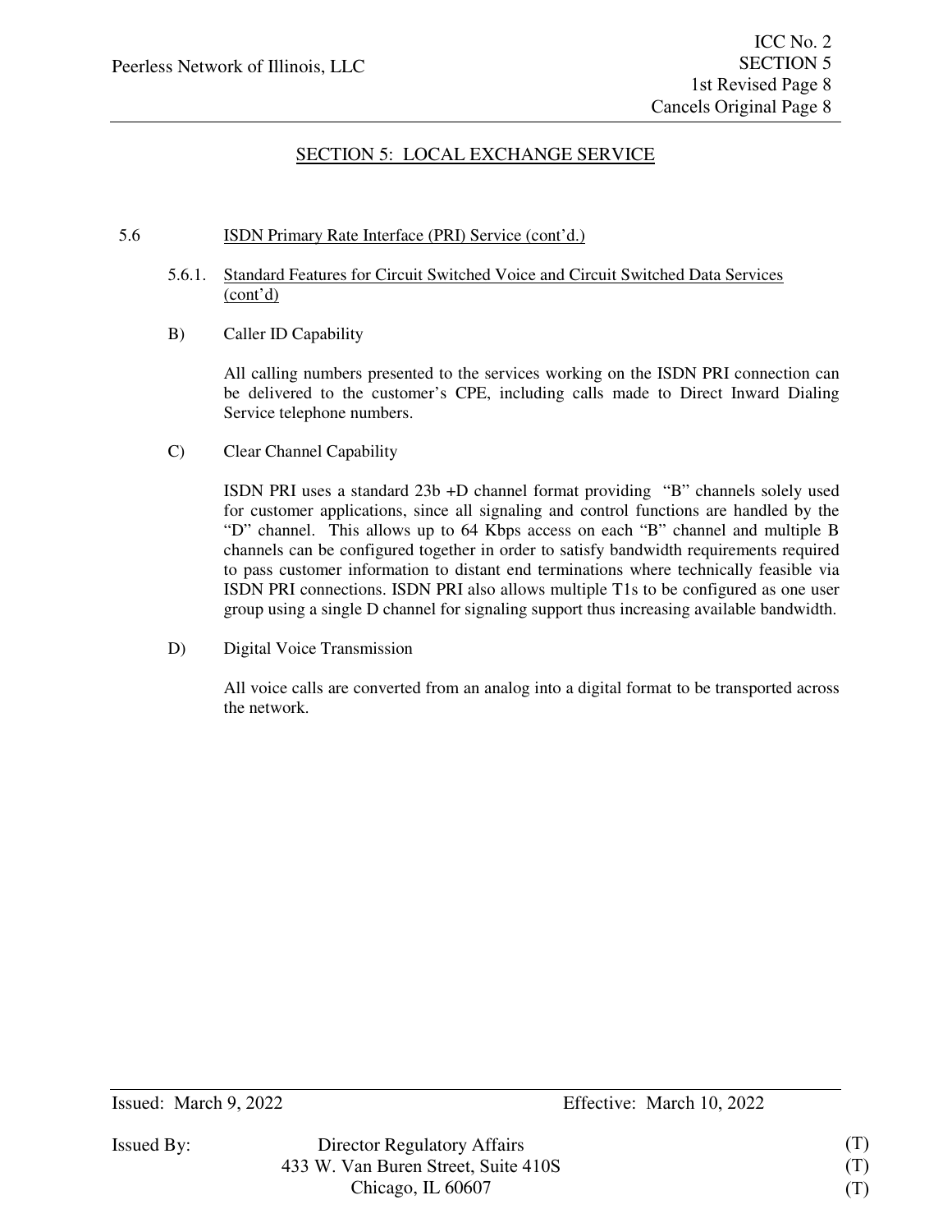## SECTION 5: LOCAL EXCHANGE SERVICE

5.6 ISDN Primary Rate Interface (PRI) Service (cont'd.)

5.6.1. Standard Features for Circuit Switched Voice and Circuit Switched Data Services (cont'd)

B) Caller ID Capability

All calling numbers presented to the services working on the ISDN PRI connection can be delivered to the customer's CPE, including calls made to Direct Inward Dialing Service telephone numbers.

C) Clear Channel Capability

ISDN PRI uses a standard 23b +D channel format providing "B" channels solely used for customer applications, since all signaling and control functions are handled by the "D" channel. This allows up to 64 Kbps access on each "B" channel and multiple B channels can be configured together in order to satisfy bandwidth requirements required to pass customer information to distant end terminations where technically feasible via ISDN PRI connections. ISDN PRI also allows multiple T1s to be configured as one user group using a single D channel for signaling support thus increasing available bandwidth.

D) Digital Voice Transmission

All voice calls are converted from an analog into a digital format to be transported across the network.

Issued: March 9, 2022 Effective: March 10, 2022

Issued By: Director Regulatory Affairs (T)
433 W. Van Buren Street, Suite 410S (T)
Chicago, IL 60607 (T)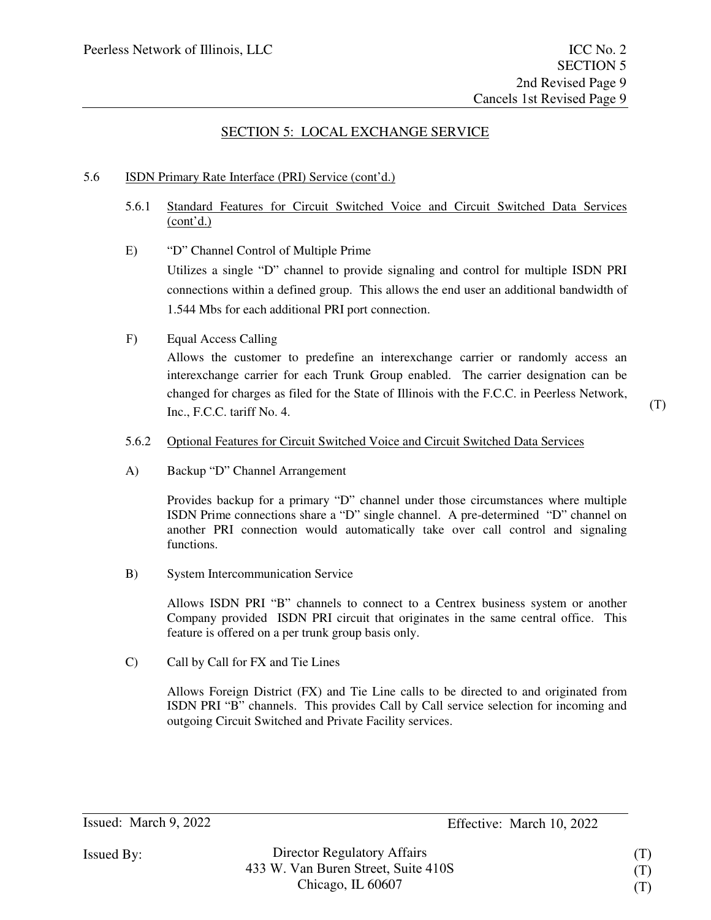## SECTION 5: LOCAL EXCHANGE SERVICE

5.6 ISDN Primary Rate Interface (PRI) Service (cont'd.)

5.6.1 Standard Features for Circuit Switched Voice and Circuit Switched Data Services (cont'd.)

E) "D" Channel Control of Multiple Prime

Utilizes a single "D" channel to provide signaling and control for multiple ISDN PRI connections within a defined group. This allows the end user an additional bandwidth of 1.544 Mbs for each additional PRI port connection.

F) Equal Access Calling

Allows the customer to predefine an interexchange carrier or randomly access an interexchange carrier for each Trunk Group enabled. The carrier designation can be changed for charges as filed for the State of Illinois with the F.C.C. in Peerless Network, Inc., F.C.C. tariff No. 4. (T)

5.6.2 Optional Features for Circuit Switched Voice and Circuit Switched Data Services

A) Backup "D" Channel Arrangement

Provides backup for a primary "D" channel under those circumstances where multiple ISDN Prime connections share a "D" single channel. A pre-determined "D" channel on another PRI connection would automatically take over call control and signaling functions.

B) System Intercommunication Service

Allows ISDN PRI "B" channels to connect to a Centrex business system or another Company provided ISDN PRI circuit that originates in the same central office. This feature is offered on a per trunk group basis only.

C) Call by Call for FX and Tie Lines

Allows Foreign District (FX) and Tie Line calls to be directed to and originated from ISDN PRI "B" channels. This provides Call by Call service selection for incoming and outgoing Circuit Switched and Private Facility services.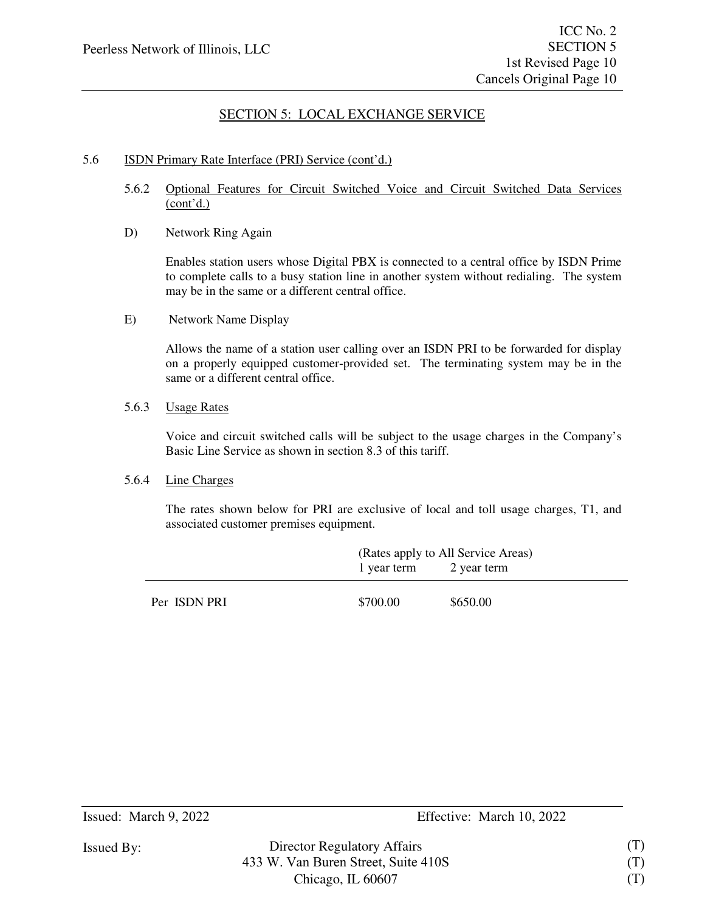## SECTION 5: LOCAL EXCHANGE SERVICE

5.6 ISDN Primary Rate Interface (PRI) Service (cont'd.)

5.6.2 Optional Features for Circuit Switched Voice and Circuit Switched Data Services (cont'd.)

D) Network Ring Again

Enables station users whose Digital PBX is connected to a central office by ISDN Prime to complete calls to a busy station line in another system without redialing. The system may be in the same or a different central office.

E) Network Name Display

Allows the name of a station user calling over an ISDN PRI to be forwarded for display on a properly equipped customer-provided set. The terminating system may be in the same or a different central office.

5.6.3 Usage Rates

Voice and circuit switched calls will be subject to the usage charges in the Company's Basic Line Service as shown in section 8.3 of this tariff.

5.6.4 Line Charges

The rates shown below for PRI are exclusive of local and toll usage charges, T1, and associated customer premises equipment.

| | (Rates apply to All Service Areas) | |
|---|---|---|
| | 1 year term | 2 year term |
| Per ISDN PRI | $700.00 | $650.00 |

Issued: March 9, 2022 Effective: March 10, 2022

Issued By: Director Regulatory Affairs (T)
433 W. Van Buren Street, Suite 410S (T)
Chicago, IL 60607 (T)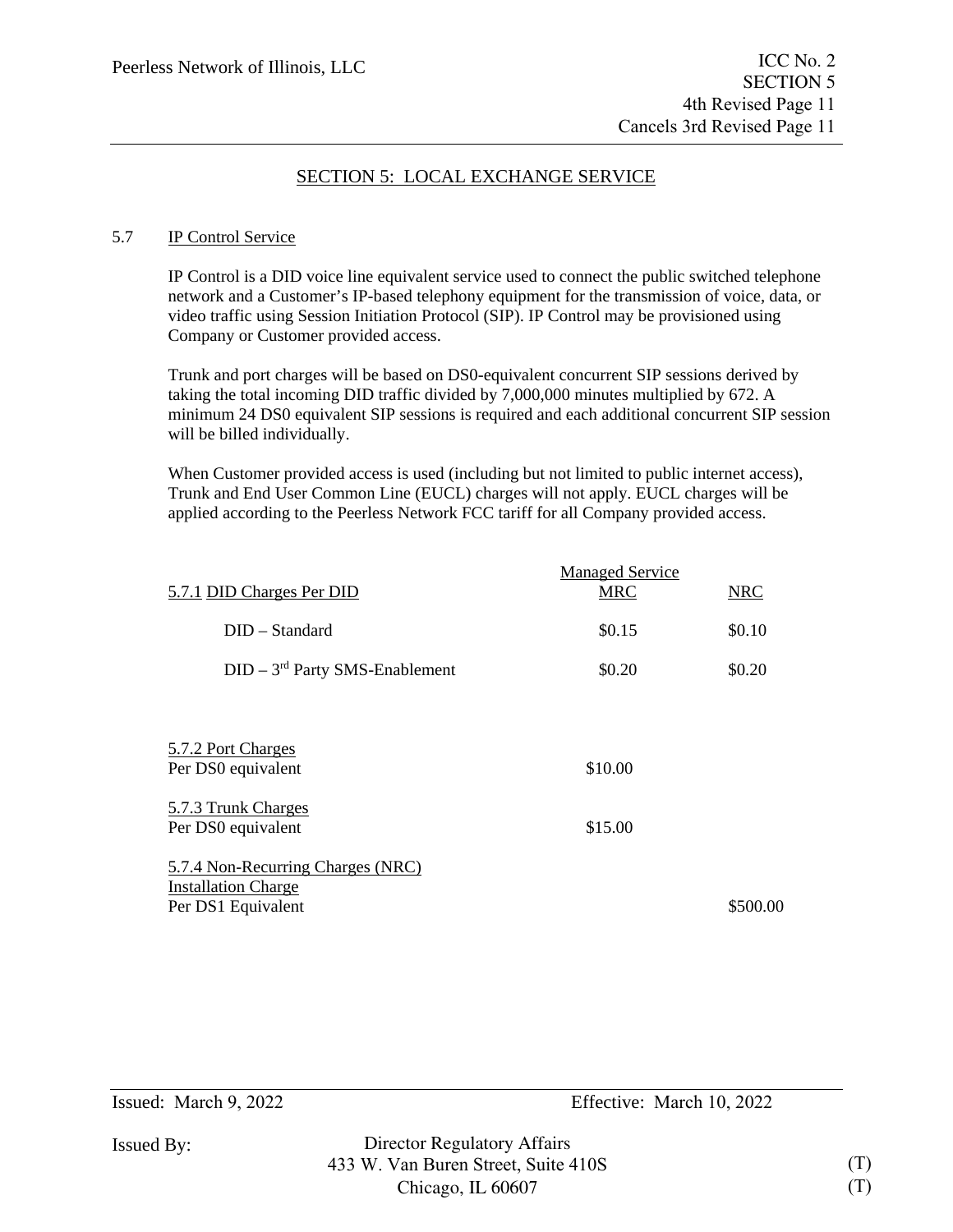## SECTION 5: LOCAL EXCHANGE SERVICE

### 5.7 IP Control Service

IP Control is a DID voice line equivalent service used to connect the public switched telephone network and a Customer's IP-based telephony equipment for the transmission of voice, data, or video traffic using Session Initiation Protocol (SIP). IP Control may be provisioned using Company or Customer provided access.

Trunk and port charges will be based on DS0-equivalent concurrent SIP sessions derived by taking the total incoming DID traffic divided by 7,000,000 minutes multiplied by 672. A minimum 24 DS0 equivalent SIP sessions is required and each additional concurrent SIP session will be billed individually.

When Customer provided access is used (including but not limited to public internet access), Trunk and End User Common Line (EUCL) charges will not apply. EUCL charges will be applied according to the Peerless Network FCC tariff for all Company provided access.

| 5.7.1 DID Charges Per DID | Managed Service MRC | NRC |
|---|---|---|
| DID – Standard | $0.15 | $0.10 |
| DID – 3rd Party SMS-Enablement | $0.20 | $0.20 |
| **5.7.2 Port Charges** | | |
| Per DS0 equivalent | $10.00 | |
| **5.7.3 Trunk Charges** | | |
| Per DS0 equivalent | $15.00 | |
| **5.7.4 Non-Recurring Charges (NRC)** | | |
| Installation Charge | | |
| Per DS1 Equivalent | | $500.00 |

Issued: March 9, 2022 Effective: March 10, 2022

Issued By: Director Regulatory Affairs
433 W. Van Buren Street, Suite 410S (T)
Chicago, IL 60607 (T)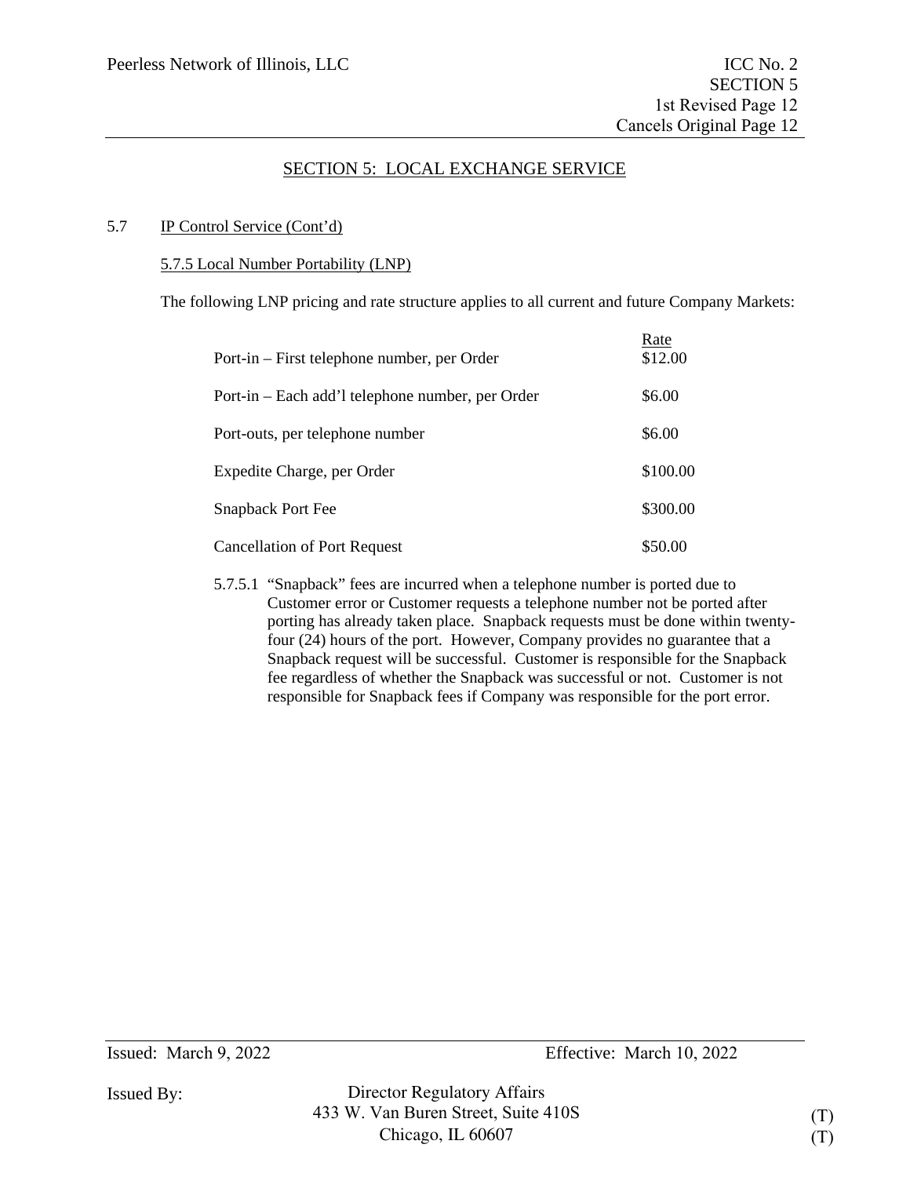## SECTION 5: LOCAL EXCHANGE SERVICE

5.7 IP Control Service (Cont'd)

5.7.5 Local Number Portability (LNP)

The following LNP pricing and rate structure applies to all current and future Company Markets:

| | Rate |
|---|---|
| Port-in – First telephone number, per Order | $12.00 |
| Port-in – Each add'l telephone number, per Order | $6.00 |
| Port-outs, per telephone number | $6.00 |
| Expedite Charge, per Order | $100.00 |
| Snapback Port Fee | $300.00 |
| Cancellation of Port Request | $50.00 |

5.7.5.1 "Snapback" fees are incurred when a telephone number is ported due to Customer error or Customer requests a telephone number not be ported after porting has already taken place. Snapback requests must be done within twenty-four (24) hours of the port. However, Company provides no guarantee that a Snapback request will be successful. Customer is responsible for the Snapback fee regardless of whether the Snapback was successful or not. Customer is not responsible for Snapback fees if Company was responsible for the port error.

Issued: March 9, 2022 Effective: March 10, 2022

Issued By: Director Regulatory Affairs
433 W. Van Buren Street, Suite 410S (T)
Chicago, IL 60607 (T)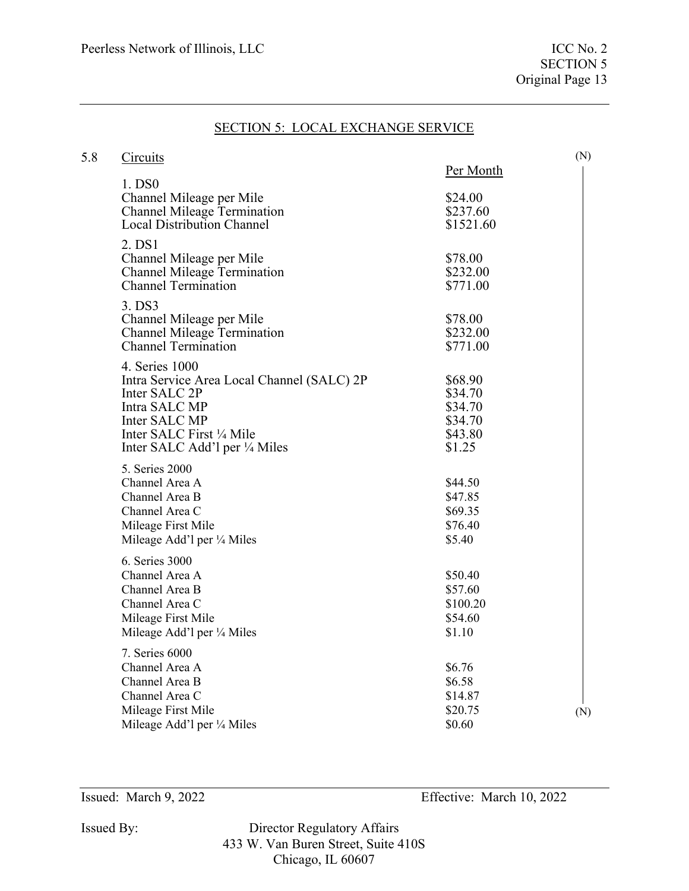## SECTION 5: LOCAL EXCHANGE SERVICE

### 5.8 Circuits (N)

| | Per Month |
|---|---|
| **1. DS0** | |
| Channel Mileage per Mile | $24.00 |
| Channel Mileage Termination | $237.60 |
| Local Distribution Channel | $1521.60 |
| **2. DS1** | |
| Channel Mileage per Mile | $78.00 |
| Channel Mileage Termination | $232.00 |
| Channel Termination | $771.00 |
| **3. DS3** | |
| Channel Mileage per Mile | $78.00 |
| Channel Mileage Termination | $232.00 |
| Channel Termination | $771.00 |
| **4. Series 1000** | |
| Intra Service Area Local Channel (SALC) 2P | $68.90 |
| Inter SALC 2P | $34.70 |
| Intra SALC MP | $34.70 |
| Inter SALC MP | $34.70 |
| Inter SALC First ¼ Mile | $43.80 |
| Inter SALC Add'l per ¼ Miles | $1.25 |
| **5. Series 2000** | |
| Channel Area A | $44.50 |
| Channel Area B | $47.85 |
| Channel Area C | $69.35 |
| Mileage First Mile | $76.40 |
| Mileage Add'l per ¼ Miles | $5.40 |
| **6. Series 3000** | |
| Channel Area A | $50.40 |
| Channel Area B | $57.60 |
| Channel Area C | $100.20 |
| Mileage First Mile | $54.60 |
| Mileage Add'l per ¼ Miles | $1.10 |
| **7. Series 6000** | |
| Channel Area A | $6.76 |
| Channel Area B | $6.58 |
| Channel Area C | $14.87 |
| Mileage First Mile | $20.75 |
| Mileage Add'l per ¼ Miles | $0.60 |

(N)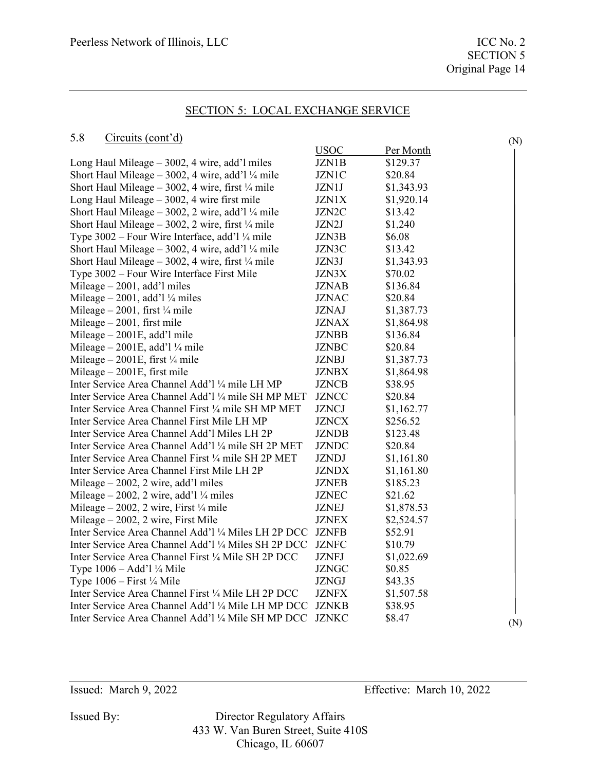## SECTION 5: LOCAL EXCHANGE SERVICE

### 5.8 Circuits (cont'd)

(N)

| | USOC | Per Month |
|---|---|---|
| Long Haul Mileage – 3002, 4 wire, add'l miles | JZN1B | $129.37 |
| Short Haul Mileage – 3002, 4 wire, add'l ¼ mile | JZN1C | $20.84 |
| Short Haul Mileage – 3002, 4 wire, first ¼ mile | JZN1J | $1,343.93 |
| Long Haul Mileage – 3002, 4 wire first mile | JZN1X | $1,920.14 |
| Short Haul Mileage – 3002, 2 wire, add'l ¼ mile | JZN2C | $13.42 |
| Short Haul Mileage – 3002, 2 wire, first ¼ mile | JZN2J | $1,240 |
| Type 3002 – Four Wire Interface, add'l ¼ mile | JZN3B | $6.08 |
| Short Haul Mileage – 3002, 4 wire, add'l ¼ mile | JZN3C | $13.42 |
| Short Haul Mileage – 3002, 4 wire, first ¼ mile | JZN3J | $1,343.93 |
| Type 3002 – Four Wire Interface First Mile | JZN3X | $70.02 |
| Mileage – 2001, add'l miles | JZNAB | $136.84 |
| Mileage – 2001, add'l ¼ miles | JZNAC | $20.84 |
| Mileage – 2001, first ¼ mile | JZNAJ | $1,387.73 |
| Mileage – 2001, first mile | JZNAX | $1,864.98 |
| Mileage – 2001E, add'l mile | JZNBB | $136.84 |
| Mileage – 2001E, add'l ¼ mile | JZNBC | $20.84 |
| Mileage – 2001E, first ¼ mile | JZNBJ | $1,387.73 |
| Mileage – 2001E, first mile | JZNBX | $1,864.98 |
| Inter Service Area Channel Add'l ¼ mile LH MP | JZNCB | $38.95 |
| Inter Service Area Channel Add'l ¼ mile SH MP MET | JZNCC | $20.84 |
| Inter Service Area Channel First ¼ mile SH MP MET | JZNCJ | $1,162.77 |
| Inter Service Area Channel First Mile LH MP | JZNCX | $256.52 |
| Inter Service Area Channel Add'l Miles LH 2P | JZNDB | $123.48 |
| Inter Service Area Channel Add'l ¼ mile SH 2P MET | JZNDC | $20.84 |
| Inter Service Area Channel First ¼ mile SH 2P MET | JZNDJ | $1,161.80 |
| Inter Service Area Channel First Mile LH 2P | JZNDX | $1,161.80 |
| Mileage – 2002, 2 wire, add'l miles | JZNEB | $185.23 |
| Mileage – 2002, 2 wire, add'l ¼ miles | JZNEC | $21.62 |
| Mileage – 2002, 2 wire, First ¼ mile | JZNEJ | $1,878.53 |
| Mileage – 2002, 2 wire, First Mile | JZNEX | $2,524.57 |
| Inter Service Area Channel Add'l ¼ Miles LH 2P DCC | JZNFB | $52.91 |
| Inter Service Area Channel Add'l ¼ Miles SH 2P DCC | JZNFC | $10.79 |
| Inter Service Area Channel First ¼ Mile SH 2P DCC | JZNFJ | $1,022.69 |
| Type 1006 – Add'l ¼ Mile | JZNGC | $0.85 |
| Type 1006 – First ¼ Mile | JZNGJ | $43.35 |
| Inter Service Area Channel First ¼ Mile LH 2P DCC | JZNFX | $1,507.58 |
| Inter Service Area Channel Add'l ¼ Mile LH MP DCC | JZNKB | $38.95 |
| Inter Service Area Channel Add'l ¼ Mile SH MP DCC | JZNKC | $8.47 |

(N)

Issued: March 9, 2022

Effective: March 10, 2022

Issued By: Director Regulatory Affairs
433 W. Van Buren Street, Suite 410S
Chicago, IL 60607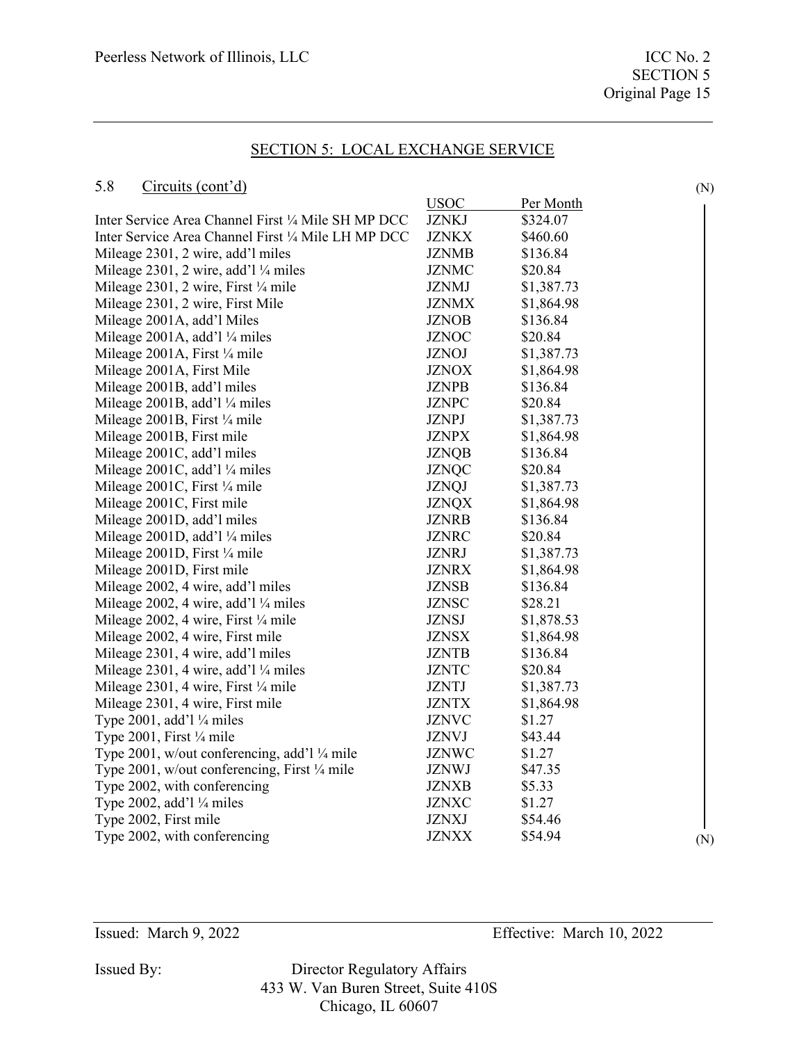## SECTION 5: LOCAL EXCHANGE SERVICE

### 5.8 Circuits (cont'd) (N)

| | USOC | Per Month |
|---|---|---|
| Inter Service Area Channel First ¼ Mile SH MP DCC | JZNKJ | $324.07 |
| Inter Service Area Channel First ¼ Mile LH MP DCC | JZNKX | $460.60 |
| Mileage 2301, 2 wire, add'l miles | JZNMB | $136.84 |
| Mileage 2301, 2 wire, add'l ¼ miles | JZNMC | $20.84 |
| Mileage 2301, 2 wire, First ¼ mile | JZNMJ | $1,387.73 |
| Mileage 2301, 2 wire, First Mile | JZNMX | $1,864.98 |
| Mileage 2001A, add'l Miles | JZNOB | $136.84 |
| Mileage 2001A, add'l ¼ miles | JZNOC | $20.84 |
| Mileage 2001A, First ¼ mile | JZNOJ | $1,387.73 |
| Mileage 2001A, First Mile | JZNOX | $1,864.98 |
| Mileage 2001B, add'l miles | JZNPB | $136.84 |
| Mileage 2001B, add'l ¼ miles | JZNPC | $20.84 |
| Mileage 2001B, First ¼ mile | JZNPJ | $1,387.73 |
| Mileage 2001B, First mile | JZNPX | $1,864.98 |
| Mileage 2001C, add'l miles | JZNQB | $136.84 |
| Mileage 2001C, add'l ¼ miles | JZNQC | $20.84 |
| Mileage 2001C, First ¼ mile | JZNQJ | $1,387.73 |
| Mileage 2001C, First mile | JZNQX | $1,864.98 |
| Mileage 2001D, add'l miles | JZNRB | $136.84 |
| Mileage 2001D, add'l ¼ miles | JZNRC | $20.84 |
| Mileage 2001D, First ¼ mile | JZNRJ | $1,387.73 |
| Mileage 2001D, First mile | JZNRX | $1,864.98 |
| Mileage 2002, 4 wire, add'l miles | JZNSB | $136.84 |
| Mileage 2002, 4 wire, add'l ¼ miles | JZNSC | $28.21 |
| Mileage 2002, 4 wire, First ¼ mile | JZNSJ | $1,878.53 |
| Mileage 2002, 4 wire, First mile | JZNSX | $1,864.98 |
| Mileage 2301, 4 wire, add'l miles | JZNTB | $136.84 |
| Mileage 2301, 4 wire, add'l ¼ miles | JZNTC | $20.84 |
| Mileage 2301, 4 wire, First ¼ mile | JZNTJ | $1,387.73 |
| Mileage 2301, 4 wire, First mile | JZNTX | $1,864.98 |
| Type 2001, add'l ¼ miles | JZNVC | $1.27 |
| Type 2001, First ¼ mile | JZNVJ | $43.44 |
| Type 2001, w/out conferencing, add'l ¼ mile | JZNWC | $1.27 |
| Type 2001, w/out conferencing, First ¼ mile | JZNWJ | $47.35 |
| Type 2002, with conferencing | JZNXB | $5.33 |
| Type 2002, add'l ¼ miles | JZNXC | $1.27 |
| Type 2002, First mile | JZNXJ | $54.46 |
| Type 2002, with conferencing | JZNXX | $54.94 |

(N)

Issued: March 9, 2022 Effective: March 10, 2022

Issued By: Director Regulatory Affairs
433 W. Van Buren Street, Suite 410S
Chicago, IL 60607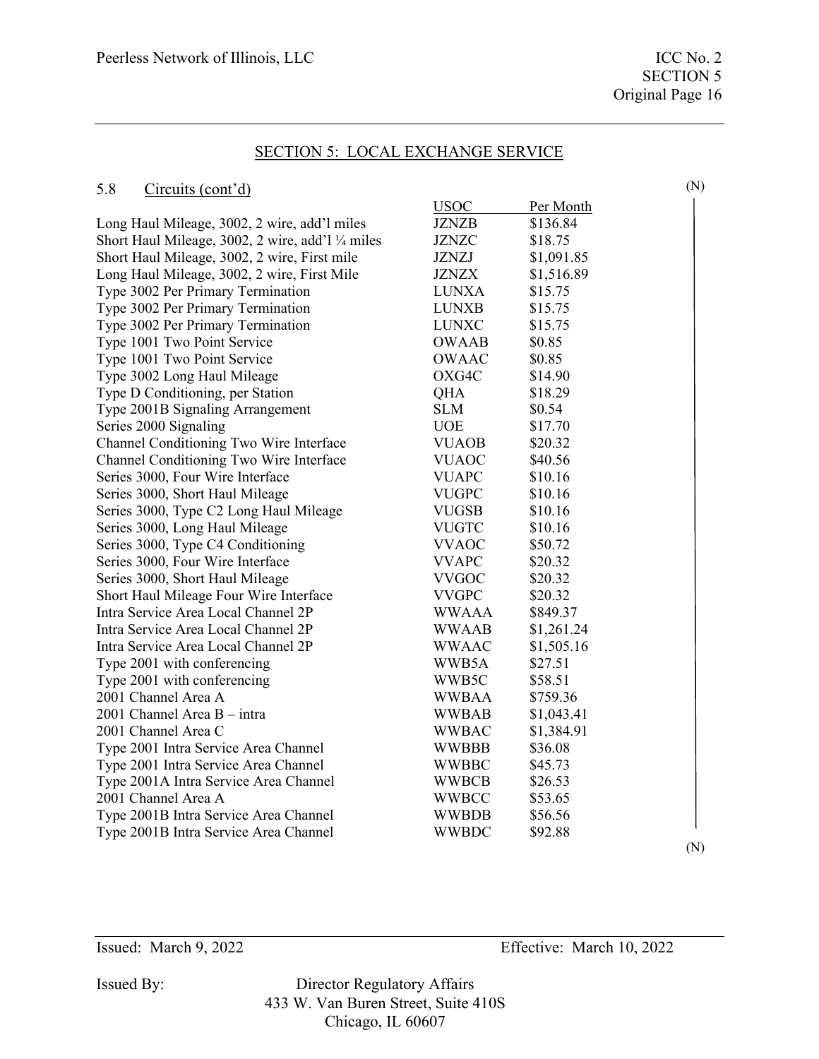## SECTION 5: LOCAL EXCHANGE SERVICE

### 5.8 Circuits (cont'd)

(N)

| | USOC | Per Month |
|---|---|---|
| Long Haul Mileage, 3002, 2 wire, add'l miles | JZNZB | $136.84 |
| Short Haul Mileage, 3002, 2 wire, add'l ¼ miles | JZNZC | $18.75 |
| Short Haul Mileage, 3002, 2 wire, First mile | JZNZJ | $1,091.85 |
| Long Haul Mileage, 3002, 2 wire, First Mile | JZNZX | $1,516.89 |
| Type 3002 Per Primary Termination | LUNXA | $15.75 |
| Type 3002 Per Primary Termination | LUNXB | $15.75 |
| Type 3002 Per Primary Termination | LUNXC | $15.75 |
| Type 1001 Two Point Service | OWAAB | $0.85 |
| Type 1001 Two Point Service | OWAAC | $0.85 |
| Type 3002 Long Haul Mileage | OXG4C | $14.90 |
| Type D Conditioning, per Station | QHA | $18.29 |
| Type 2001B Signaling Arrangement | SLM | $0.54 |
| Series 2000 Signaling | UOE | $17.70 |
| Channel Conditioning Two Wire Interface | VUAOB | $20.32 |
| Channel Conditioning Two Wire Interface | VUAOC | $40.56 |
| Series 3000, Four Wire Interface | VUAPC | $10.16 |
| Series 3000, Short Haul Mileage | VUGPC | $10.16 |
| Series 3000, Type C2 Long Haul Mileage | VUGSB | $10.16 |
| Series 3000, Long Haul Mileage | VUGTC | $10.16 |
| Series 3000, Type C4 Conditioning | VVAOC | $50.72 |
| Series 3000, Four Wire Interface | VVAPC | $20.32 |
| Series 3000, Short Haul Mileage | VVGOC | $20.32 |
| Short Haul Mileage Four Wire Interface | VVGPC | $20.32 |
| Intra Service Area Local Channel 2P | WWAAA | $849.37 |
| Intra Service Area Local Channel 2P | WWAAB | $1,261.24 |
| Intra Service Area Local Channel 2P | WWAAC | $1,505.16 |
| Type 2001 with conferencing | WWB5A | $27.51 |
| Type 2001 with conferencing | WWB5C | $58.51 |
| 2001 Channel Area A | WWBAA | $759.36 |
| 2001 Channel Area B – intra | WWBAB | $1,043.41 |
| 2001 Channel Area C | WWBAC | $1,384.91 |
| Type 2001 Intra Service Area Channel | WWBBB | $36.08 |
| Type 2001 Intra Service Area Channel | WWBBC | $45.73 |
| Type 2001A Intra Service Area Channel | WWBCB | $26.53 |
| 2001 Channel Area A | WWBCC | $53.65 |
| Type 2001B Intra Service Area Channel | WWBDB | $56.56 |
| Type 2001B Intra Service Area Channel | WWBDC | $92.88 |

(N)

Issued: March 9, 2022 Effective: March 10, 2022

Issued By: Director Regulatory Affairs
433 W. Van Buren Street, Suite 410S
Chicago, IL 60607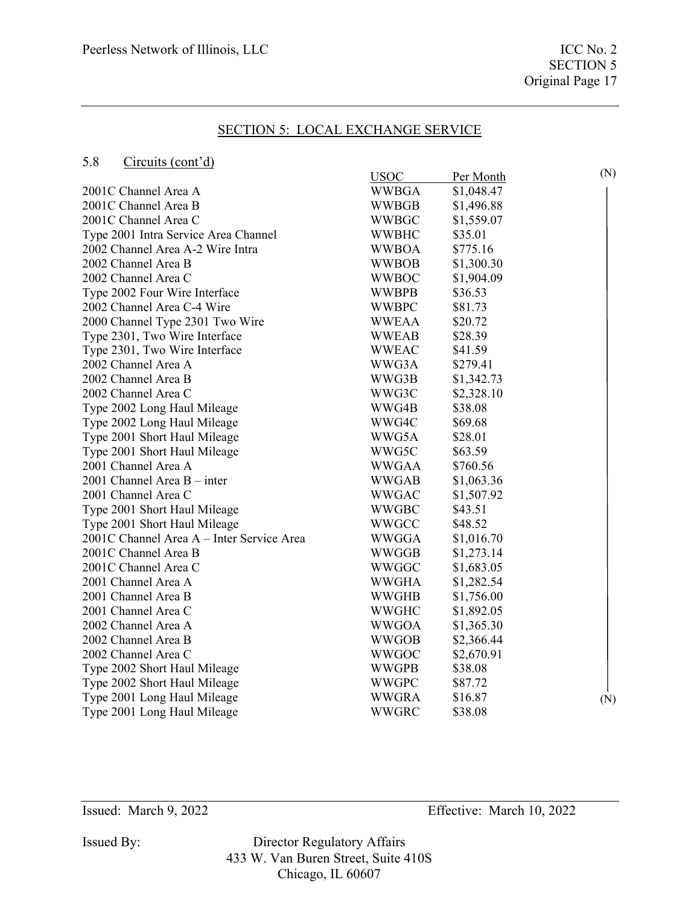## SECTION 5: LOCAL EXCHANGE SERVICE

### 5.8 Circuits (cont'd)

| | USOC | Per Month |
|---|---|---|
| 2001C Channel Area A | WWBGA | $1,048.47 |
| 2001C Channel Area B | WWBGB | $1,496.88 |
| 2001C Channel Area C | WWBGC | $1,559.07 |
| Type 2001 Intra Service Area Channel | WWBHC | $35.01 |
| 2002 Channel Area A-2 Wire Intra | WWBOA | $775.16 |
| 2002 Channel Area B | WWBOB | $1,300.30 |
| 2002 Channel Area C | WWBOC | $1,904.09 |
| Type 2002 Four Wire Interface | WWBPB | $36.53 |
| 2002 Channel Area C-4 Wire | WWBPC | $81.73 |
| 2000 Channel Type 2301 Two Wire | WWEAA | $20.72 |
| Type 2301, Two Wire Interface | WWEAB | $28.39 |
| Type 2301, Two Wire Interface | WWEAC | $41.59 |
| 2002 Channel Area A | WWG3A | $279.41 |
| 2002 Channel Area B | WWG3B | $1,342.73 |
| 2002 Channel Area C | WWG3C | $2,328.10 |
| Type 2002 Long Haul Mileage | WWG4B | $38.08 |
| Type 2002 Long Haul Mileage | WWG4C | $69.68 |
| Type 2001 Short Haul Mileage | WWG5A | $28.01 |
| Type 2001 Short Haul Mileage | WWG5C | $63.59 |
| 2001 Channel Area A | WWGAA | $760.56 |
| 2001 Channel Area B – inter | WWGAB | $1,063.36 |
| 2001 Channel Area C | WWGAC | $1,507.92 |
| Type 2001 Short Haul Mileage | WWGBC | $43.51 |
| Type 2001 Short Haul Mileage | WWGCC | $48.52 |
| 2001C Channel Area A – Inter Service Area | WWGGA | $1,016.70 |
| 2001C Channel Area B | WWGGB | $1,273.14 |
| 2001C Channel Area C | WWGGC | $1,683.05 |
| 2001 Channel Area A | WWGHA | $1,282.54 |
| 2001 Channel Area B | WWGHB | $1,756.00 |
| 2001 Channel Area C | WWGHC | $1,892.05 |
| 2002 Channel Area A | WWGOA | $1,365.30 |
| 2002 Channel Area B | WWGOB | $2,366.44 |
| 2002 Channel Area C | WWGOC | $2,670.91 |
| Type 2002 Short Haul Mileage | WWGPB | $38.08 |
| Type 2002 Short Haul Mileage | WWGPC | $87.72 |
| Type 2001 Long Haul Mileage | WWGRA | $16.87 |
| Type 2001 Long Haul Mileage | WWGRC | $38.08 |

(N)

Issued: March 9, 2022

Effective: March 10, 2022

Issued By: Director Regulatory Affairs
433 W. Van Buren Street, Suite 410S
Chicago, IL 60607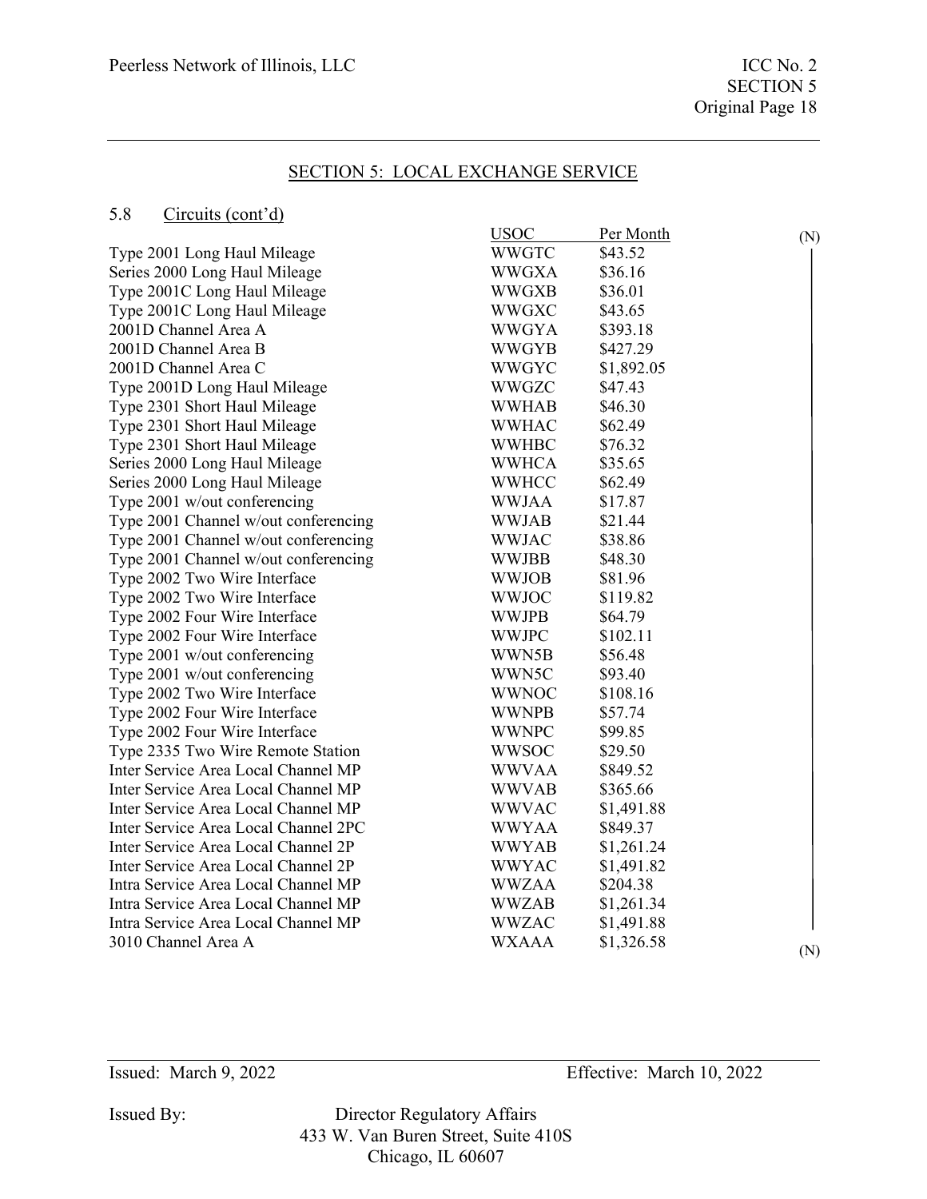## SECTION 5: LOCAL EXCHANGE SERVICE

### 5.8 Circuits (cont'd)

| | USOC | Per Month |
|---|---|---|
| Type 2001 Long Haul Mileage | WWGTC | $43.52 |
| Series 2000 Long Haul Mileage | WWGXA | $36.16 |
| Type 2001C Long Haul Mileage | WWGXB | $36.01 |
| Type 2001C Long Haul Mileage | WWGXC | $43.65 |
| 2001D Channel Area A | WWGYA | $393.18 |
| 2001D Channel Area B | WWGYB | $427.29 |
| 2001D Channel Area C | WWGYC | $1,892.05 |
| Type 2001D Long Haul Mileage | WWGZC | $47.43 |
| Type 2301 Short Haul Mileage | WWHAB | $46.30 |
| Type 2301 Short Haul Mileage | WWHAC | $62.49 |
| Type 2301 Short Haul Mileage | WWHBC | $76.32 |
| Series 2000 Long Haul Mileage | WWHCA | $35.65 |
| Series 2000 Long Haul Mileage | WWHCC | $62.49 |
| Type 2001 w/out conferencing | WWJAA | $17.87 |
| Type 2001 Channel w/out conferencing | WWJAB | $21.44 |
| Type 2001 Channel w/out conferencing | WWJAC | $38.86 |
| Type 2001 Channel w/out conferencing | WWJBB | $48.30 |
| Type 2002 Two Wire Interface | WWJOB | $81.96 |
| Type 2002 Two Wire Interface | WWJOC | $119.82 |
| Type 2002 Four Wire Interface | WWJPB | $64.79 |
| Type 2002 Four Wire Interface | WWJPC | $102.11 |
| Type 2001 w/out conferencing | WWN5B | $56.48 |
| Type 2001 w/out conferencing | WWN5C | $93.40 |
| Type 2002 Two Wire Interface | WWNOC | $108.16 |
| Type 2002 Four Wire Interface | WWNPB | $57.74 |
| Type 2002 Four Wire Interface | WWNPC | $99.85 |
| Type 2335 Two Wire Remote Station | WWSOC | $29.50 |
| Inter Service Area Local Channel MP | WWVAA | $849.52 |
| Inter Service Area Local Channel MP | WWVAB | $365.66 |
| Inter Service Area Local Channel MP | WWVAC | $1,491.88 |
| Inter Service Area Local Channel 2PC | WWYAA | $849.37 |
| Inter Service Area Local Channel 2P | WWYAB | $1,261.24 |
| Inter Service Area Local Channel 2P | WWYAC | $1,491.82 |
| Intra Service Area Local Channel MP | WWZAA | $204.38 |
| Intra Service Area Local Channel MP | WWZAB | $1,261.34 |
| Intra Service Area Local Channel MP | WWZAC | $1,491.88 |
| 3010 Channel Area A | WXAAA | $1,326.58 |

(N)

Issued: March 9, 2022 Effective: March 10, 2022

Issued By: Director Regulatory Affairs
433 W. Van Buren Street, Suite 410S
Chicago, IL 60607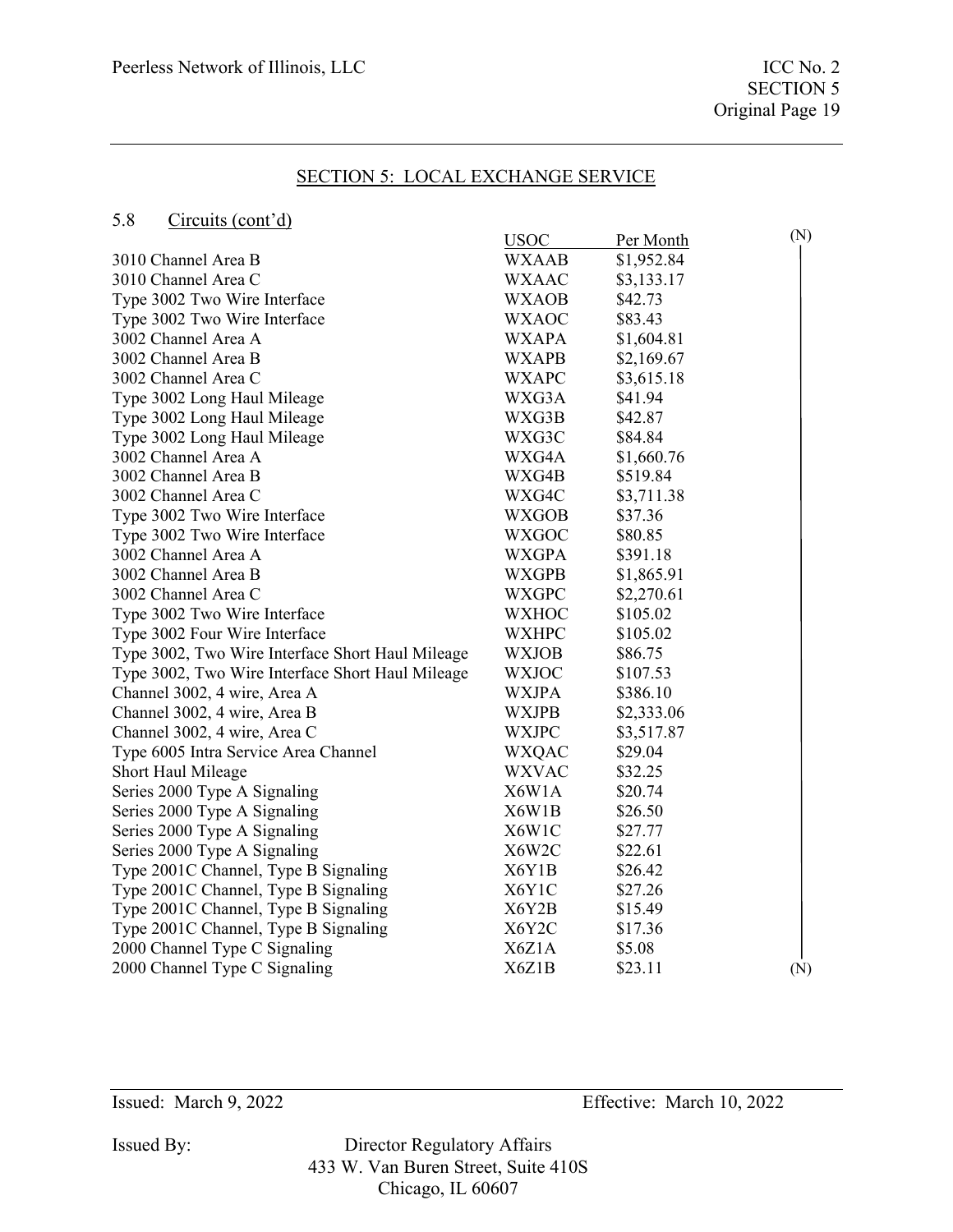## SECTION 5: LOCAL EXCHANGE SERVICE

### 5.8 Circuits (cont'd)

| | USOC | Per Month | |
|---|---|---|---|
| 3010 Channel Area B | WXAAB | $1,952.84 | (N) |
| 3010 Channel Area C | WXAAC | $3,133.17 | |
| Type 3002 Two Wire Interface | WXAOB | $42.73 | |
| Type 3002 Two Wire Interface | WXAOC | $83.43 | |
| 3002 Channel Area A | WXAPA | $1,604.81 | |
| 3002 Channel Area B | WXAPB | $2,169.67 | |
| 3002 Channel Area C | WXAPC | $3,615.18 | |
| Type 3002 Long Haul Mileage | WXG3A | $41.94 | |
| Type 3002 Long Haul Mileage | WXG3B | $42.87 | |
| Type 3002 Long Haul Mileage | WXG3C | $84.84 | |
| 3002 Channel Area A | WXG4A | $1,660.76 | |
| 3002 Channel Area B | WXG4B | $519.84 | |
| 3002 Channel Area C | WXG4C | $3,711.38 | |
| Type 3002 Two Wire Interface | WXGOB | $37.36 | |
| Type 3002 Two Wire Interface | WXGOC | $80.85 | |
| 3002 Channel Area A | WXGPA | $391.18 | |
| 3002 Channel Area B | WXGPB | $1,865.91 | |
| 3002 Channel Area C | WXGPC | $2,270.61 | |
| Type 3002 Two Wire Interface | WXHOC | $105.02 | |
| Type 3002 Four Wire Interface | WXHPC | $105.02 | |
| Type 3002, Two Wire Interface Short Haul Mileage | WXJOB | $86.75 | |
| Type 3002, Two Wire Interface Short Haul Mileage | WXJOC | $107.53 | |
| Channel 3002, 4 wire, Area A | WXJPA | $386.10 | |
| Channel 3002, 4 wire, Area B | WXJPB | $2,333.06 | |
| Channel 3002, 4 wire, Area C | WXJPC | $3,517.87 | |
| Type 6005 Intra Service Area Channel | WXQAC | $29.04 | |
| Short Haul Mileage | WXVAC | $32.25 | |
| Series 2000 Type A Signaling | X6W1A | $20.74 | |
| Series 2000 Type A Signaling | X6W1B | $26.50 | |
| Series 2000 Type A Signaling | X6W1C | $27.77 | |
| Series 2000 Type A Signaling | X6W2C | $22.61 | |
| Type 2001C Channel, Type B Signaling | X6Y1B | $26.42 | |
| Type 2001C Channel, Type B Signaling | X6Y1C | $27.26 | |
| Type 2001C Channel, Type B Signaling | X6Y2B | $15.49 | |
| Type 2001C Channel, Type B Signaling | X6Y2C | $17.36 | |
| 2000 Channel Type C Signaling | X6Z1A | $5.08 | |
| 2000 Channel Type C Signaling | X6Z1B | $23.11 | (N) |

Issued: March 9, 2022

Effective: March 10, 2022

Issued By: Director Regulatory Affairs
433 W. Van Buren Street, Suite 410S
Chicago, IL 60607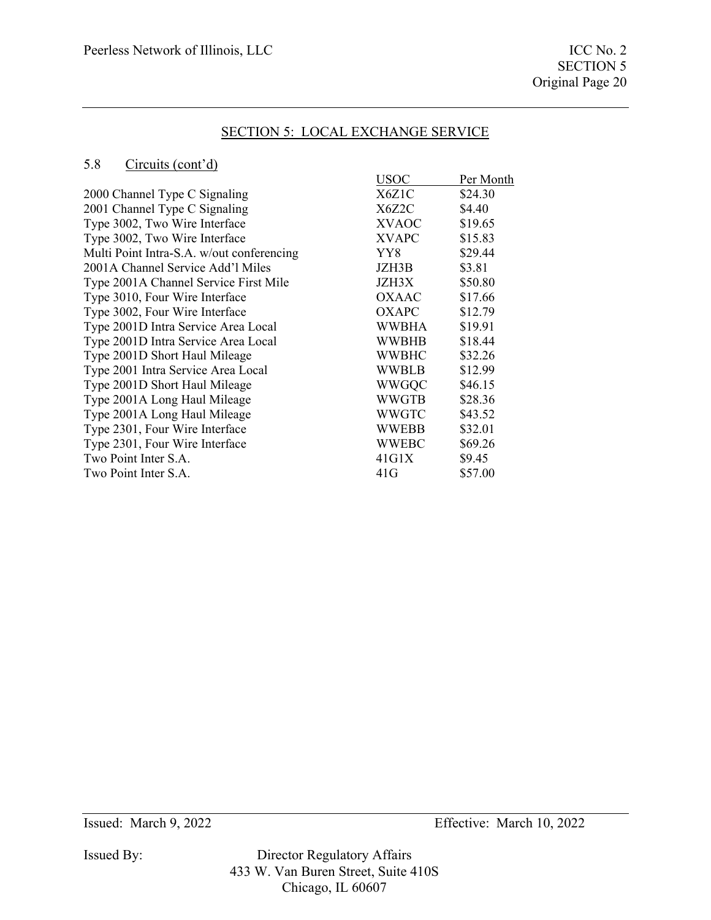## SECTION 5: LOCAL EXCHANGE SERVICE

### 5.8 Circuits (cont'd)

| | USOC | Per Month |
|---|---|---|
| 2000 Channel Type C Signaling | X6Z1C | $24.30 |
| 2001 Channel Type C Signaling | X6Z2C | $4.40 |
| Type 3002, Two Wire Interface | XVAOC | $19.65 |
| Type 3002, Two Wire Interface | XVAPC | $15.83 |
| Multi Point Intra-S.A. w/out conferencing | YY8 | $29.44 |
| 2001A Channel Service Add'l Miles | JZH3B | $3.81 |
| Type 2001A Channel Service First Mile | JZH3X | $50.80 |
| Type 3010, Four Wire Interface | OXAAC | $17.66 |
| Type 3002, Four Wire Interface | OXAPC | $12.79 |
| Type 2001D Intra Service Area Local | WWBHA | $19.91 |
| Type 2001D Intra Service Area Local | WWBHB | $18.44 |
| Type 2001D Short Haul Mileage | WWBHC | $32.26 |
| Type 2001 Intra Service Area Local | WWBLB | $12.99 |
| Type 2001D Short Haul Mileage | WWGQC | $46.15 |
| Type 2001A Long Haul Mileage | WWGTB | $28.36 |
| Type 2001A Long Haul Mileage | WWGTC | $43.52 |
| Type 2301, Four Wire Interface | WWEBB | $32.01 |
| Type 2301, Four Wire Interface | WWEBC | $69.26 |
| Two Point Inter S.A. | 41G1X | $9.45 |
| Two Point Inter S.A. | 41G | $57.00 |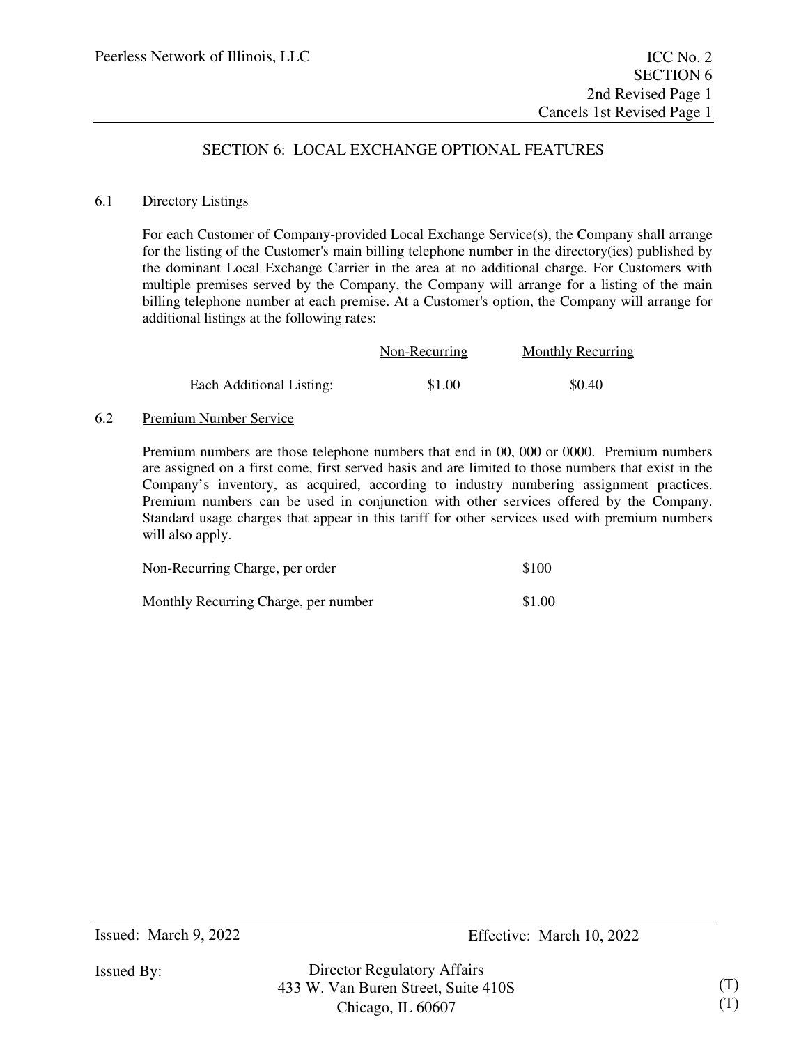## SECTION 6: LOCAL EXCHANGE OPTIONAL FEATURES

### 6.1 Directory Listings

For each Customer of Company-provided Local Exchange Service(s), the Company shall arrange for the listing of the Customer's main billing telephone number in the directory(ies) published by the dominant Local Exchange Carrier in the area at no additional charge. For Customers with multiple premises served by the Company, the Company will arrange for a listing of the main billing telephone number at each premise. At a Customer's option, the Company will arrange for additional listings at the following rates:

| | Non-Recurring | Monthly Recurring |
|---|---|---|
| Each Additional Listing: | $1.00 | $0.40 |

### 6.2 Premium Number Service

Premium numbers are those telephone numbers that end in 00, 000 or 0000. Premium numbers are assigned on a first come, first served basis and are limited to those numbers that exist in the Company's inventory, as acquired, according to industry numbering assignment practices. Premium numbers can be used in conjunction with other services offered by the Company. Standard usage charges that appear in this tariff for other services used with premium numbers will also apply.

| | |
|---|---|
| Non-Recurring Charge, per order | $100 |
| Monthly Recurring Charge, per number | $1.00 |

Issued: March 9, 2022 Effective: March 10, 2022

Issued By: Director Regulatory Affairs
433 W. Van Buren Street, Suite 410S (T)
Chicago, IL 60607 (T)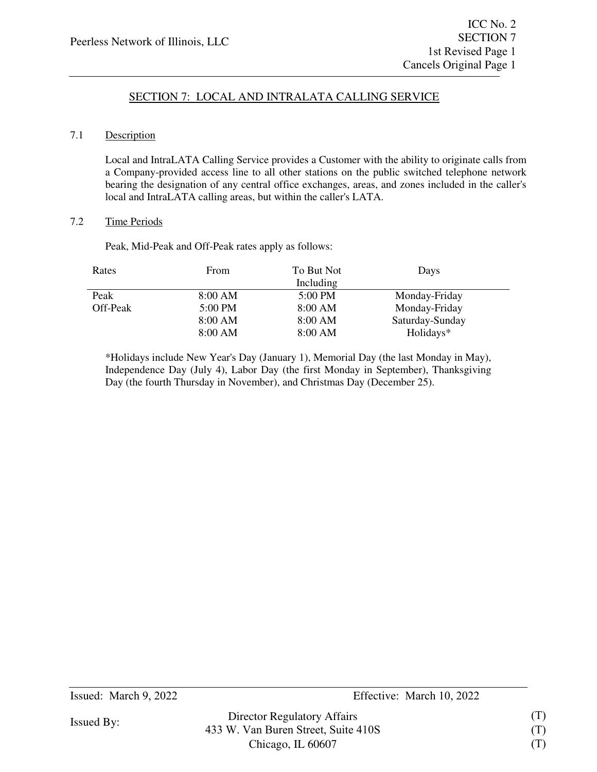## SECTION 7: LOCAL AND INTRALATA CALLING SERVICE

### 7.1 Description

Local and IntraLATA Calling Service provides a Customer with the ability to originate calls from a Company-provided access line to all other stations on the public switched telephone network bearing the designation of any central office exchanges, areas, and zones included in the caller's local and IntraLATA calling areas, but within the caller's LATA.

### 7.2 Time Periods

Peak, Mid-Peak and Off-Peak rates apply as follows:

| Rates | From | To But Not Including | Days |
|---|---|---|---|
| Peak | 8:00 AM | 5:00 PM | Monday-Friday |
| Off-Peak | 5:00 PM | 8:00 AM | Monday-Friday |
| | 8:00 AM | 8:00 AM | Saturday-Sunday |
| | 8:00 AM | 8:00 AM | Holidays* |

*Holidays include New Year's Day (January 1), Memorial Day (the last Monday in May), Independence Day (July 4), Labor Day (the first Monday in September), Thanksgiving Day (the fourth Thursday in November), and Christmas Day (December 25).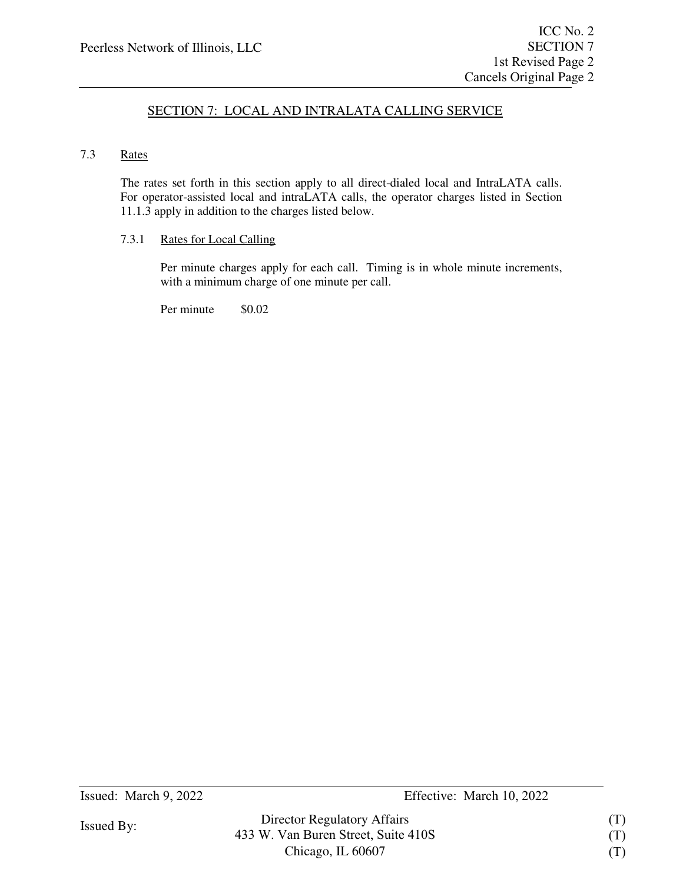## SECTION 7: LOCAL AND INTRALATA CALLING SERVICE

### 7.3 Rates

The rates set forth in this section apply to all direct-dialed local and IntraLATA calls. For operator-assisted local and intraLATA calls, the operator charges listed in Section 11.1.3 apply in addition to the charges listed below.

#### 7.3.1 Rates for Local Calling

Per minute charges apply for each call. Timing is in whole minute increments, with a minimum charge of one minute per call.

Per minute $0.02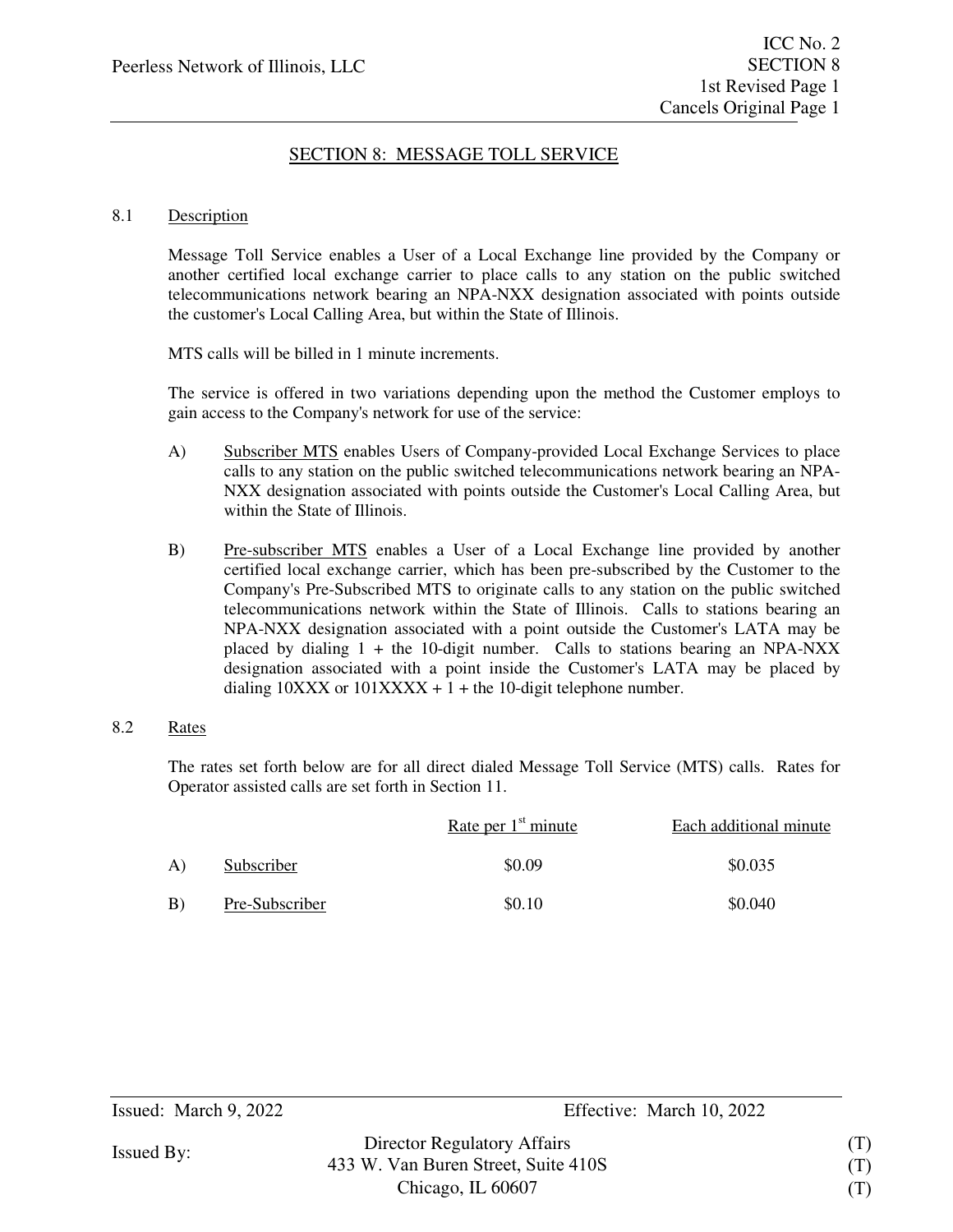# SECTION 8: MESSAGE TOLL SERVICE

## 8.1 Description

Message Toll Service enables a User of a Local Exchange line provided by the Company or another certified local exchange carrier to place calls to any station on the public switched telecommunications network bearing an NPA-NXX designation associated with points outside the customer's Local Calling Area, but within the State of Illinois.

MTS calls will be billed in 1 minute increments.

The service is offered in two variations depending upon the method the Customer employs to gain access to the Company's network for use of the service:

A) Subscriber MTS enables Users of Company-provided Local Exchange Services to place calls to any station on the public switched telecommunications network bearing an NPA-NXX designation associated with points outside the Customer's Local Calling Area, but within the State of Illinois.

B) Pre-subscriber MTS enables a User of a Local Exchange line provided by another certified local exchange carrier, which has been pre-subscribed by the Customer to the Company's Pre-Subscribed MTS to originate calls to any station on the public switched telecommunications network within the State of Illinois. Calls to stations bearing an NPA-NXX designation associated with a point outside the Customer's LATA may be placed by dialing 1 + the 10-digit number. Calls to stations bearing an NPA-NXX designation associated with a point inside the Customer's LATA may be placed by dialing 10XXX or 101XXXX + 1 + the 10-digit telephone number.

## 8.2 Rates

The rates set forth below are for all direct dialed Message Toll Service (MTS) calls. Rates for Operator assisted calls are set forth in Section 11.

| | | Rate per 1st minute | Each additional minute |
|---|---|---|---|
| A) | Subscriber | $0.09 | $0.035 |
| B) | Pre-Subscriber | $0.10 | $0.040 |

Issued: March 9, 2022 Effective: March 10, 2022

Issued By: Director Regulatory Affairs (T)
433 W. Van Buren Street, Suite 410S (T)
Chicago, IL 60607 (T)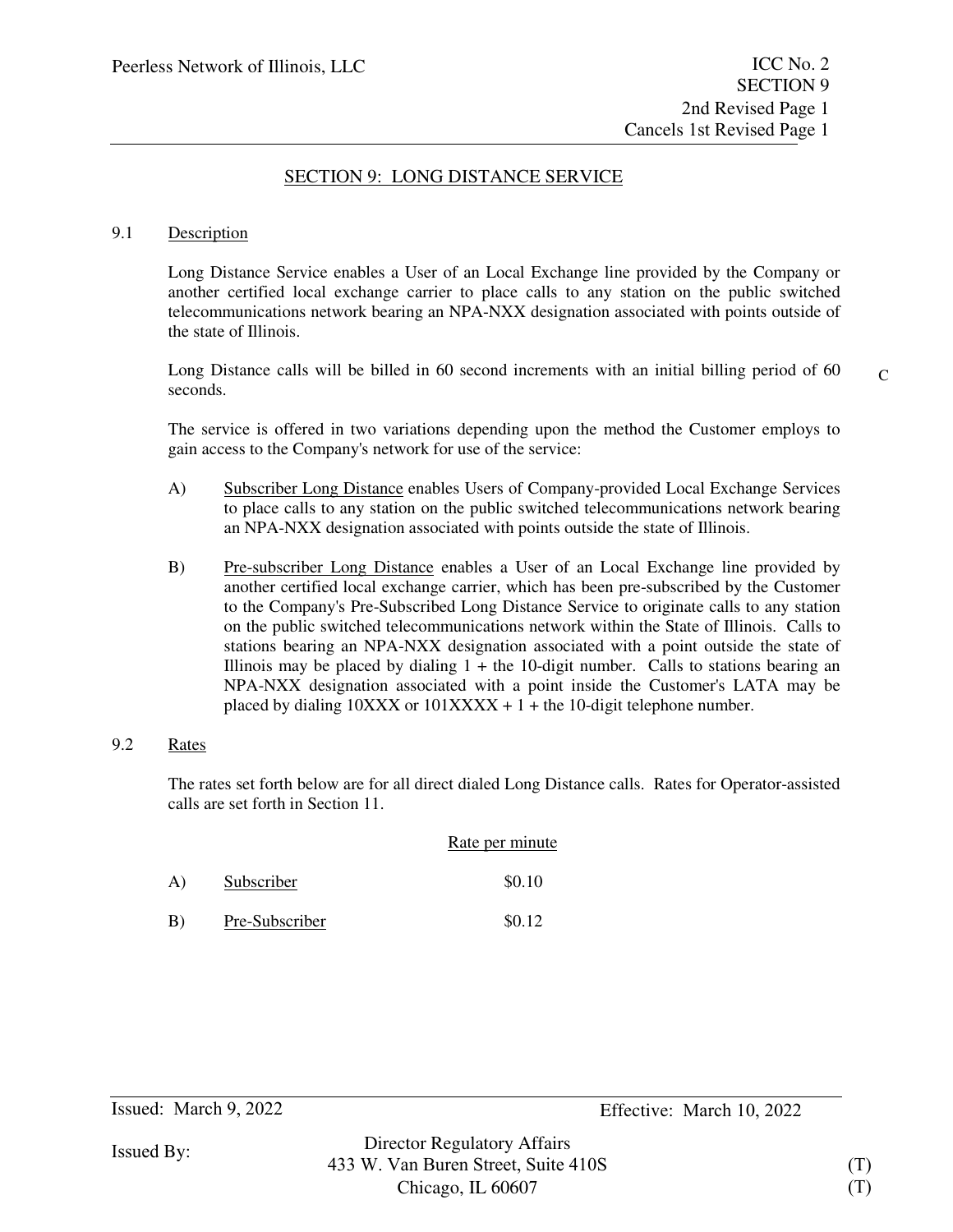# SECTION 9: LONG DISTANCE SERVICE

## 9.1 Description

Long Distance Service enables a User of an Local Exchange line provided by the Company or another certified local exchange carrier to place calls to any station on the public switched telecommunications network bearing an NPA-NXX designation associated with points outside of the state of Illinois.

Long Distance calls will be billed in 60 second increments with an initial billing period of 60 seconds. C

The service is offered in two variations depending upon the method the Customer employs to gain access to the Company's network for use of the service:

A) Subscriber Long Distance enables Users of Company-provided Local Exchange Services to place calls to any station on the public switched telecommunications network bearing an NPA-NXX designation associated with points outside the state of Illinois.

B) Pre-subscriber Long Distance enables a User of an Local Exchange line provided by another certified local exchange carrier, which has been pre-subscribed by the Customer to the Company's Pre-Subscribed Long Distance Service to originate calls to any station on the public switched telecommunications network within the State of Illinois. Calls to stations bearing an NPA-NXX designation associated with a point outside the state of Illinois may be placed by dialing 1 + the 10-digit number. Calls to stations bearing an NPA-NXX designation associated with a point inside the Customer's LATA may be placed by dialing 10XXX or 101XXXX + 1 + the 10-digit telephone number.

## 9.2 Rates

The rates set forth below are for all direct dialed Long Distance calls. Rates for Operator-assisted calls are set forth in Section 11.

| | | Rate per minute |
|---|---|---|
| A) | Subscriber | $0.10 |
| B) | Pre-Subscriber | $0.12 |

Issued: March 9, 2022 — Effective: March 10, 2022

Issued By: Director Regulatory Affairs, 433 W. Van Buren Street, Suite 410S (T), Chicago, IL 60607 (T)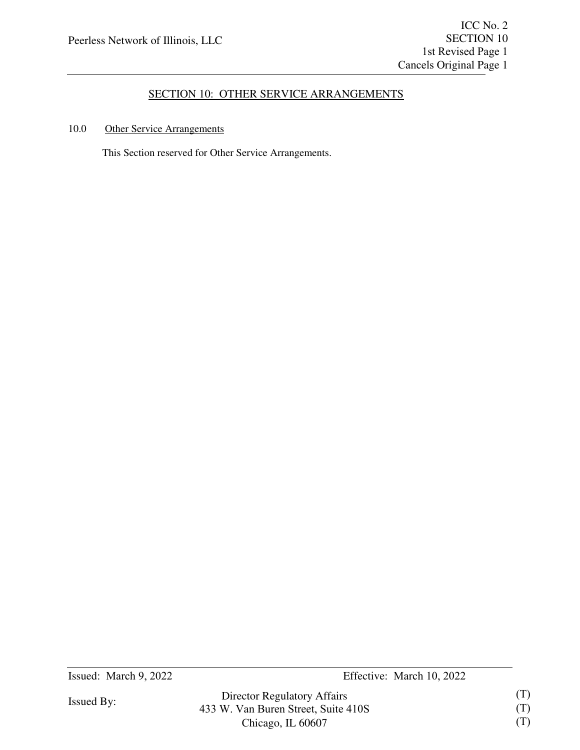# SECTION 10: OTHER SERVICE ARRANGEMENTS

## 10.0 Other Service Arrangements

This Section reserved for Other Service Arrangements.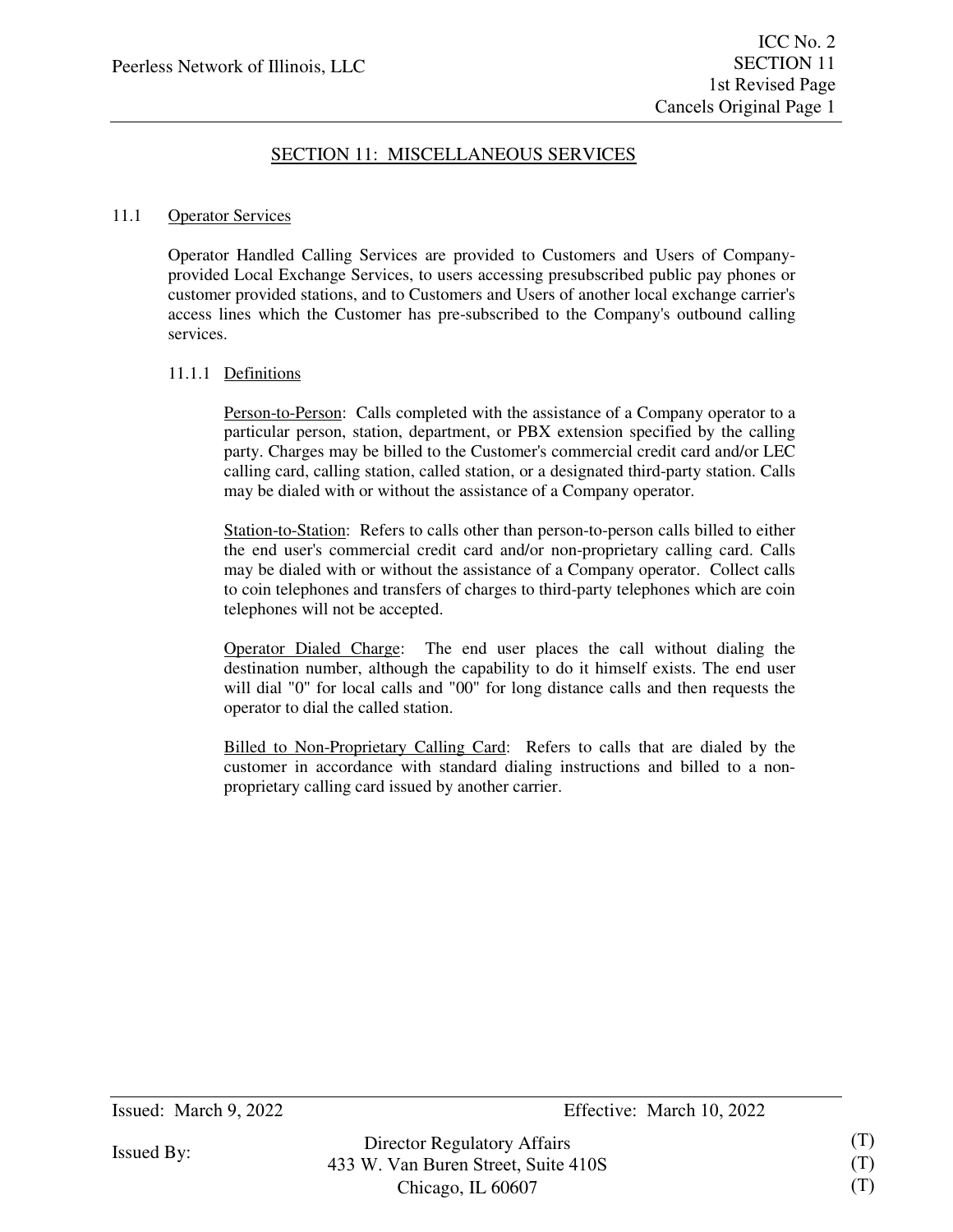## SECTION 11: MISCELLANEOUS SERVICES

### 11.1 Operator Services

Operator Handled Calling Services are provided to Customers and Users of Company-provided Local Exchange Services, to users accessing presubscribed public pay phones or customer provided stations, and to Customers and Users of another local exchange carrier's access lines which the Customer has pre-subscribed to the Company's outbound calling services.

#### 11.1.1 Definitions

Person-to-Person: Calls completed with the assistance of a Company operator to a particular person, station, department, or PBX extension specified by the calling party. Charges may be billed to the Customer's commercial credit card and/or LEC calling card, calling station, called station, or a designated third-party station. Calls may be dialed with or without the assistance of a Company operator.

Station-to-Station: Refers to calls other than person-to-person calls billed to either the end user's commercial credit card and/or non-proprietary calling card. Calls may be dialed with or without the assistance of a Company operator. Collect calls to coin telephones and transfers of charges to third-party telephones which are coin telephones will not be accepted.

Operator Dialed Charge: The end user places the call without dialing the destination number, although the capability to do it himself exists. The end user will dial "0" for local calls and "00" for long distance calls and then requests the operator to dial the called station.

Billed to Non-Proprietary Calling Card: Refers to calls that are dialed by the customer in accordance with standard dialing instructions and billed to a non-proprietary calling card issued by another carrier.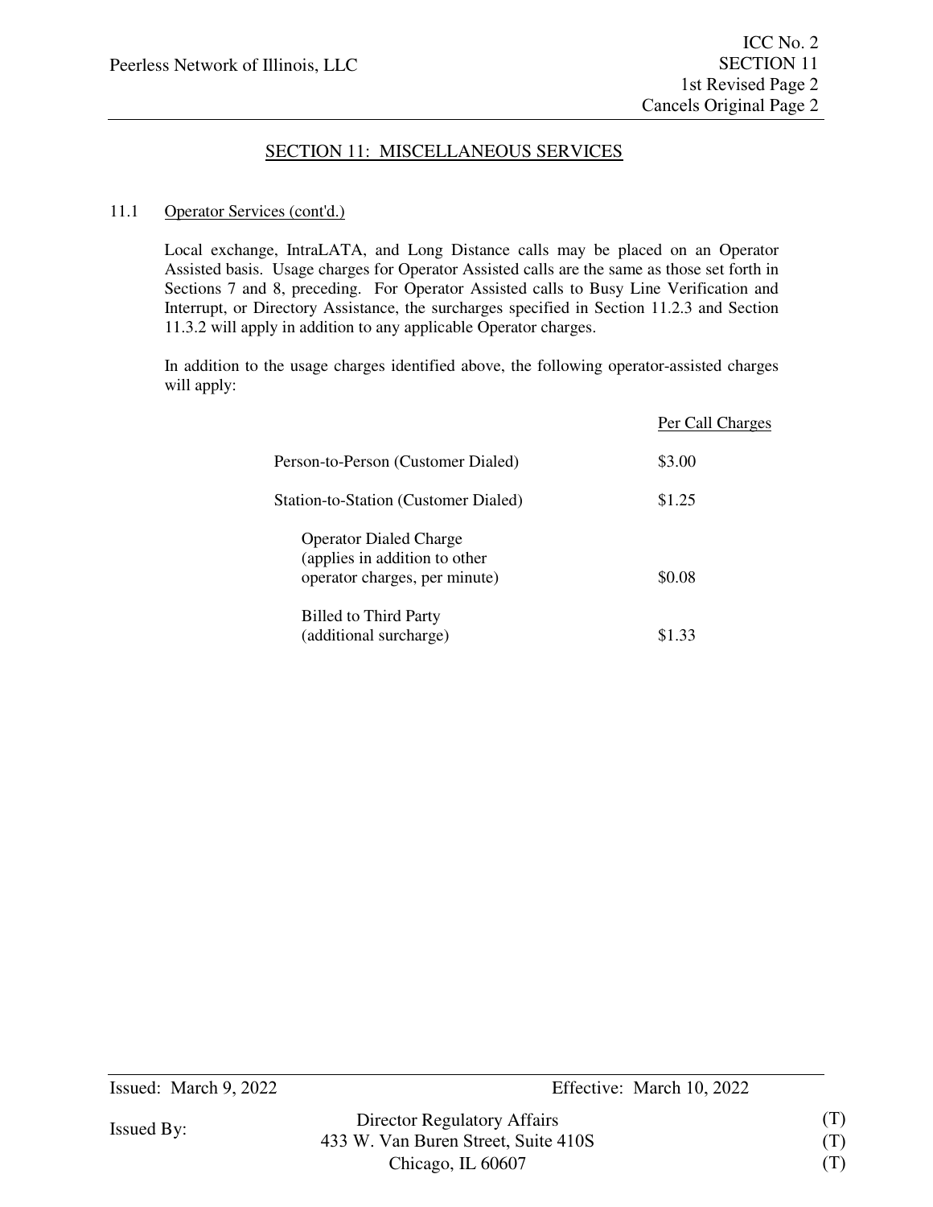## SECTION 11: MISCELLANEOUS SERVICES

11.1 Operator Services (cont'd.)

Local exchange, IntraLATA, and Long Distance calls may be placed on an Operator Assisted basis. Usage charges for Operator Assisted calls are the same as those set forth in Sections 7 and 8, preceding. For Operator Assisted calls to Busy Line Verification and Interrupt, or Directory Assistance, the surcharges specified in Section 11.2.3 and Section 11.3.2 will apply in addition to any applicable Operator charges.

In addition to the usage charges identified above, the following operator-assisted charges will apply:

| | Per Call Charges |
|---|---|
| Person-to-Person (Customer Dialed) | $3.00 |
| Station-to-Station (Customer Dialed) | $1.25 |
| Operator Dialed Charge (applies in addition to other operator charges, per minute) | $0.08 |
| Billed to Third Party (additional surcharge) | $1.33 |

Issued: March 9, 2022 Effective: March 10, 2022

Issued By: Director Regulatory Affairs (T)
433 W. Van Buren Street, Suite 410S (T)
Chicago, IL 60607 (T)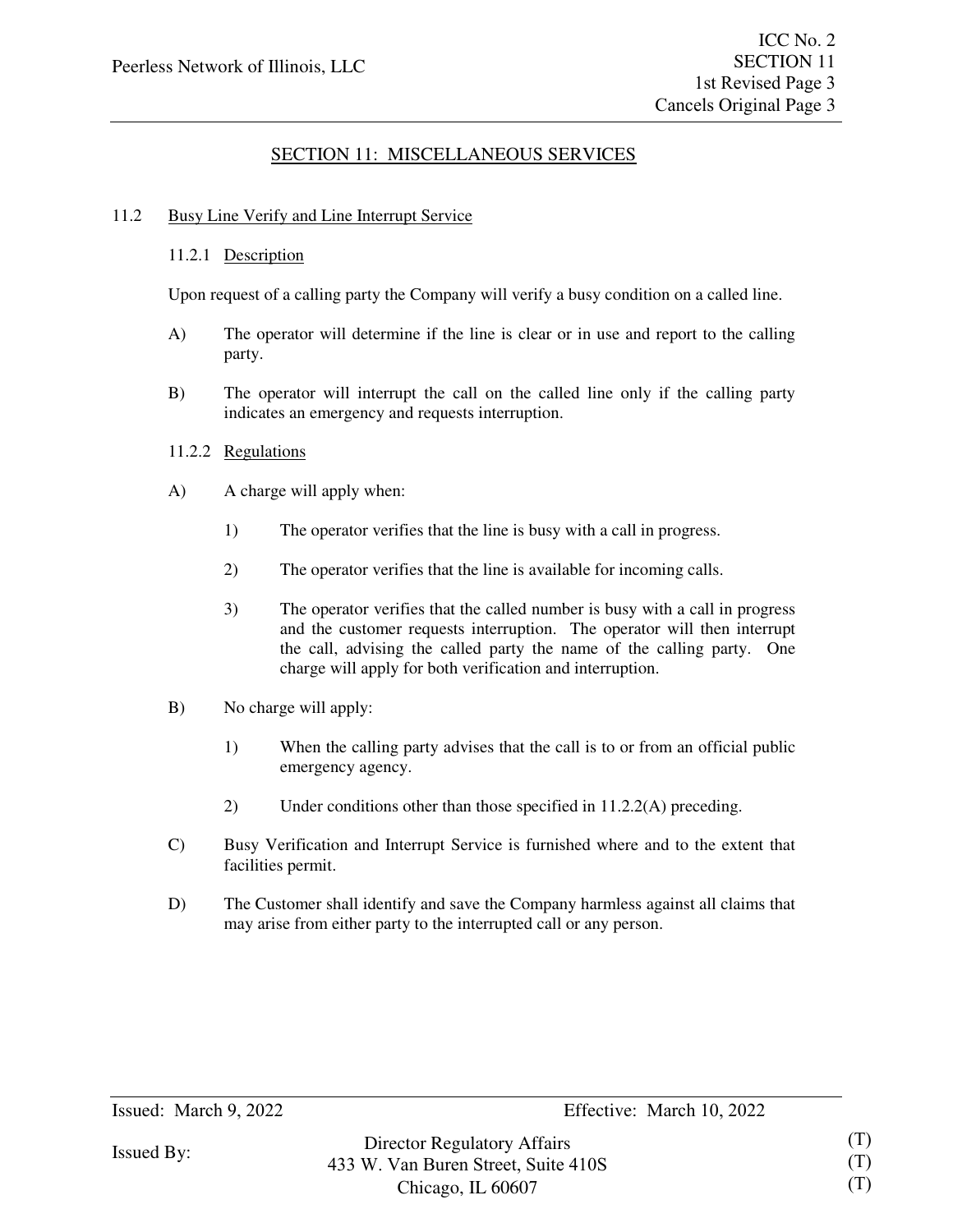## SECTION 11: MISCELLANEOUS SERVICES

### 11.2 Busy Line Verify and Line Interrupt Service

#### 11.2.1 Description

Upon request of a calling party the Company will verify a busy condition on a called line.

A) The operator will determine if the line is clear or in use and report to the calling party.

B) The operator will interrupt the call on the called line only if the calling party indicates an emergency and requests interruption.

#### 11.2.2 Regulations

A) A charge will apply when:

1) The operator verifies that the line is busy with a call in progress.

2) The operator verifies that the line is available for incoming calls.

3) The operator verifies that the called number is busy with a call in progress and the customer requests interruption. The operator will then interrupt the call, advising the called party the name of the calling party. One charge will apply for both verification and interruption.

B) No charge will apply:

1) When the calling party advises that the call is to or from an official public emergency agency.

2) Under conditions other than those specified in 11.2.2(A) preceding.

C) Busy Verification and Interrupt Service is furnished where and to the extent that facilities permit.

D) The Customer shall identify and save the Company harmless against all claims that may arise from either party to the interrupted call or any person.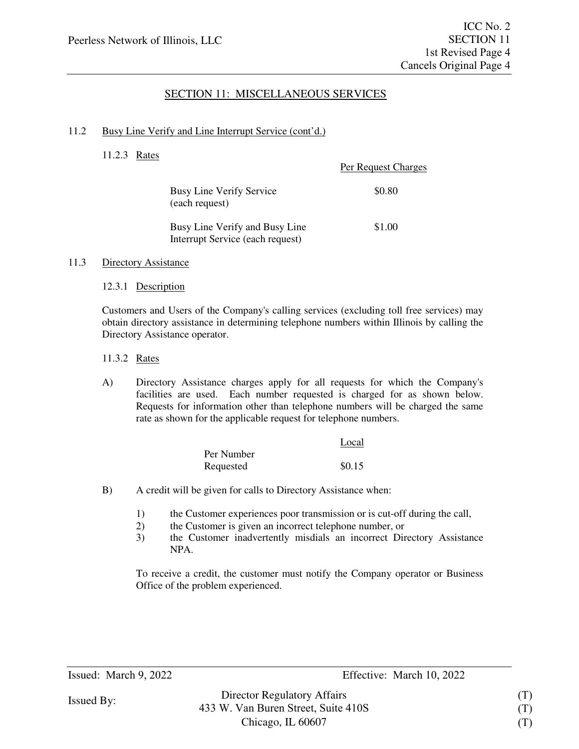## SECTION 11: MISCELLANEOUS SERVICES

11.2 Busy Line Verify and Line Interrupt Service (cont'd.)

11.2.3 Rates

| | Per Request Charges |
|---|---|
| Busy Line Verify Service (each request) | $0.80 |
| Busy Line Verify and Busy Line Interrupt Service (each request) | $1.00 |

11.3 Directory Assistance

12.3.1 Description

Customers and Users of the Company's calling services (excluding toll free services) may obtain directory assistance in determining telephone numbers within Illinois by calling the Directory Assistance operator.

11.3.2 Rates

A) Directory Assistance charges apply for all requests for which the Company's facilities are used. Each number requested is charged for as shown below. Requests for information other than telephone numbers will be charged the same rate as shown for the applicable request for telephone numbers.

| | Local |
|---|---|
| Per Number Requested | $0.15 |

B) A credit will be given for calls to Directory Assistance when:

1) the Customer experiences poor transmission or is cut-off during the call,
2) the Customer is given an incorrect telephone number, or
3) the Customer inadvertently misdials an incorrect Directory Assistance NPA.

To receive a credit, the customer must notify the Company operator or Business Office of the problem experienced.

Issued: March 9, 2022 Effective: March 10, 2022

Issued By: Director Regulatory Affairs (T)
433 W. Van Buren Street, Suite 410S (T)
Chicago, IL 60607 (T)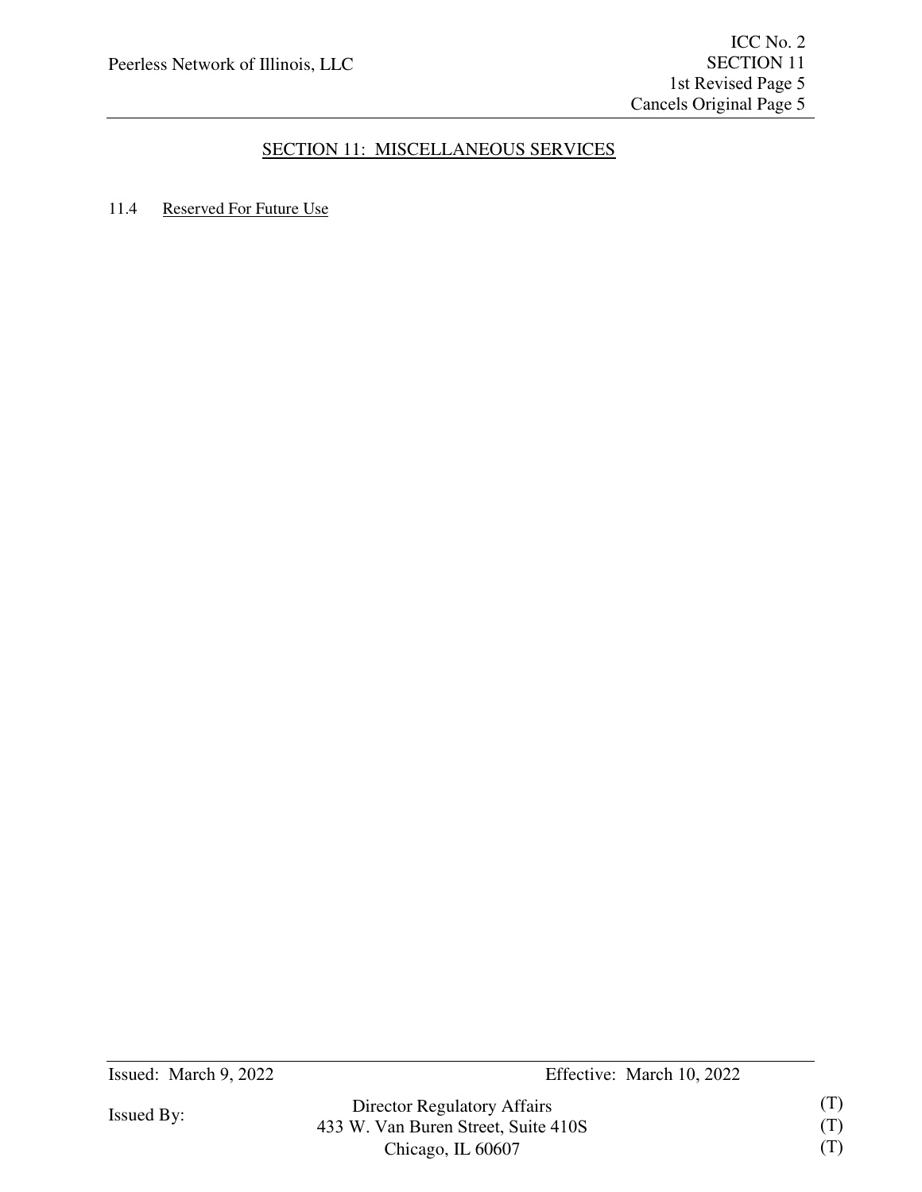## SECTION 11: MISCELLANEOUS SERVICES

11.4 Reserved For Future Use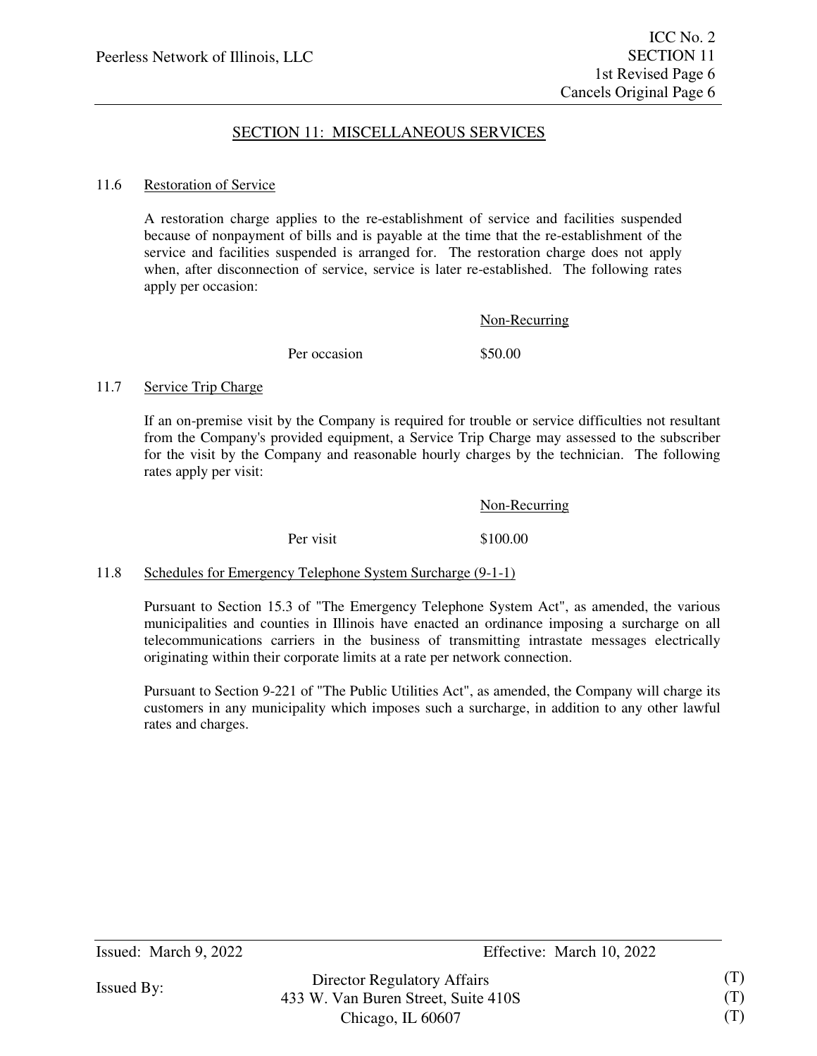## SECTION 11: MISCELLANEOUS SERVICES

### 11.6 Restoration of Service

A restoration charge applies to the re-establishment of service and facilities suspended because of nonpayment of bills and is payable at the time that the re-establishment of the service and facilities suspended is arranged for. The restoration charge does not apply when, after disconnection of service, service is later re-established. The following rates apply per occasion:

| | Non-Recurring |
|---|---|
| Per occasion | $50.00 |

### 11.7 Service Trip Charge

If an on-premise visit by the Company is required for trouble or service difficulties not resultant from the Company's provided equipment, a Service Trip Charge may assessed to the subscriber for the visit by the Company and reasonable hourly charges by the technician. The following rates apply per visit:

| | Non-Recurring |
|---|---|
| Per visit | $100.00 |

### 11.8 Schedules for Emergency Telephone System Surcharge (9-1-1)

Pursuant to Section 15.3 of "The Emergency Telephone System Act", as amended, the various municipalities and counties in Illinois have enacted an ordinance imposing a surcharge on all telecommunications carriers in the business of transmitting intrastate messages electrically originating within their corporate limits at a rate per network connection.

Pursuant to Section 9-221 of "The Public Utilities Act", as amended, the Company will charge its customers in any municipality which imposes such a surcharge, in addition to any other lawful rates and charges.

Issued: March 9, 2022 Effective: March 10, 2022

Issued By: Director Regulatory Affairs (T)
433 W. Van Buren Street, Suite 410S (T)
Chicago, IL 60607 (T)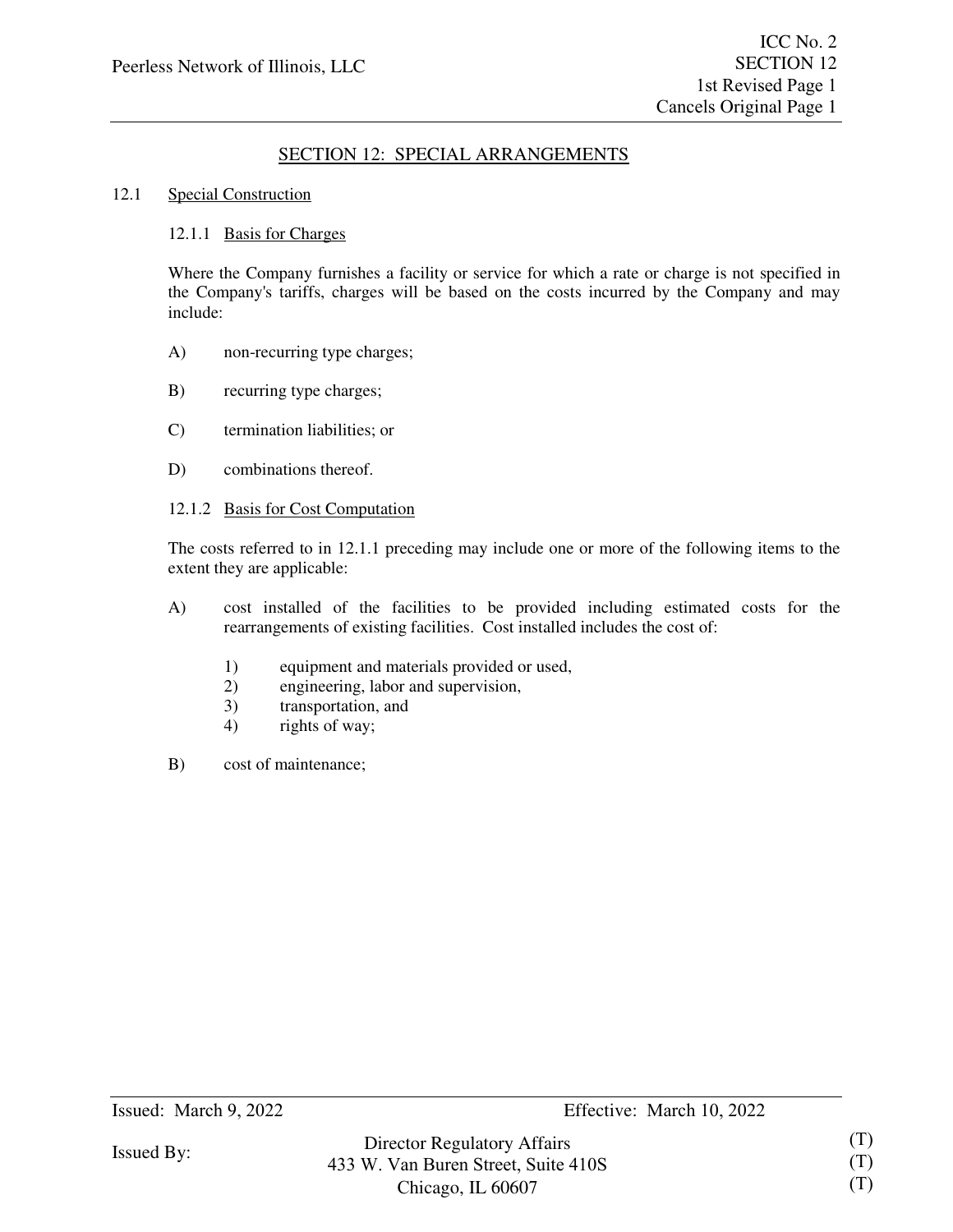## SECTION 12: SPECIAL ARRANGEMENTS

### 12.1 Special Construction

#### 12.1.1 Basis for Charges

Where the Company furnishes a facility or service for which a rate or charge is not specified in the Company's tariffs, charges will be based on the costs incurred by the Company and may include:

A) non-recurring type charges;

B) recurring type charges;

C) termination liabilities; or

D) combinations thereof.

#### 12.1.2 Basis for Cost Computation

The costs referred to in 12.1.1 preceding may include one or more of the following items to the extent they are applicable:

A) cost installed of the facilities to be provided including estimated costs for the rearrangements of existing facilities. Cost installed includes the cost of:

   1) equipment and materials provided or used,
   2) engineering, labor and supervision,
   3) transportation, and
   4) rights of way;

B) cost of maintenance;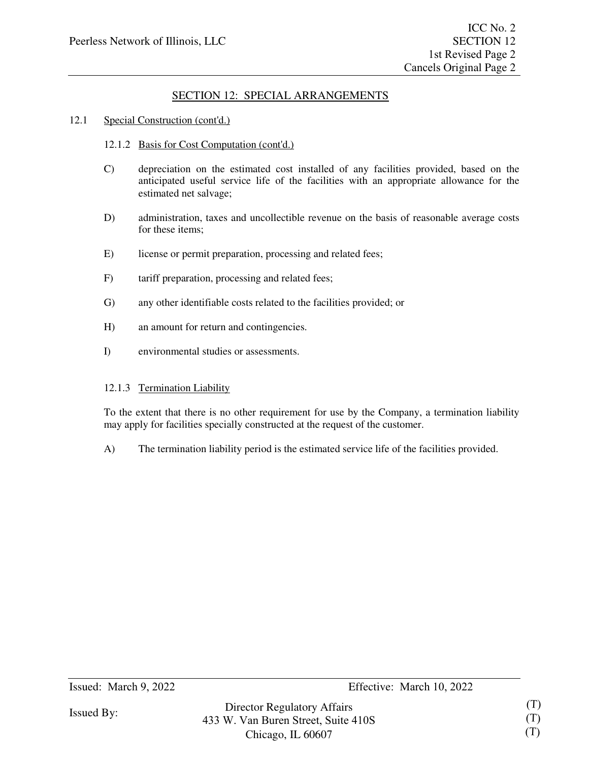## SECTION 12: SPECIAL ARRANGEMENTS

12.1 Special Construction (cont'd.)

12.1.2 Basis for Cost Computation (cont'd.)

C) depreciation on the estimated cost installed of any facilities provided, based on the anticipated useful service life of the facilities with an appropriate allowance for the estimated net salvage;

D) administration, taxes and uncollectible revenue on the basis of reasonable average costs for these items;

E) license or permit preparation, processing and related fees;

F) tariff preparation, processing and related fees;

G) any other identifiable costs related to the facilities provided; or

H) an amount for return and contingencies.

I) environmental studies or assessments.

12.1.3 Termination Liability

To the extent that there is no other requirement for use by the Company, a termination liability may apply for facilities specially constructed at the request of the customer.

A) The termination liability period is the estimated service life of the facilities provided.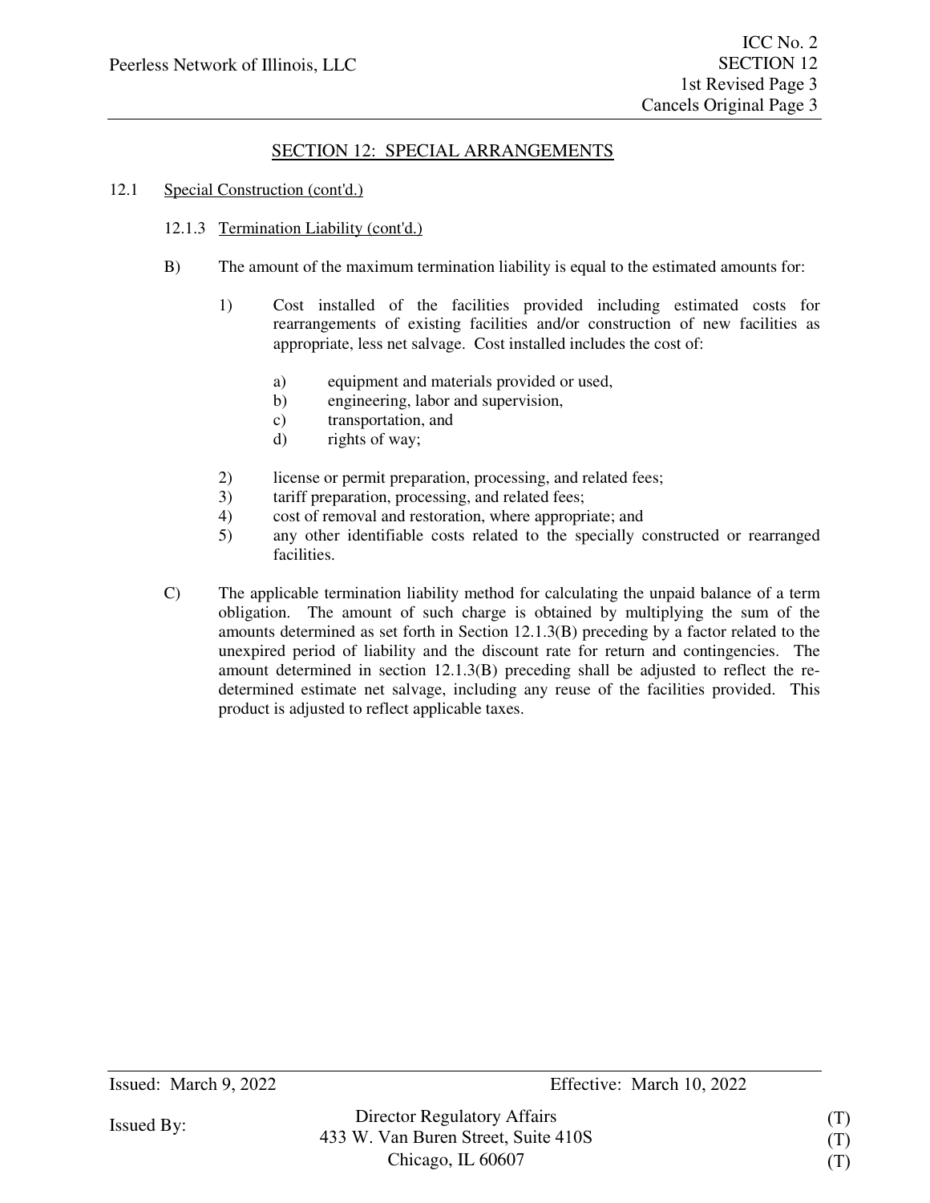## SECTION 12: SPECIAL ARRANGEMENTS

12.1 Special Construction (cont'd.)

12.1.3 Termination Liability (cont'd.)

B) The amount of the maximum termination liability is equal to the estimated amounts for:

1) Cost installed of the facilities provided including estimated costs for rearrangements of existing facilities and/or construction of new facilities as appropriate, less net salvage. Cost installed includes the cost of:

a) equipment and materials provided or used,
b) engineering, labor and supervision,
c) transportation, and
d) rights of way;

2) license or permit preparation, processing, and related fees;
3) tariff preparation, processing, and related fees;
4) cost of removal and restoration, where appropriate; and
5) any other identifiable costs related to the specially constructed or rearranged facilities.

C) The applicable termination liability method for calculating the unpaid balance of a term obligation. The amount of such charge is obtained by multiplying the sum of the amounts determined as set forth in Section 12.1.3(B) preceding by a factor related to the unexpired period of liability and the discount rate for return and contingencies. The amount determined in section 12.1.3(B) preceding shall be adjusted to reflect the re-determined estimate net salvage, including any reuse of the facilities provided. This product is adjusted to reflect applicable taxes.

Issued: March 9, 2022 Effective: March 10, 2022

Issued By: Director Regulatory Affairs (T)
433 W. Van Buren Street, Suite 410S (T)
Chicago, IL 60607 (T)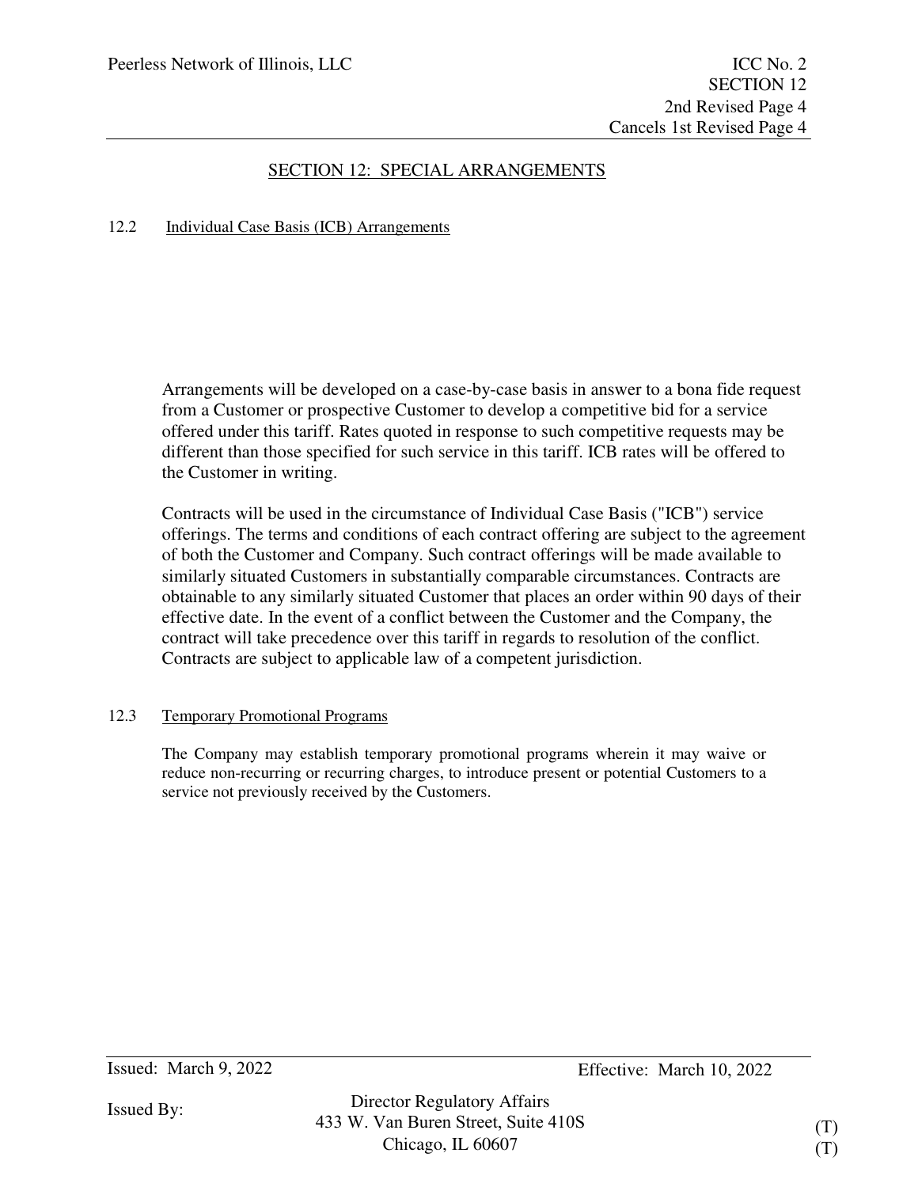# SECTION 12: SPECIAL ARRANGEMENTS

## 12.2 Individual Case Basis (ICB) Arrangements

Arrangements will be developed on a case-by-case basis in answer to a bona fide request from a Customer or prospective Customer to develop a competitive bid for a service offered under this tariff. Rates quoted in response to such competitive requests may be different than those specified for such service in this tariff. ICB rates will be offered to the Customer in writing.

Contracts will be used in the circumstance of Individual Case Basis ("ICB") service offerings. The terms and conditions of each contract offering are subject to the agreement of both the Customer and Company. Such contract offerings will be made available to similarly situated Customers in substantially comparable circumstances. Contracts are obtainable to any similarly situated Customer that places an order within 90 days of their effective date. In the event of a conflict between the Customer and the Company, the contract will take precedence over this tariff in regards to resolution of the conflict. Contracts are subject to applicable law of a competent jurisdiction.

## 12.3 Temporary Promotional Programs

The Company may establish temporary promotional programs wherein it may waive or reduce non-recurring or recurring charges, to introduce present or potential Customers to a service not previously received by the Customers.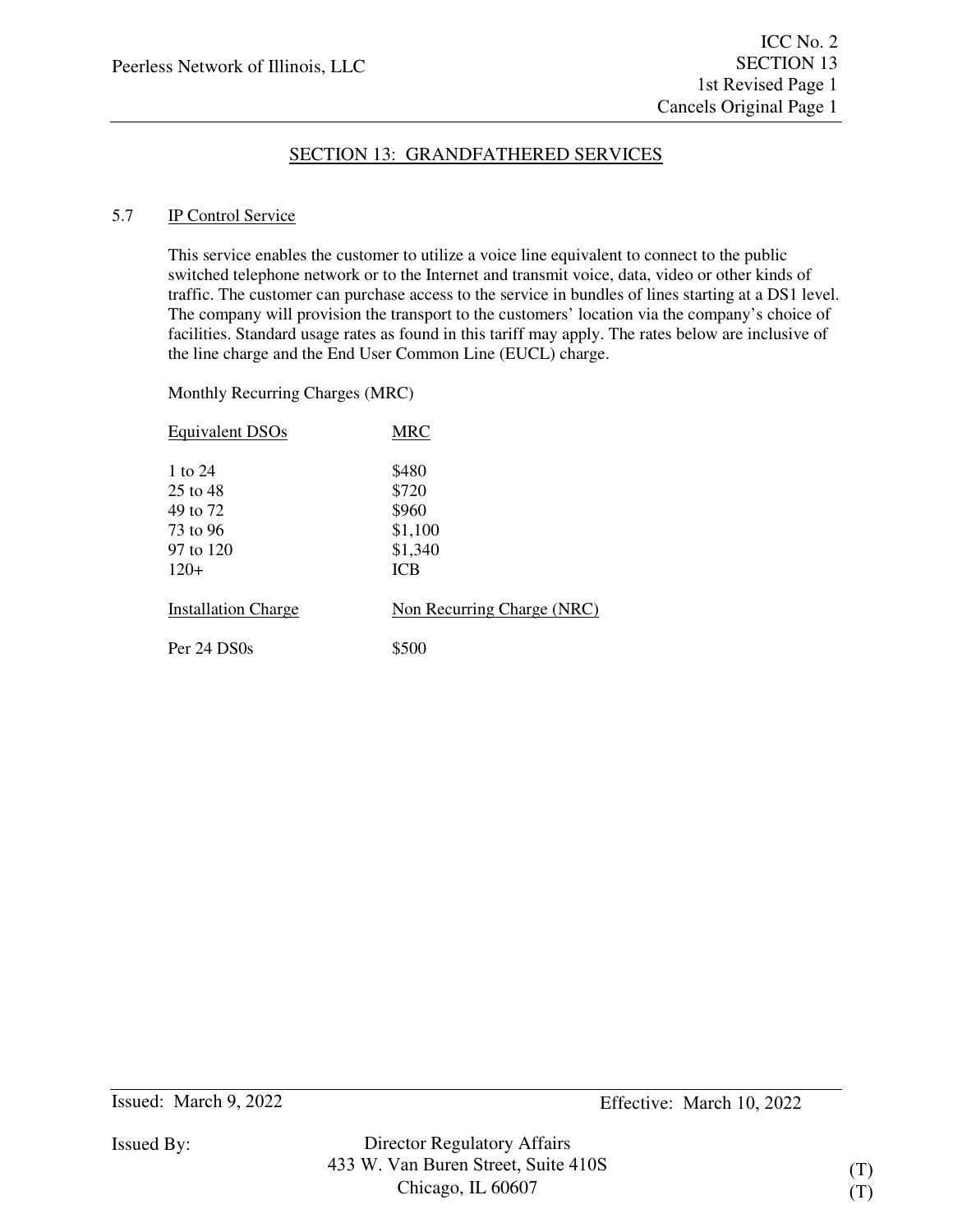## SECTION 13: GRANDFATHERED SERVICES

### 5.7 IP Control Service

This service enables the customer to utilize a voice line equivalent to connect to the public switched telephone network or to the Internet and transmit voice, data, video or other kinds of traffic. The customer can purchase access to the service in bundles of lines starting at a DS1 level. The company will provision the transport to the customers' location via the company's choice of facilities. Standard usage rates as found in this tariff may apply. The rates below are inclusive of the line charge and the End User Common Line (EUCL) charge.

Monthly Recurring Charges (MRC)

| Equivalent DSOs | MRC |
|---|---|
| 1 to 24 | $480 |
| 25 to 48 | $720 |
| 49 to 72 | $960 |
| 73 to 96 | $1,100 |
| 97 to 120 | $1,340 |
| 120+ | ICB |

| Installation Charge | Non Recurring Charge (NRC) |
|---|---|
| Per 24 DS0s | $500 |

Issued: March 9, 2022 Effective: March 10, 2022

Issued By: Director Regulatory Affairs
433 W. Van Buren Street, Suite 410S (T)
Chicago, IL 60607 (T)